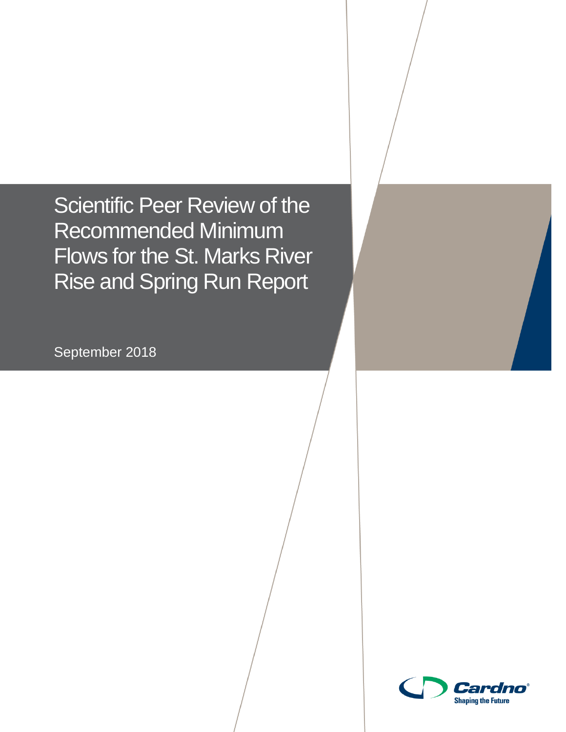# Scientific Peer Review of the Recommended Minimum Flows for the St. Marks River Rise and Spring Run Report

September 2018

Cardno

Shaping the Future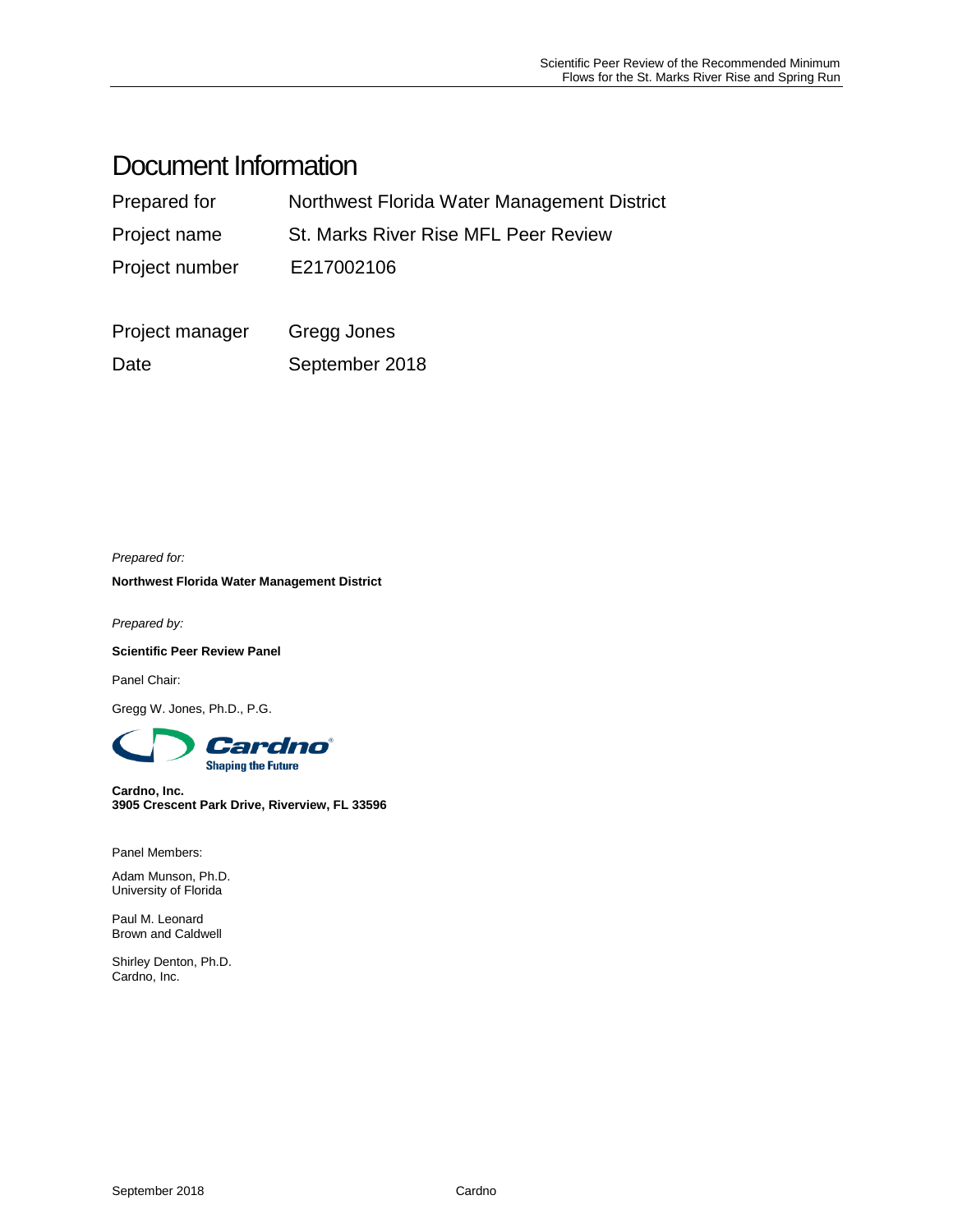# Document Information

| Prepared for | Northwest Florida Water Management District |
|---|---|
| Project name | St. Marks River Rise MFL Peer Review |
| Project number | E217002106 |
| Project manager | Gregg Jones |
| Date | September 2018 |

*Prepared for:*

**Northwest Florida Water Management District**

*Prepared by:*

**Scientific Peer Review Panel**

Panel Chair:

Gregg W. Jones, Ph.D., P.G.

Cardno
Shaping the Future

**Cardno, Inc.**
**3905 Crescent Park Drive, Riverview, FL 33596**

Panel Members:

Adam Munson, Ph.D.
University of Florida

Paul M. Leonard
Brown and Caldwell

Shirley Denton, Ph.D.
Cardno, Inc.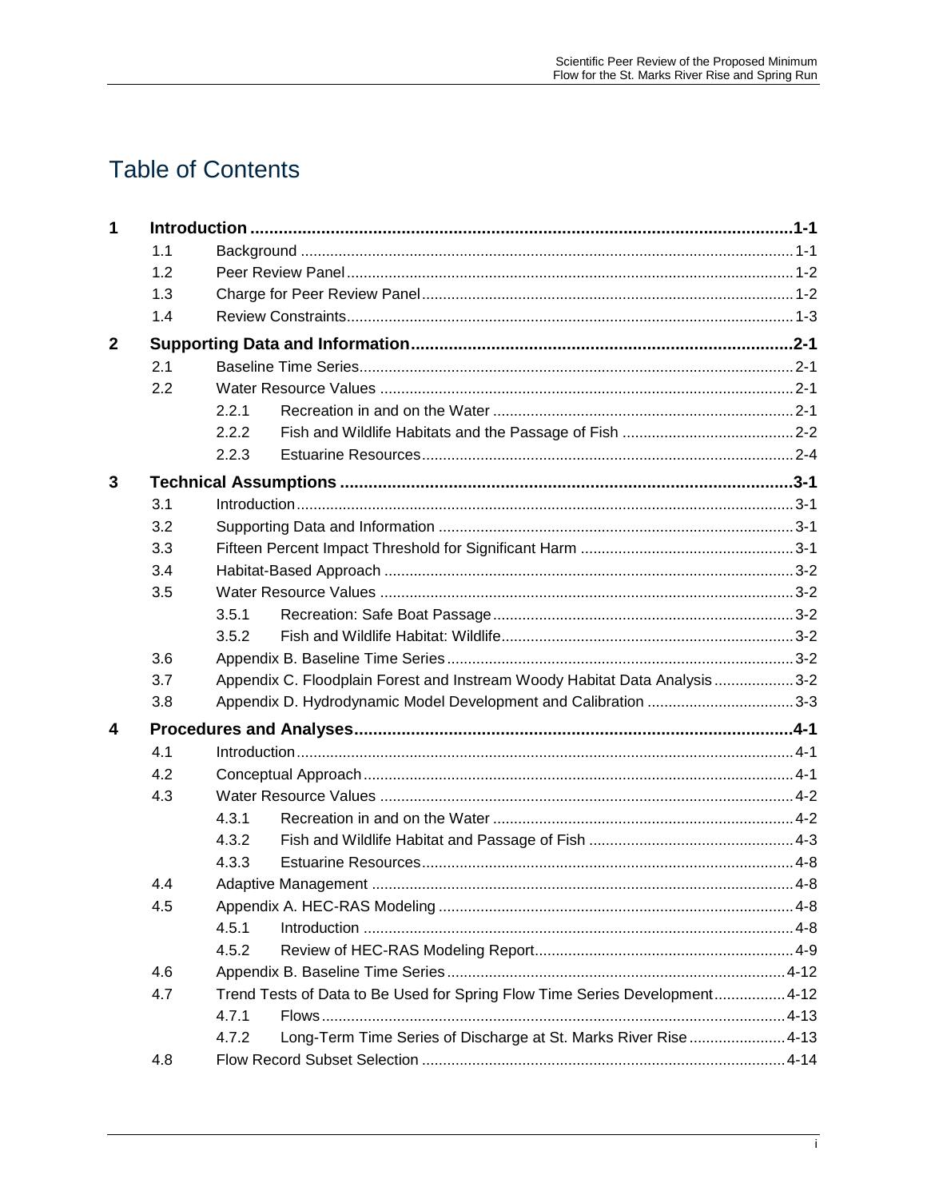# Table of Contents

| | | | | |
|---|---|---|---|---|
| **1** | **Introduction** | | | **1-1** |
| | 1.1 | Background | | 1-1 |
| | 1.2 | Peer Review Panel | | 1-2 |
| | 1.3 | Charge for Peer Review Panel | | 1-2 |
| | 1.4 | Review Constraints | | 1-3 |
| **2** | **Supporting Data and Information** | | | **2-1** |
| | 2.1 | Baseline Time Series | | 2-1 |
| | 2.2 | Water Resource Values | | 2-1 |
| | | 2.2.1 | Recreation in and on the Water | 2-1 |
| | | 2.2.2 | Fish and Wildlife Habitats and the Passage of Fish | 2-2 |
| | | 2.2.3 | Estuarine Resources | 2-4 |
| **3** | **Technical Assumptions** | | | **3-1** |
| | 3.1 | Introduction | | 3-1 |
| | 3.2 | Supporting Data and Information | | 3-1 |
| | 3.3 | Fifteen Percent Impact Threshold for Significant Harm | | 3-1 |
| | 3.4 | Habitat-Based Approach | | 3-2 |
| | 3.5 | Water Resource Values | | 3-2 |
| | | 3.5.1 | Recreation: Safe Boat Passage | 3-2 |
| | | 3.5.2 | Fish and Wildlife Habitat: Wildlife | 3-2 |
| | 3.6 | Appendix B. Baseline Time Series | | 3-2 |
| | 3.7 | Appendix C. Floodplain Forest and Instream Woody Habitat Data Analysis | | 3-2 |
| | 3.8 | Appendix D. Hydrodynamic Model Development and Calibration | | 3-3 |
| **4** | **Procedures and Analyses** | | | **4-1** |
| | 4.1 | Introduction | | 4-1 |
| | 4.2 | Conceptual Approach | | 4-1 |
| | 4.3 | Water Resource Values | | 4-2 |
| | | 4.3.1 | Recreation in and on the Water | 4-2 |
| | | 4.3.2 | Fish and Wildlife Habitat and Passage of Fish | 4-3 |
| | | 4.3.3 | Estuarine Resources | 4-8 |
| | 4.4 | Adaptive Management | | 4-8 |
| | 4.5 | Appendix A. HEC-RAS Modeling | | 4-8 |
| | | 4.5.1 | Introduction | 4-8 |
| | | 4.5.2 | Review of HEC-RAS Modeling Report | 4-9 |
| | 4.6 | Appendix B. Baseline Time Series | | 4-12 |
| | 4.7 | Trend Tests of Data to Be Used for Spring Flow Time Series Development | | 4-12 |
| | | 4.7.1 | Flows | 4-13 |
| | | 4.7.2 | Long-Term Time Series of Discharge at St. Marks River Rise | 4-13 |
| | 4.8 | Flow Record Subset Selection | | 4-14 |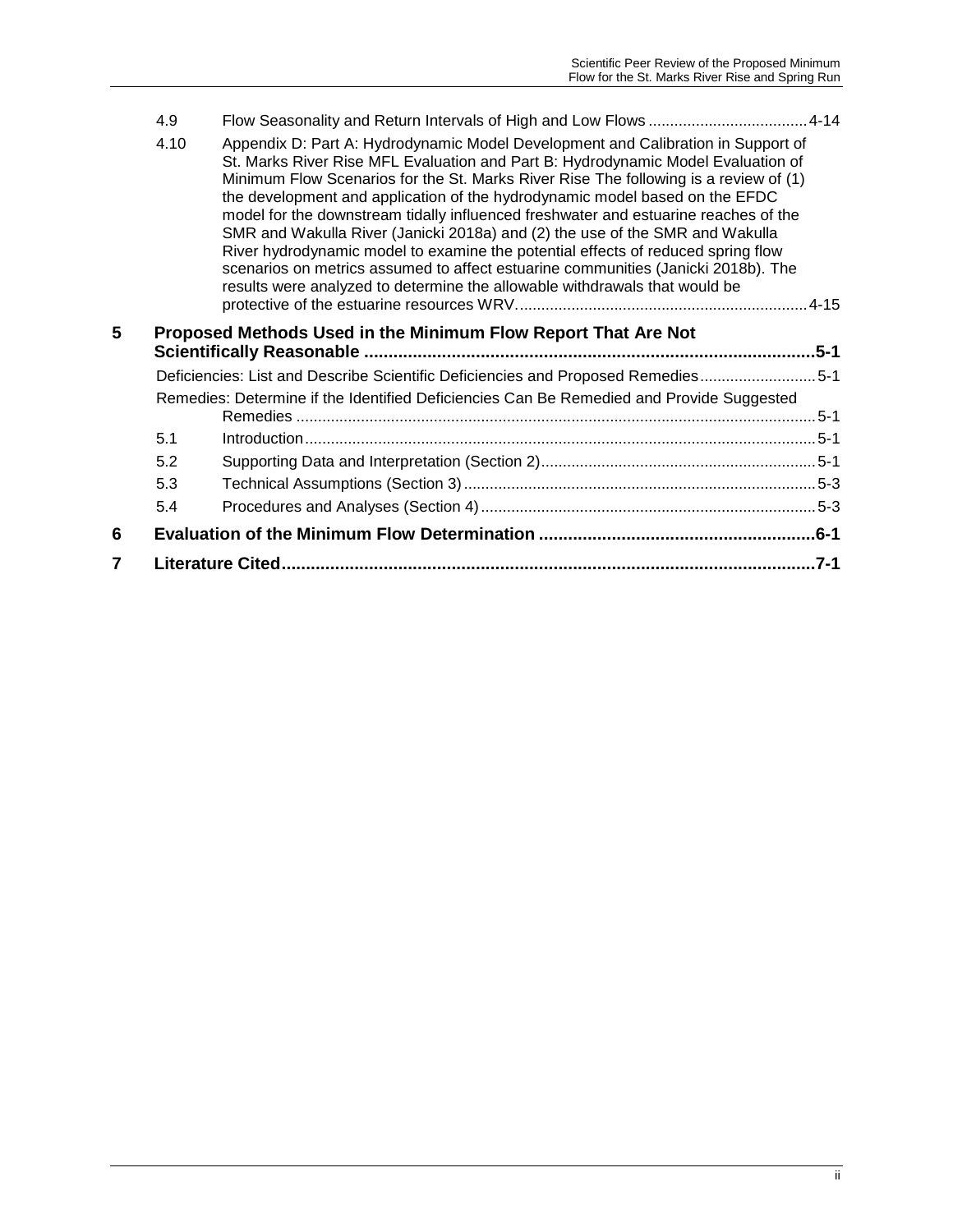4.9 Flow Seasonality and Return Intervals of High and Low Flows ..................................... 4-14

4.10 Appendix D: Part A: Hydrodynamic Model Development and Calibration in Support of St. Marks River Rise MFL Evaluation and Part B: Hydrodynamic Model Evaluation of Minimum Flow Scenarios for the St. Marks River Rise The following is a review of (1) the development and application of the hydrodynamic model based on the EFDC model for the downstream tidally influenced freshwater and estuarine reaches of the SMR and Wakulla River (Janicki 2018a) and (2) the use of the SMR and Wakulla River hydrodynamic model to examine the potential effects of reduced spring flow scenarios on metrics assumed to affect estuarine communities (Janicki 2018b). The results were analyzed to determine the allowable withdrawals that would be protective of the estuarine resources WRV. .................................................................. 4-15

**5 Proposed Methods Used in the Minimum Flow Report That Are Not Scientifically Reasonable ............................................................................................. 5-1**

Deficiencies: List and Describe Scientific Deficiencies and Proposed Remedies.......................... 5-1

Remedies: Determine if the Identified Deficiencies Can Be Remedied and Provide Suggested Remedies ........................................................................................................................ 5-1

5.1 Introduction...................................................................................................................... 5-1

5.2 Supporting Data and Interpretation (Section 2)............................................................... 5-1

5.3 Technical Assumptions (Section 3)................................................................................. 5-3

5.4 Procedures and Analyses (Section 4)............................................................................. 5-3

**6 Evaluation of the Minimum Flow Determination ........................................................ 6-1**

**7 Literature Cited............................................................................................................ 7-1**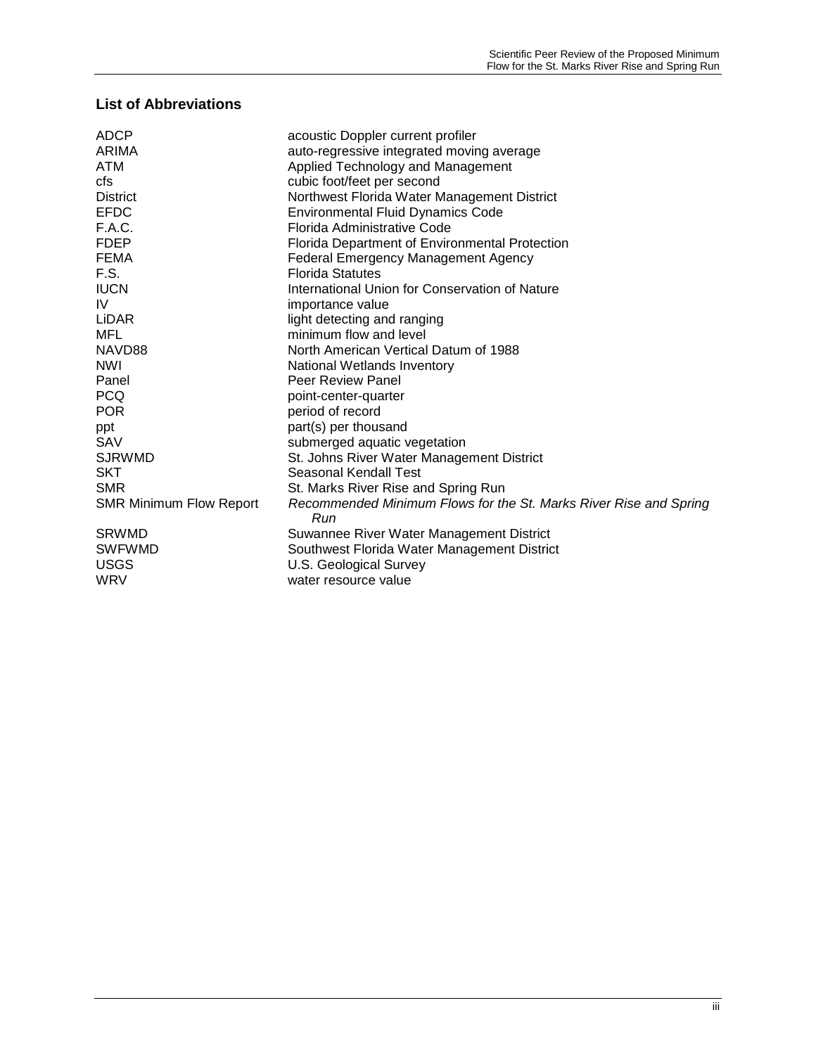## List of Abbreviations

| | |
|---|---|
| ADCP | acoustic Doppler current profiler |
| ARIMA | auto-regressive integrated moving average |
| ATM | Applied Technology and Management |
| cfs | cubic foot/feet per second |
| District | Northwest Florida Water Management District |
| EFDC | Environmental Fluid Dynamics Code |
| F.A.C. | Florida Administrative Code |
| FDEP | Florida Department of Environmental Protection |
| FEMA | Federal Emergency Management Agency |
| F.S. | Florida Statutes |
| IUCN | International Union for Conservation of Nature |
| IV | importance value |
| LiDAR | light detecting and ranging |
| MFL | minimum flow and level |
| NAVD88 | North American Vertical Datum of 1988 |
| NWI | National Wetlands Inventory |
| Panel | Peer Review Panel |
| PCQ | point-center-quarter |
| POR | period of record |
| ppt | part(s) per thousand |
| SAV | submerged aquatic vegetation |
| SJRWMD | St. Johns River Water Management District |
| SKT | Seasonal Kendall Test |
| SMR | St. Marks River Rise and Spring Run |
| SMR Minimum Flow Report | *Recommended Minimum Flows for the St. Marks River Rise and Spring Run* |
| SRWMD | Suwannee River Water Management District |
| SWFWMD | Southwest Florida Water Management District |
| USGS | U.S. Geological Survey |
| WRV | water resource value |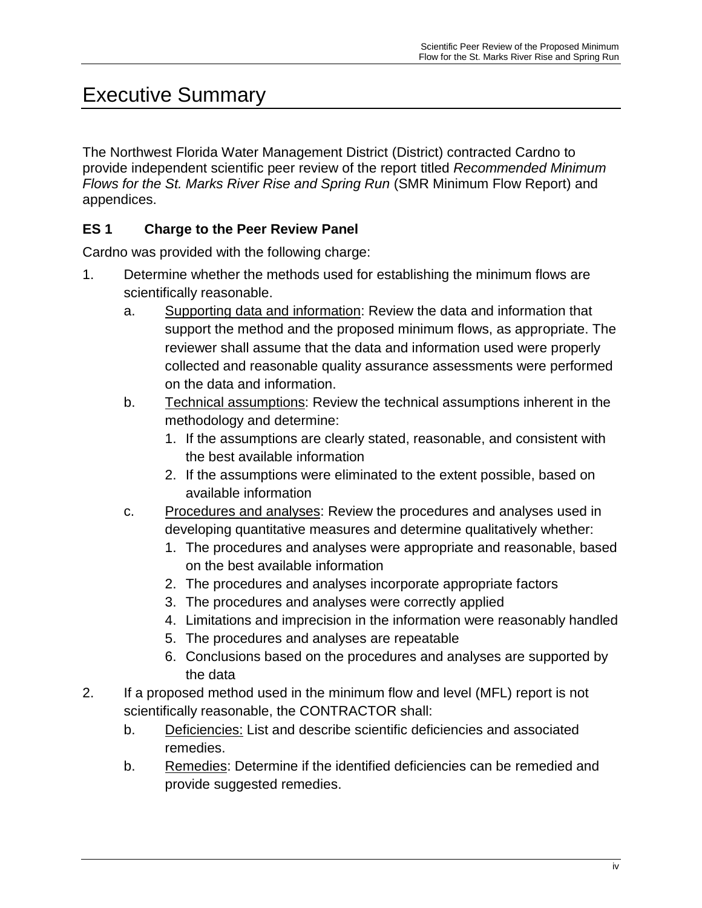# Executive Summary

The Northwest Florida Water Management District (District) contracted Cardno to provide independent scientific peer review of the report titled *Recommended Minimum Flows for the St. Marks River Rise and Spring Run* (SMR Minimum Flow Report) and appendices.

### ES 1 Charge to the Peer Review Panel

Cardno was provided with the following charge:

1. Determine whether the methods used for establishing the minimum flows are scientifically reasonable.
   a. Supporting data and information: Review the data and information that support the method and the proposed minimum flows, as appropriate. The reviewer shall assume that the data and information used were properly collected and reasonable quality assurance assessments were performed on the data and information.
   b. Technical assumptions: Review the technical assumptions inherent in the methodology and determine:
      1. If the assumptions are clearly stated, reasonable, and consistent with the best available information
      2. If the assumptions were eliminated to the extent possible, based on available information
   c. Procedures and analyses: Review the procedures and analyses used in developing quantitative measures and determine qualitatively whether:
      1. The procedures and analyses were appropriate and reasonable, based on the best available information
      2. The procedures and analyses incorporate appropriate factors
      3. The procedures and analyses were correctly applied
      4. Limitations and imprecision in the information were reasonably handled
      5. The procedures and analyses are repeatable
      6. Conclusions based on the procedures and analyses are supported by the data
2. If a proposed method used in the minimum flow and level (MFL) report is not scientifically reasonable, the CONTRACTOR shall:
   b. Deficiencies: List and describe scientific deficiencies and associated remedies.
   b. Remedies: Determine if the identified deficiencies can be remedied and provide suggested remedies.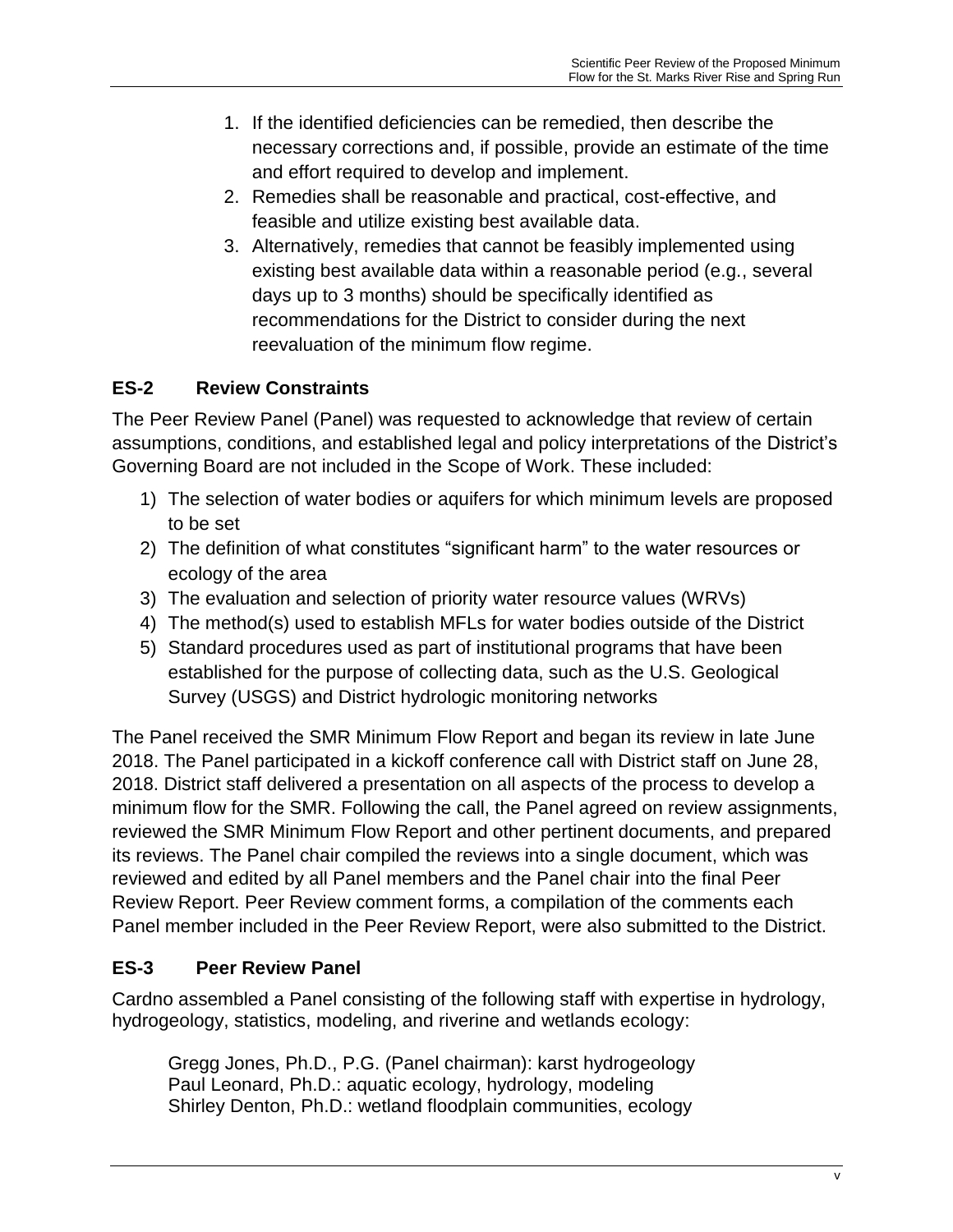1. If the identified deficiencies can be remedied, then describe the necessary corrections and, if possible, provide an estimate of the time and effort required to develop and implement.
2. Remedies shall be reasonable and practical, cost-effective, and feasible and utilize existing best available data.
3. Alternatively, remedies that cannot be feasibly implemented using existing best available data within a reasonable period (e.g., several days up to 3 months) should be specifically identified as recommendations for the District to consider during the next reevaluation of the minimum flow regime.

## ES-2 Review Constraints

The Peer Review Panel (Panel) was requested to acknowledge that review of certain assumptions, conditions, and established legal and policy interpretations of the District's Governing Board are not included in the Scope of Work. These included:

1) The selection of water bodies or aquifers for which minimum levels are proposed to be set
2) The definition of what constitutes "significant harm" to the water resources or ecology of the area
3) The evaluation and selection of priority water resource values (WRVs)
4) The method(s) used to establish MFLs for water bodies outside of the District
5) Standard procedures used as part of institutional programs that have been established for the purpose of collecting data, such as the U.S. Geological Survey (USGS) and District hydrologic monitoring networks

The Panel received the SMR Minimum Flow Report and began its review in late June 2018. The Panel participated in a kickoff conference call with District staff on June 28, 2018. District staff delivered a presentation on all aspects of the process to develop a minimum flow for the SMR. Following the call, the Panel agreed on review assignments, reviewed the SMR Minimum Flow Report and other pertinent documents, and prepared its reviews. The Panel chair compiled the reviews into a single document, which was reviewed and edited by all Panel members and the Panel chair into the final Peer Review Report. Peer Review comment forms, a compilation of the comments each Panel member included in the Peer Review Report, were also submitted to the District.

## ES-3 Peer Review Panel

Cardno assembled a Panel consisting of the following staff with expertise in hydrology, hydrogeology, statistics, modeling, and riverine and wetlands ecology:

Gregg Jones, Ph.D., P.G. (Panel chairman): karst hydrogeology
Paul Leonard, Ph.D.: aquatic ecology, hydrology, modeling
Shirley Denton, Ph.D.: wetland floodplain communities, ecology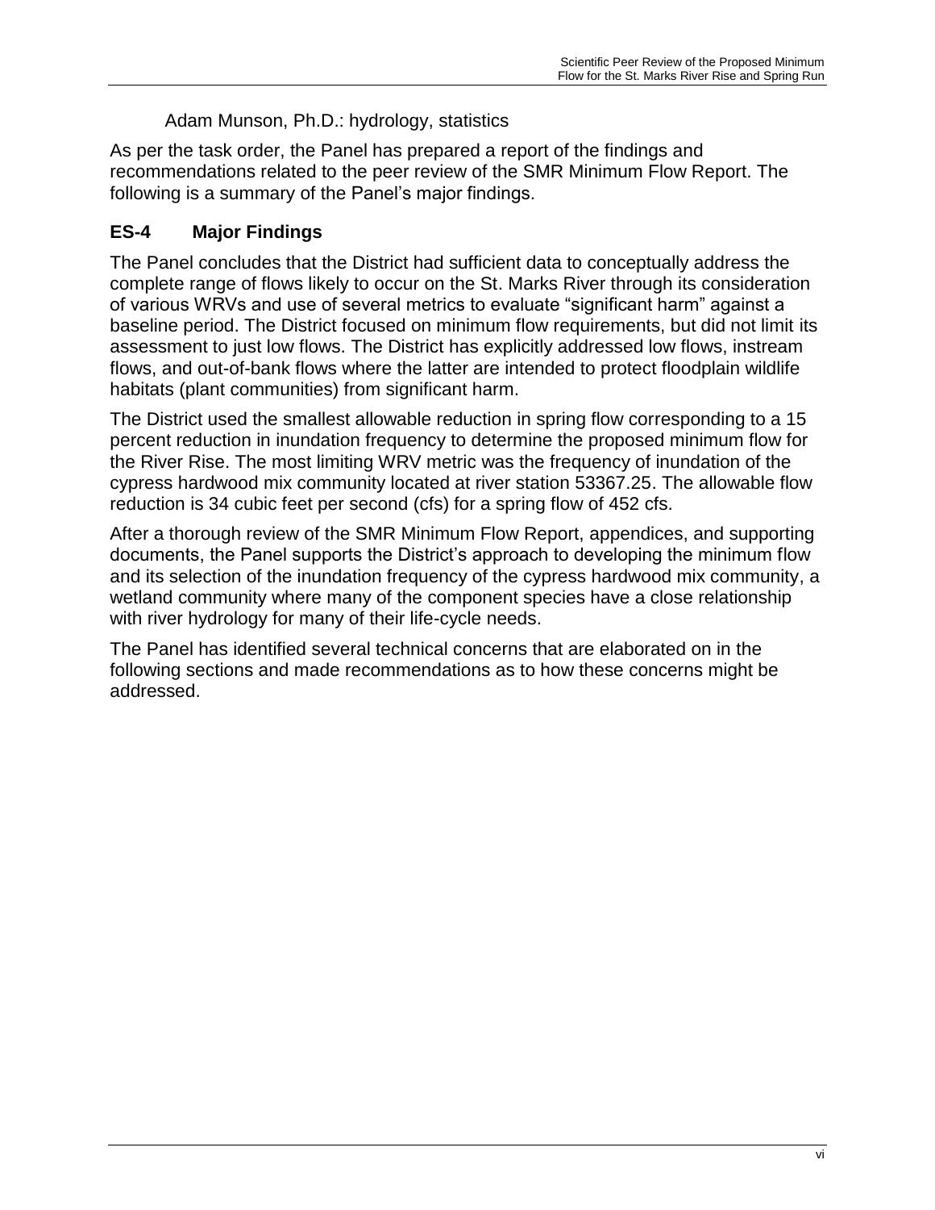Adam Munson, Ph.D.: hydrology, statistics

As per the task order, the Panel has prepared a report of the findings and recommendations related to the peer review of the SMR Minimum Flow Report. The following is a summary of the Panel's major findings.

## ES-4 Major Findings

The Panel concludes that the District had sufficient data to conceptually address the complete range of flows likely to occur on the St. Marks River through its consideration of various WRVs and use of several metrics to evaluate "significant harm" against a baseline period. The District focused on minimum flow requirements, but did not limit its assessment to just low flows. The District has explicitly addressed low flows, instream flows, and out-of-bank flows where the latter are intended to protect floodplain wildlife habitats (plant communities) from significant harm.

The District used the smallest allowable reduction in spring flow corresponding to a 15 percent reduction in inundation frequency to determine the proposed minimum flow for the River Rise. The most limiting WRV metric was the frequency of inundation of the cypress hardwood mix community located at river station 53367.25. The allowable flow reduction is 34 cubic feet per second (cfs) for a spring flow of 452 cfs.

After a thorough review of the SMR Minimum Flow Report, appendices, and supporting documents, the Panel supports the District's approach to developing the minimum flow and its selection of the inundation frequency of the cypress hardwood mix community, a wetland community where many of the component species have a close relationship with river hydrology for many of their life-cycle needs.

The Panel has identified several technical concerns that are elaborated on in the following sections and made recommendations as to how these concerns might be addressed.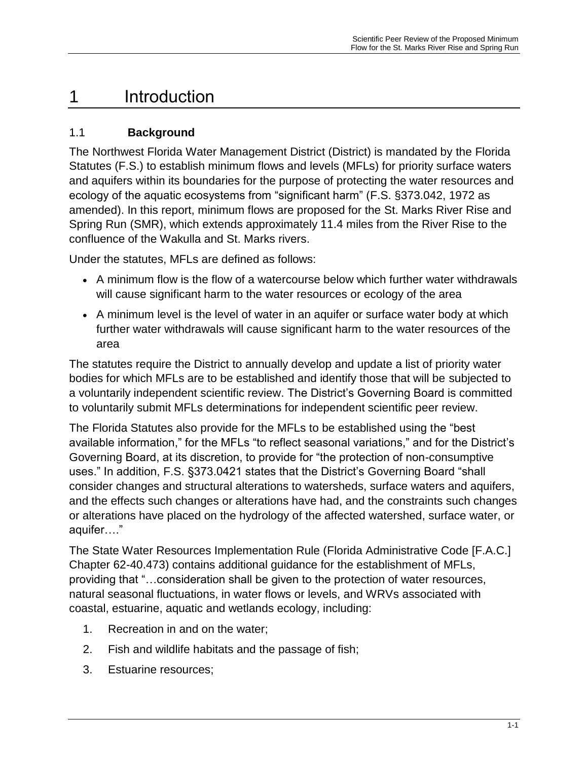# 1 Introduction

## 1.1 Background

The Northwest Florida Water Management District (District) is mandated by the Florida Statutes (F.S.) to establish minimum flows and levels (MFLs) for priority surface waters and aquifers within its boundaries for the purpose of protecting the water resources and ecology of the aquatic ecosystems from "significant harm" (F.S. §373.042, 1972 as amended). In this report, minimum flows are proposed for the St. Marks River Rise and Spring Run (SMR), which extends approximately 11.4 miles from the River Rise to the confluence of the Wakulla and St. Marks rivers.

Under the statutes, MFLs are defined as follows:

- A minimum flow is the flow of a watercourse below which further water withdrawals will cause significant harm to the water resources or ecology of the area
- A minimum level is the level of water in an aquifer or surface water body at which further water withdrawals will cause significant harm to the water resources of the area

The statutes require the District to annually develop and update a list of priority water bodies for which MFLs are to be established and identify those that will be subjected to a voluntarily independent scientific review. The District's Governing Board is committed to voluntarily submit MFLs determinations for independent scientific peer review.

The Florida Statutes also provide for the MFLs to be established using the "best available information," for the MFLs "to reflect seasonal variations," and for the District's Governing Board, at its discretion, to provide for "the protection of non-consumptive uses." In addition, F.S. §373.0421 states that the District's Governing Board "shall consider changes and structural alterations to watersheds, surface waters and aquifers, and the effects such changes or alterations have had, and the constraints such changes or alterations have placed on the hydrology of the affected watershed, surface water, or aquifer…."

The State Water Resources Implementation Rule (Florida Administrative Code [F.A.C.] Chapter 62-40.473) contains additional guidance for the establishment of MFLs, providing that "…consideration shall be given to the protection of water resources, natural seasonal fluctuations, in water flows or levels, and WRVs associated with coastal, estuarine, aquatic and wetlands ecology, including:

1. Recreation in and on the water;
2. Fish and wildlife habitats and the passage of fish;
3. Estuarine resources;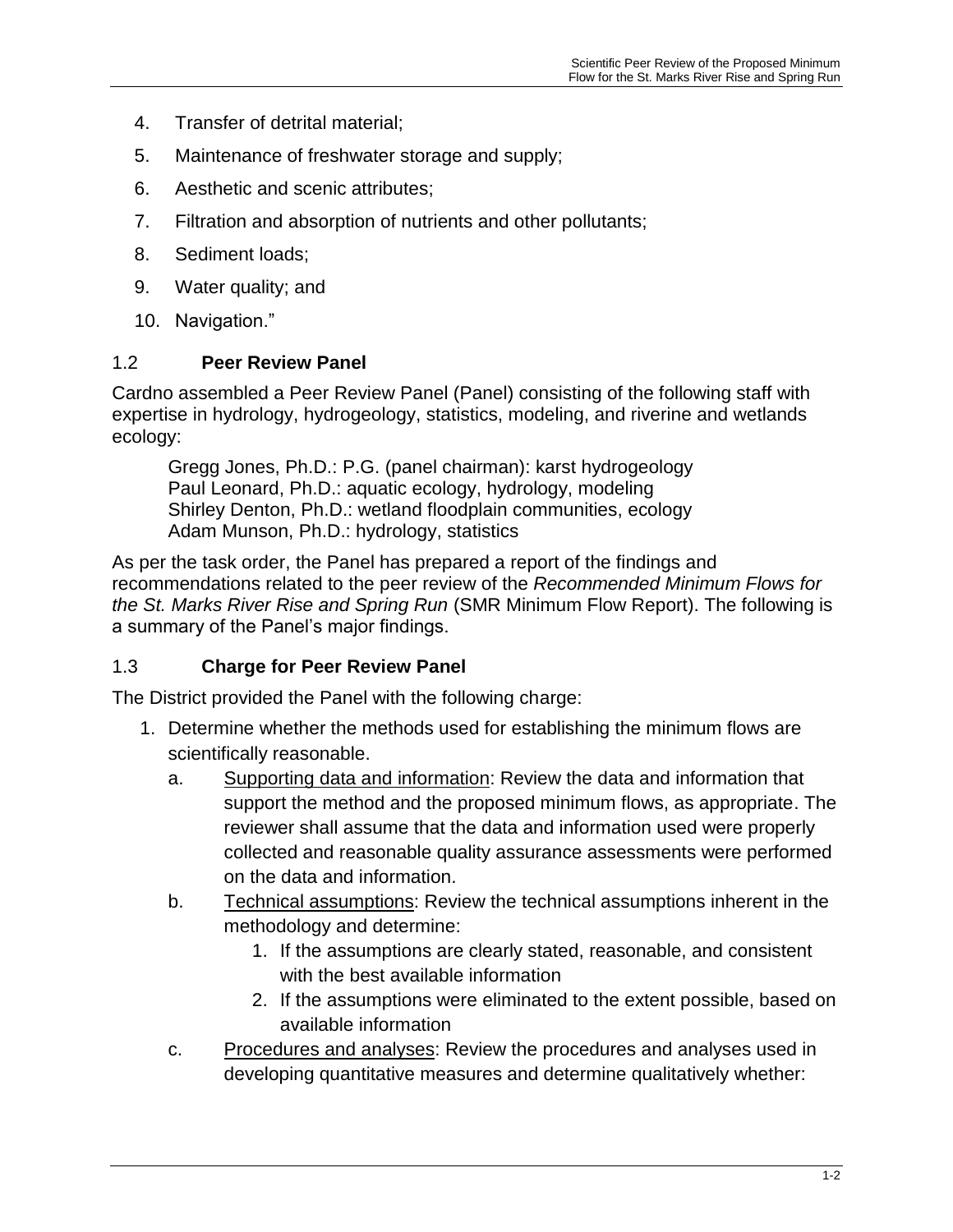4. Transfer of detrital material;
5. Maintenance of freshwater storage and supply;
6. Aesthetic and scenic attributes;
7. Filtration and absorption of nutrients and other pollutants;
8. Sediment loads;
9. Water quality; and
10. Navigation."

## 1.2 Peer Review Panel

Cardno assembled a Peer Review Panel (Panel) consisting of the following staff with expertise in hydrology, hydrogeology, statistics, modeling, and riverine and wetlands ecology:

Gregg Jones, Ph.D.: P.G. (panel chairman): karst hydrogeology
Paul Leonard, Ph.D.: aquatic ecology, hydrology, modeling
Shirley Denton, Ph.D.: wetland floodplain communities, ecology
Adam Munson, Ph.D.: hydrology, statistics

As per the task order, the Panel has prepared a report of the findings and recommendations related to the peer review of the *Recommended Minimum Flows for the St. Marks River Rise and Spring Run* (SMR Minimum Flow Report). The following is a summary of the Panel's major findings.

## 1.3 Charge for Peer Review Panel

The District provided the Panel with the following charge:

1. Determine whether the methods used for establishing the minimum flows are scientifically reasonable.
   a. Supporting data and information: Review the data and information that support the method and the proposed minimum flows, as appropriate. The reviewer shall assume that the data and information used were properly collected and reasonable quality assurance assessments were performed on the data and information.
   b. Technical assumptions: Review the technical assumptions inherent in the methodology and determine:
      1. If the assumptions are clearly stated, reasonable, and consistent with the best available information
      2. If the assumptions were eliminated to the extent possible, based on available information
   c. Procedures and analyses: Review the procedures and analyses used in developing quantitative measures and determine qualitatively whether: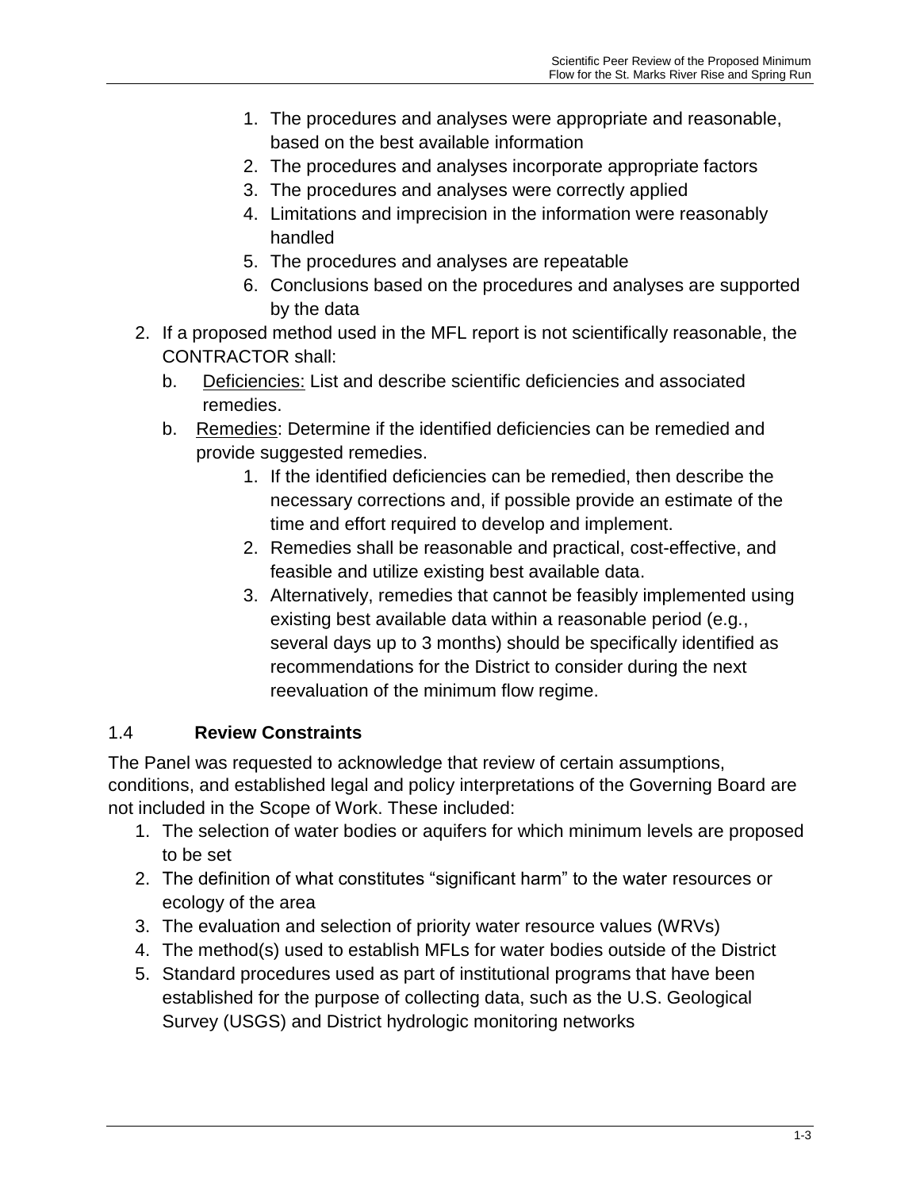1. The procedures and analyses were appropriate and reasonable, based on the best available information
    2. The procedures and analyses incorporate appropriate factors
    3. The procedures and analyses were correctly applied
    4. Limitations and imprecision in the information were reasonably handled
    5. The procedures and analyses are repeatable
    6. Conclusions based on the procedures and analyses are supported by the data
2. If a proposed method used in the MFL report is not scientifically reasonable, the CONTRACTOR shall:
   b. Deficiencies: List and describe scientific deficiencies and associated remedies.
   b. Remedies: Determine if the identified deficiencies can be remedied and provide suggested remedies.
      1. If the identified deficiencies can be remedied, then describe the necessary corrections and, if possible provide an estimate of the time and effort required to develop and implement.
      2. Remedies shall be reasonable and practical, cost-effective, and feasible and utilize existing best available data.
      3. Alternatively, remedies that cannot be feasibly implemented using existing best available data within a reasonable period (e.g., several days up to 3 months) should be specifically identified as recommendations for the District to consider during the next reevaluation of the minimum flow regime.

## 1.4 Review Constraints

The Panel was requested to acknowledge that review of certain assumptions, conditions, and established legal and policy interpretations of the Governing Board are not included in the Scope of Work. These included:

1. The selection of water bodies or aquifers for which minimum levels are proposed to be set
2. The definition of what constitutes "significant harm" to the water resources or ecology of the area
3. The evaluation and selection of priority water resource values (WRVs)
4. The method(s) used to establish MFLs for water bodies outside of the District
5. Standard procedures used as part of institutional programs that have been established for the purpose of collecting data, such as the U.S. Geological Survey (USGS) and District hydrologic monitoring networks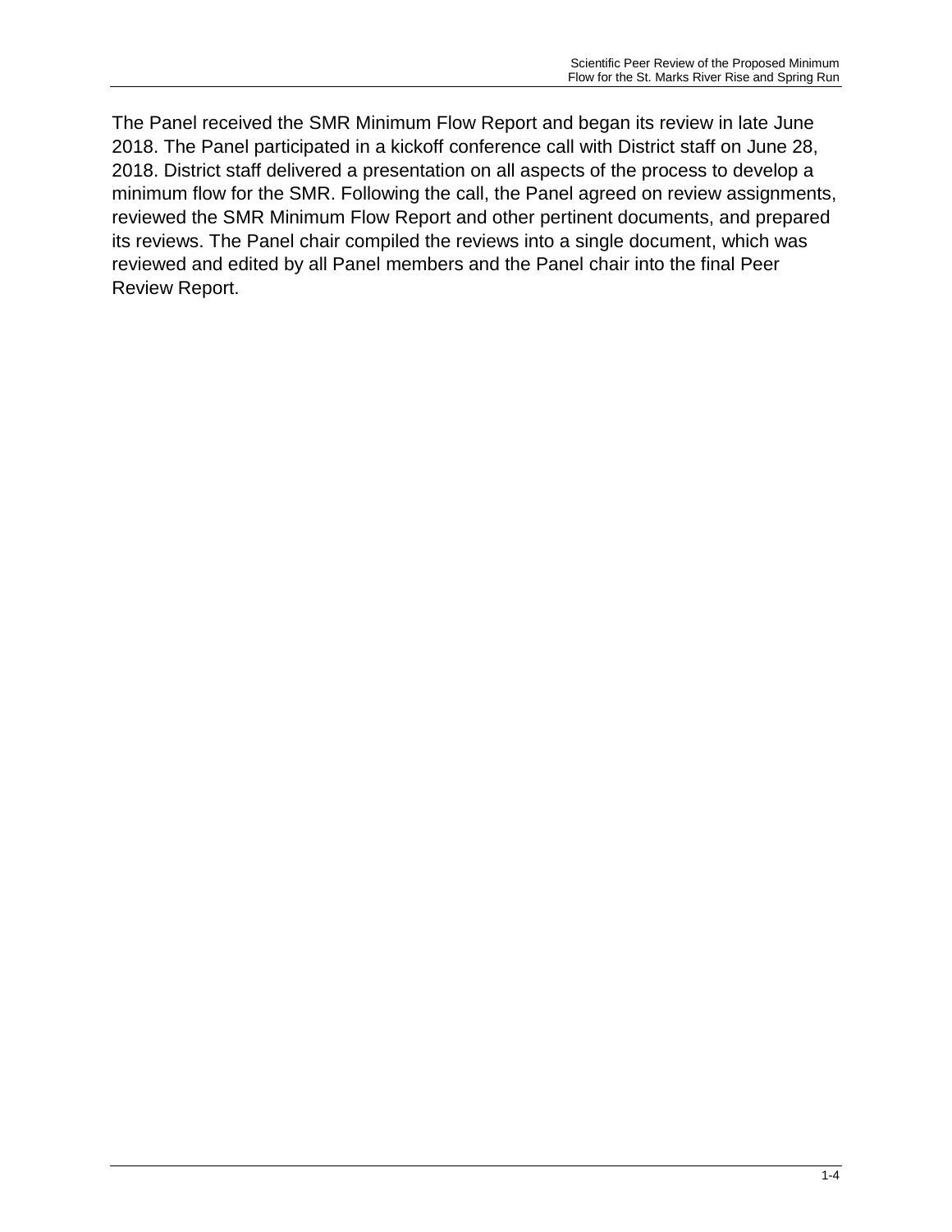The Panel received the SMR Minimum Flow Report and began its review in late June 2018. The Panel participated in a kickoff conference call with District staff on June 28, 2018. District staff delivered a presentation on all aspects of the process to develop a minimum flow for the SMR. Following the call, the Panel agreed on review assignments, reviewed the SMR Minimum Flow Report and other pertinent documents, and prepared its reviews. The Panel chair compiled the reviews into a single document, which was reviewed and edited by all Panel members and the Panel chair into the final Peer Review Report.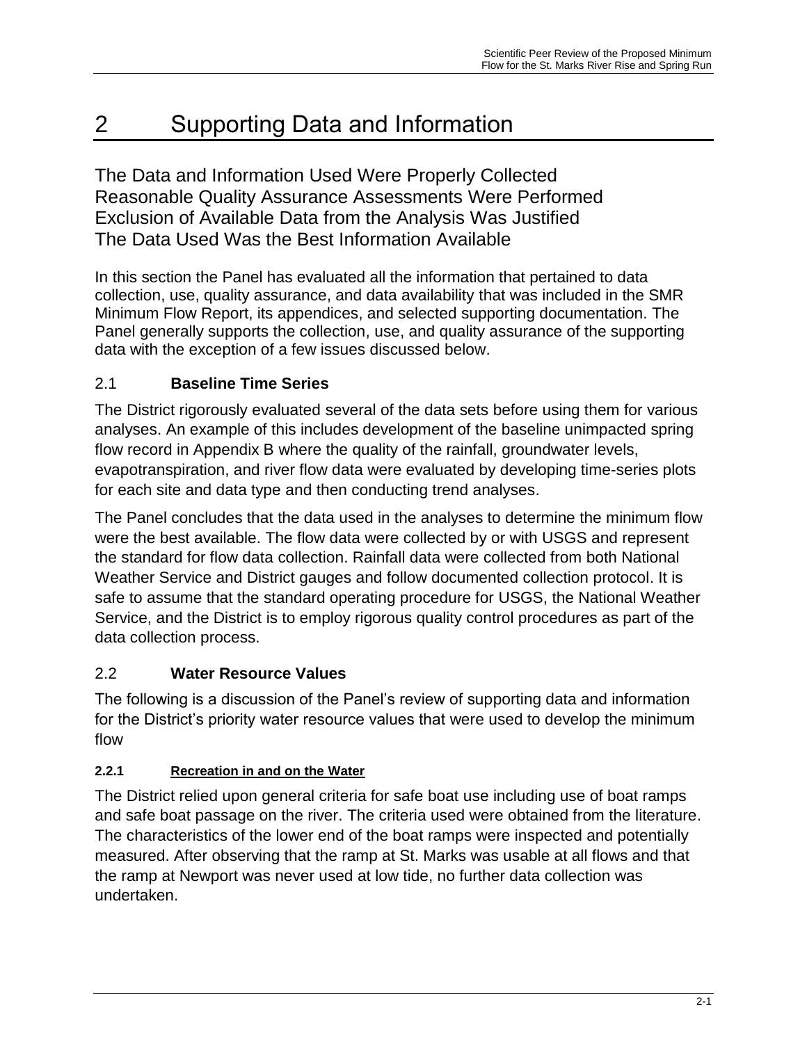# 2 Supporting Data and Information

The Data and Information Used Were Properly Collected
Reasonable Quality Assurance Assessments Were Performed
Exclusion of Available Data from the Analysis Was Justified
The Data Used Was the Best Information Available

In this section the Panel has evaluated all the information that pertained to data collection, use, quality assurance, and data availability that was included in the SMR Minimum Flow Report, its appendices, and selected supporting documentation. The Panel generally supports the collection, use, and quality assurance of the supporting data with the exception of a few issues discussed below.

## 2.1 Baseline Time Series

The District rigorously evaluated several of the data sets before using them for various analyses. An example of this includes development of the baseline unimpacted spring flow record in Appendix B where the quality of the rainfall, groundwater levels, evapotranspiration, and river flow data were evaluated by developing time-series plots for each site and data type and then conducting trend analyses.

The Panel concludes that the data used in the analyses to determine the minimum flow were the best available. The flow data were collected by or with USGS and represent the standard for flow data collection. Rainfall data were collected from both National Weather Service and District gauges and follow documented collection protocol. It is safe to assume that the standard operating procedure for USGS, the National Weather Service, and the District is to employ rigorous quality control procedures as part of the data collection process.

## 2.2 Water Resource Values

The following is a discussion of the Panel's review of supporting data and information for the District's priority water resource values that were used to develop the minimum flow

### 2.2.1 Recreation in and on the Water

The District relied upon general criteria for safe boat use including use of boat ramps and safe boat passage on the river. The criteria used were obtained from the literature. The characteristics of the lower end of the boat ramps were inspected and potentially measured. After observing that the ramp at St. Marks was usable at all flows and that the ramp at Newport was never used at low tide, no further data collection was undertaken.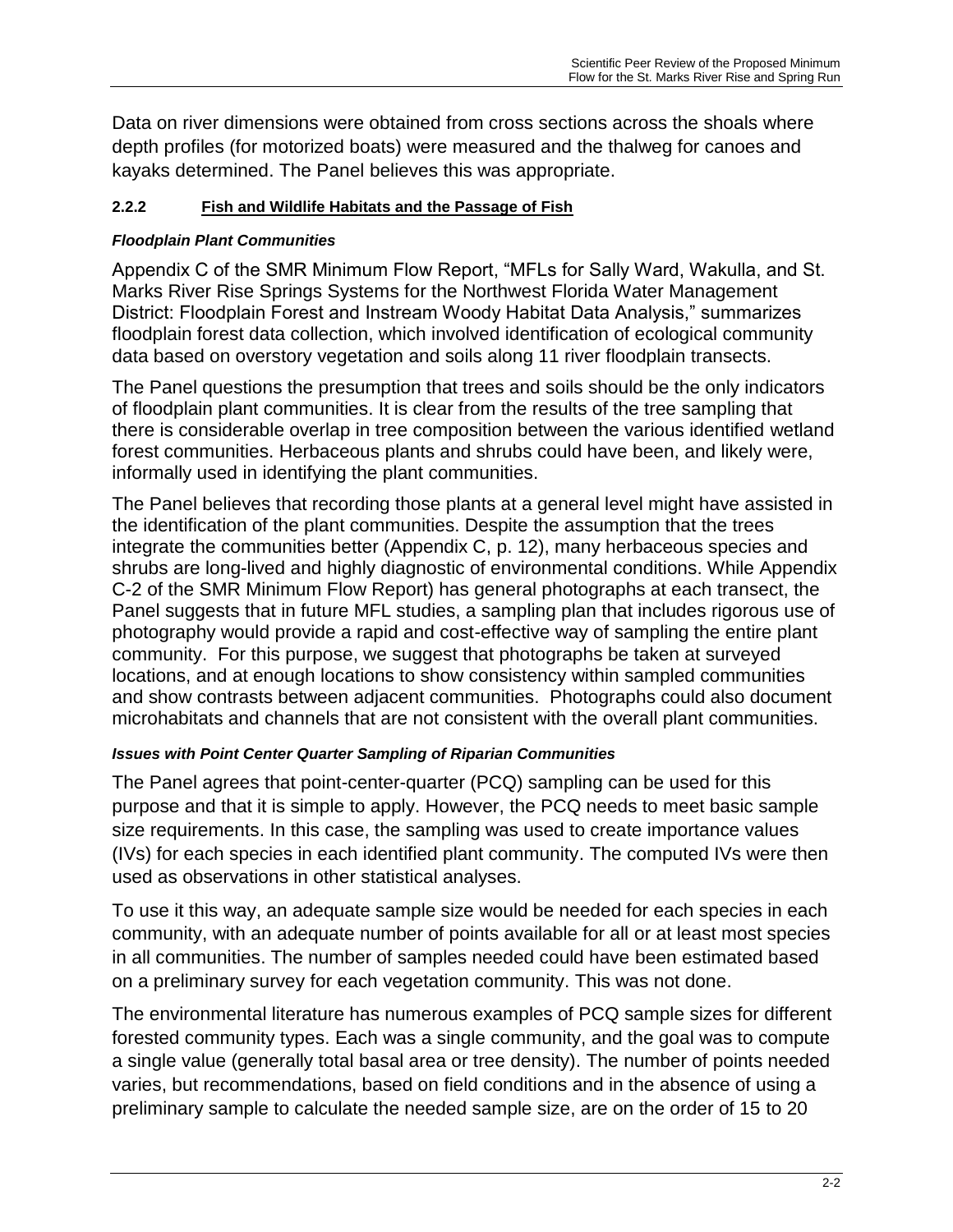Data on river dimensions were obtained from cross sections across the shoals where depth profiles (for motorized boats) were measured and the thalweg for canoes and kayaks determined. The Panel believes this was appropriate.

#### 2.2.2 Fish and Wildlife Habitats and the Passage of Fish

***Floodplain Plant Communities***

Appendix C of the SMR Minimum Flow Report, "MFLs for Sally Ward, Wakulla, and St. Marks River Rise Springs Systems for the Northwest Florida Water Management District: Floodplain Forest and Instream Woody Habitat Data Analysis," summarizes floodplain forest data collection, which involved identification of ecological community data based on overstory vegetation and soils along 11 river floodplain transects.

The Panel questions the presumption that trees and soils should be the only indicators of floodplain plant communities. It is clear from the results of the tree sampling that there is considerable overlap in tree composition between the various identified wetland forest communities. Herbaceous plants and shrubs could have been, and likely were, informally used in identifying the plant communities.

The Panel believes that recording those plants at a general level might have assisted in the identification of the plant communities. Despite the assumption that the trees integrate the communities better (Appendix C, p. 12), many herbaceous species and shrubs are long-lived and highly diagnostic of environmental conditions. While Appendix C-2 of the SMR Minimum Flow Report) has general photographs at each transect, the Panel suggests that in future MFL studies, a sampling plan that includes rigorous use of photography would provide a rapid and cost-effective way of sampling the entire plant community. For this purpose, we suggest that photographs be taken at surveyed locations, and at enough locations to show consistency within sampled communities and show contrasts between adjacent communities. Photographs could also document microhabitats and channels that are not consistent with the overall plant communities.

***Issues with Point Center Quarter Sampling of Riparian Communities***

The Panel agrees that point-center-quarter (PCQ) sampling can be used for this purpose and that it is simple to apply. However, the PCQ needs to meet basic sample size requirements. In this case, the sampling was used to create importance values (IVs) for each species in each identified plant community. The computed IVs were then used as observations in other statistical analyses.

To use it this way, an adequate sample size would be needed for each species in each community, with an adequate number of points available for all or at least most species in all communities. The number of samples needed could have been estimated based on a preliminary survey for each vegetation community. This was not done.

The environmental literature has numerous examples of PCQ sample sizes for different forested community types. Each was a single community, and the goal was to compute a single value (generally total basal area or tree density). The number of points needed varies, but recommendations, based on field conditions and in the absence of using a preliminary sample to calculate the needed sample size, are on the order of 15 to 20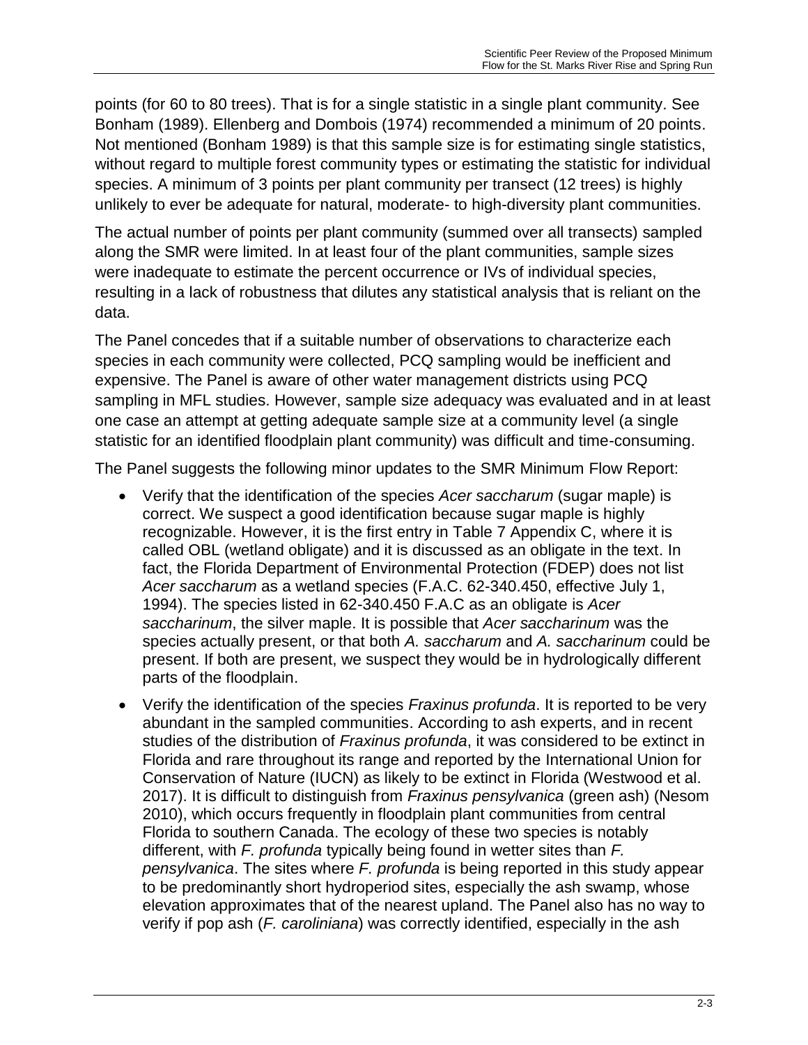points (for 60 to 80 trees). That is for a single statistic in a single plant community. See Bonham (1989). Ellenberg and Dombois (1974) recommended a minimum of 20 points. Not mentioned (Bonham 1989) is that this sample size is for estimating single statistics, without regard to multiple forest community types or estimating the statistic for individual species. A minimum of 3 points per plant community per transect (12 trees) is highly unlikely to ever be adequate for natural, moderate- to high-diversity plant communities.

The actual number of points per plant community (summed over all transects) sampled along the SMR were limited. In at least four of the plant communities, sample sizes were inadequate to estimate the percent occurrence or IVs of individual species, resulting in a lack of robustness that dilutes any statistical analysis that is reliant on the data.

The Panel concedes that if a suitable number of observations to characterize each species in each community were collected, PCQ sampling would be inefficient and expensive. The Panel is aware of other water management districts using PCQ sampling in MFL studies. However, sample size adequacy was evaluated and in at least one case an attempt at getting adequate sample size at a community level (a single statistic for an identified floodplain plant community) was difficult and time-consuming.

The Panel suggests the following minor updates to the SMR Minimum Flow Report:

- Verify that the identification of the species *Acer saccharum* (sugar maple) is correct. We suspect a good identification because sugar maple is highly recognizable. However, it is the first entry in Table 7 Appendix C, where it is called OBL (wetland obligate) and it is discussed as an obligate in the text. In fact, the Florida Department of Environmental Protection (FDEP) does not list *Acer saccharum* as a wetland species (F.A.C. 62-340.450, effective July 1, 1994). The species listed in 62-340.450 F.A.C as an obligate is *Acer saccharinum*, the silver maple. It is possible that *Acer saccharinum* was the species actually present, or that both *A. saccharum* and *A. saccharinum* could be present. If both are present, we suspect they would be in hydrologically different parts of the floodplain.
- Verify the identification of the species *Fraxinus profunda*. It is reported to be very abundant in the sampled communities. According to ash experts, and in recent studies of the distribution of *Fraxinus profunda*, it was considered to be extinct in Florida and rare throughout its range and reported by the International Union for Conservation of Nature (IUCN) as likely to be extinct in Florida (Westwood et al. 2017). It is difficult to distinguish from *Fraxinus pensylvanica* (green ash) (Nesom 2010), which occurs frequently in floodplain plant communities from central Florida to southern Canada. The ecology of these two species is notably different, with *F. profunda* typically being found in wetter sites than *F. pensylvanica*. The sites where *F. profunda* is being reported in this study appear to be predominantly short hydroperiod sites, especially the ash swamp, whose elevation approximates that of the nearest upland. The Panel also has no way to verify if pop ash (*F. caroliniana*) was correctly identified, especially in the ash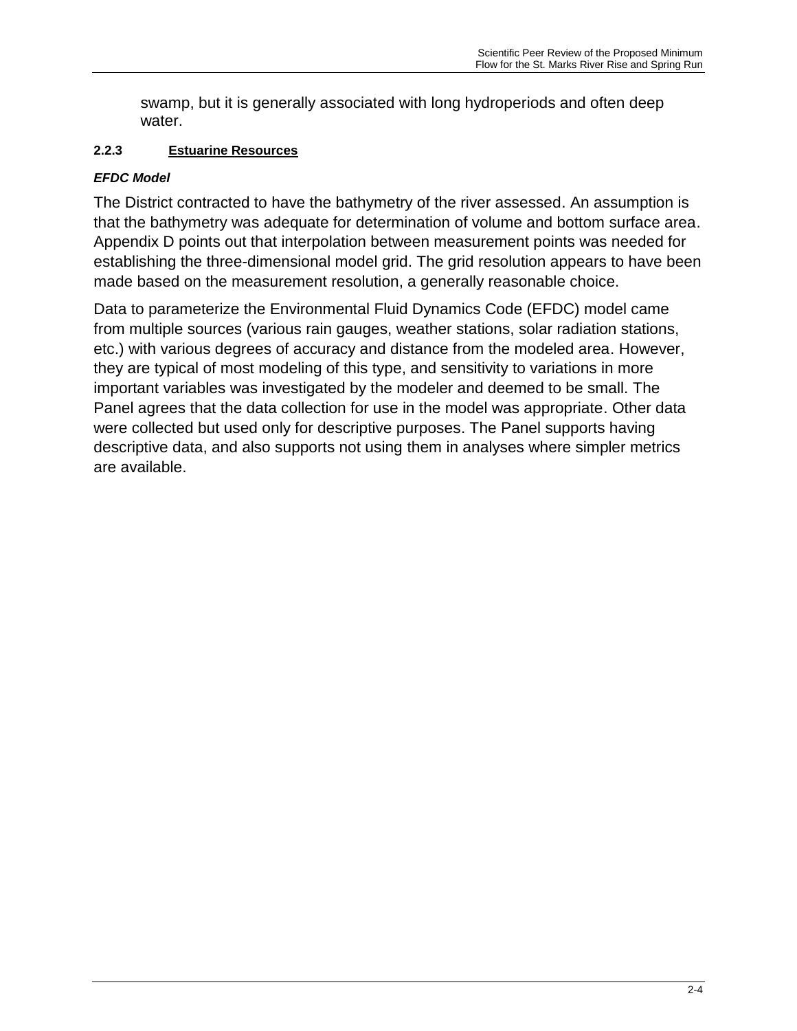swamp, but it is generally associated with long hydroperiods and often deep water.

#### 2.2.3 Estuarine Resources

***EFDC Model***

The District contracted to have the bathymetry of the river assessed. An assumption is that the bathymetry was adequate for determination of volume and bottom surface area. Appendix D points out that interpolation between measurement points was needed for establishing the three-dimensional model grid. The grid resolution appears to have been made based on the measurement resolution, a generally reasonable choice.

Data to parameterize the Environmental Fluid Dynamics Code (EFDC) model came from multiple sources (various rain gauges, weather stations, solar radiation stations, etc.) with various degrees of accuracy and distance from the modeled area. However, they are typical of most modeling of this type, and sensitivity to variations in more important variables was investigated by the modeler and deemed to be small. The Panel agrees that the data collection for use in the model was appropriate. Other data were collected but used only for descriptive purposes. The Panel supports having descriptive data, and also supports not using them in analyses where simpler metrics are available.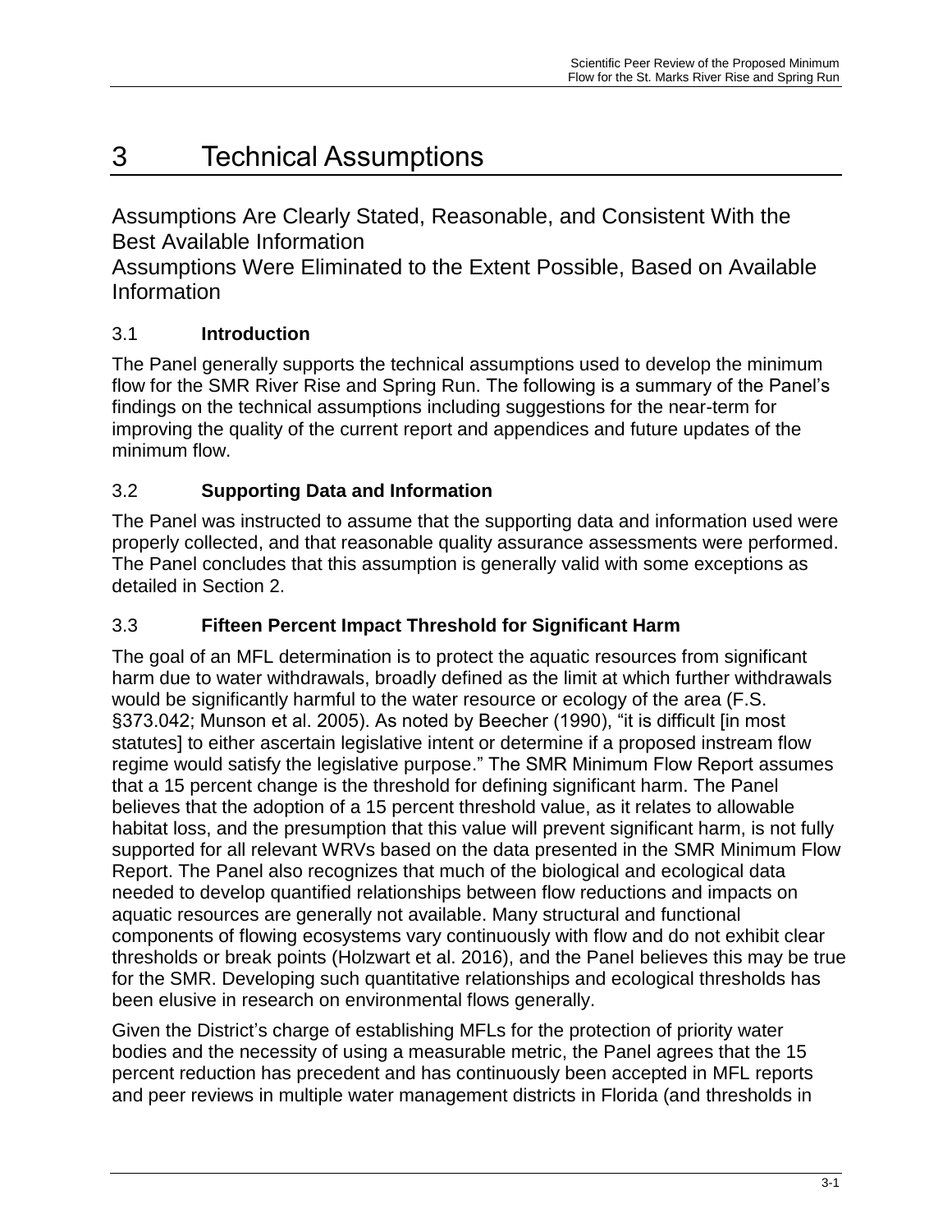# 3 Technical Assumptions

## Assumptions Are Clearly Stated, Reasonable, and Consistent With the Best Available Information

## Assumptions Were Eliminated to the Extent Possible, Based on Available Information

### 3.1 Introduction

The Panel generally supports the technical assumptions used to develop the minimum flow for the SMR River Rise and Spring Run. The following is a summary of the Panel's findings on the technical assumptions including suggestions for the near-term for improving the quality of the current report and appendices and future updates of the minimum flow.

### 3.2 Supporting Data and Information

The Panel was instructed to assume that the supporting data and information used were properly collected, and that reasonable quality assurance assessments were performed. The Panel concludes that this assumption is generally valid with some exceptions as detailed in Section 2.

### 3.3 Fifteen Percent Impact Threshold for Significant Harm

The goal of an MFL determination is to protect the aquatic resources from significant harm due to water withdrawals, broadly defined as the limit at which further withdrawals would be significantly harmful to the water resource or ecology of the area (F.S. §373.042; Munson et al. 2005). As noted by Beecher (1990), "it is difficult [in most statutes] to either ascertain legislative intent or determine if a proposed instream flow regime would satisfy the legislative purpose." The SMR Minimum Flow Report assumes that a 15 percent change is the threshold for defining significant harm. The Panel believes that the adoption of a 15 percent threshold value, as it relates to allowable habitat loss, and the presumption that this value will prevent significant harm, is not fully supported for all relevant WRVs based on the data presented in the SMR Minimum Flow Report. The Panel also recognizes that much of the biological and ecological data needed to develop quantified relationships between flow reductions and impacts on aquatic resources are generally not available. Many structural and functional components of flowing ecosystems vary continuously with flow and do not exhibit clear thresholds or break points (Holzwart et al. 2016), and the Panel believes this may be true for the SMR. Developing such quantitative relationships and ecological thresholds has been elusive in research on environmental flows generally.

Given the District's charge of establishing MFLs for the protection of priority water bodies and the necessity of using a measurable metric, the Panel agrees that the 15 percent reduction has precedent and has continuously been accepted in MFL reports and peer reviews in multiple water management districts in Florida (and thresholds in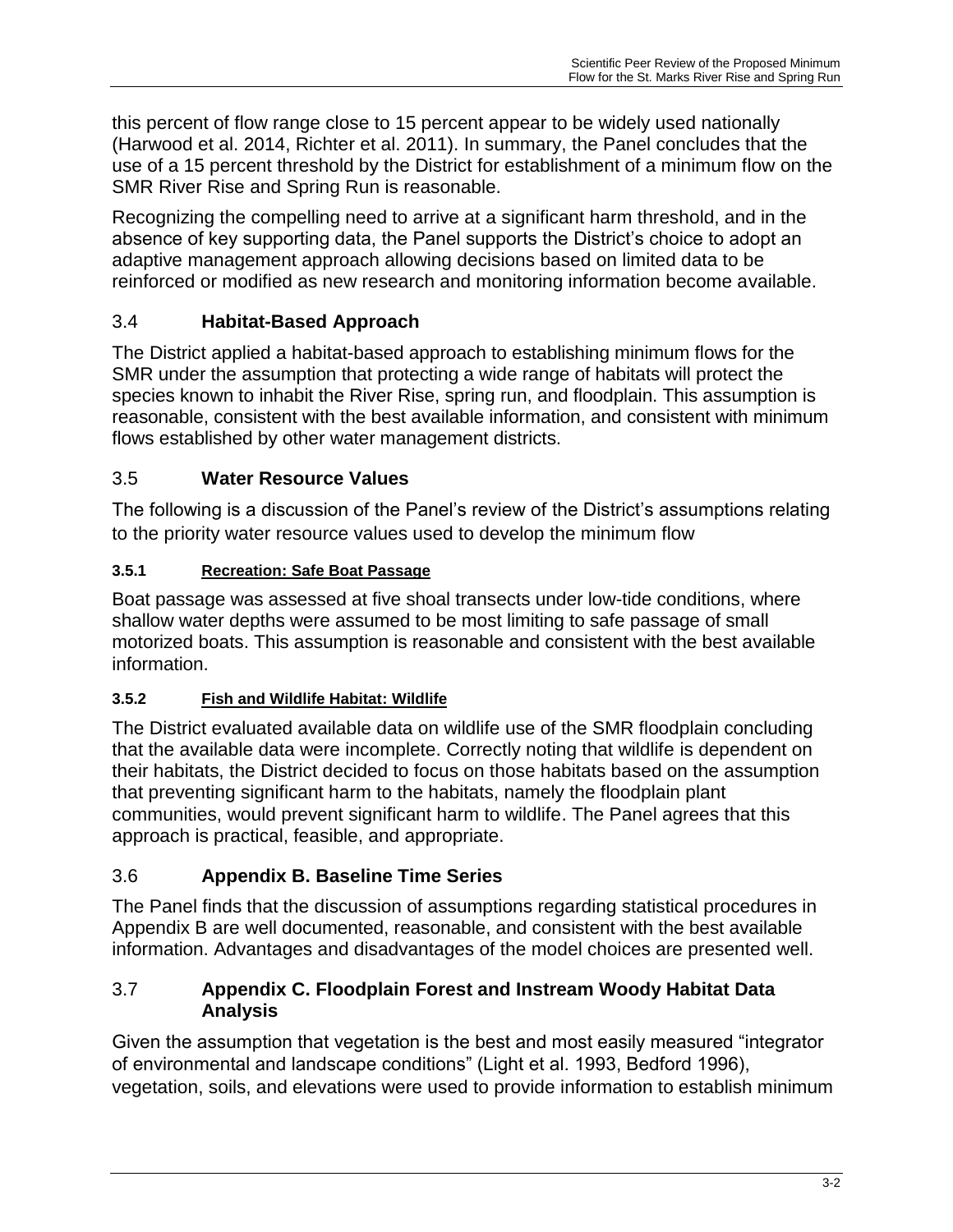this percent of flow range close to 15 percent appear to be widely used nationally (Harwood et al. 2014, Richter et al. 2011). In summary, the Panel concludes that the use of a 15 percent threshold by the District for establishment of a minimum flow on the SMR River Rise and Spring Run is reasonable.

Recognizing the compelling need to arrive at a significant harm threshold, and in the absence of key supporting data, the Panel supports the District's choice to adopt an adaptive management approach allowing decisions based on limited data to be reinforced or modified as new research and monitoring information become available.

## 3.4 Habitat-Based Approach

The District applied a habitat-based approach to establishing minimum flows for the SMR under the assumption that protecting a wide range of habitats will protect the species known to inhabit the River Rise, spring run, and floodplain. This assumption is reasonable, consistent with the best available information, and consistent with minimum flows established by other water management districts.

## 3.5 Water Resource Values

The following is a discussion of the Panel's review of the District's assumptions relating to the priority water resource values used to develop the minimum flow

### 3.5.1 Recreation: Safe Boat Passage

Boat passage was assessed at five shoal transects under low-tide conditions, where shallow water depths were assumed to be most limiting to safe passage of small motorized boats. This assumption is reasonable and consistent with the best available information.

### 3.5.2 Fish and Wildlife Habitat: Wildlife

The District evaluated available data on wildlife use of the SMR floodplain concluding that the available data were incomplete. Correctly noting that wildlife is dependent on their habitats, the District decided to focus on those habitats based on the assumption that preventing significant harm to the habitats, namely the floodplain plant communities, would prevent significant harm to wildlife. The Panel agrees that this approach is practical, feasible, and appropriate.

## 3.6 Appendix B. Baseline Time Series

The Panel finds that the discussion of assumptions regarding statistical procedures in Appendix B are well documented, reasonable, and consistent with the best available information. Advantages and disadvantages of the model choices are presented well.

## 3.7 Appendix C. Floodplain Forest and Instream Woody Habitat Data Analysis

Given the assumption that vegetation is the best and most easily measured "integrator of environmental and landscape conditions" (Light et al. 1993, Bedford 1996), vegetation, soils, and elevations were used to provide information to establish minimum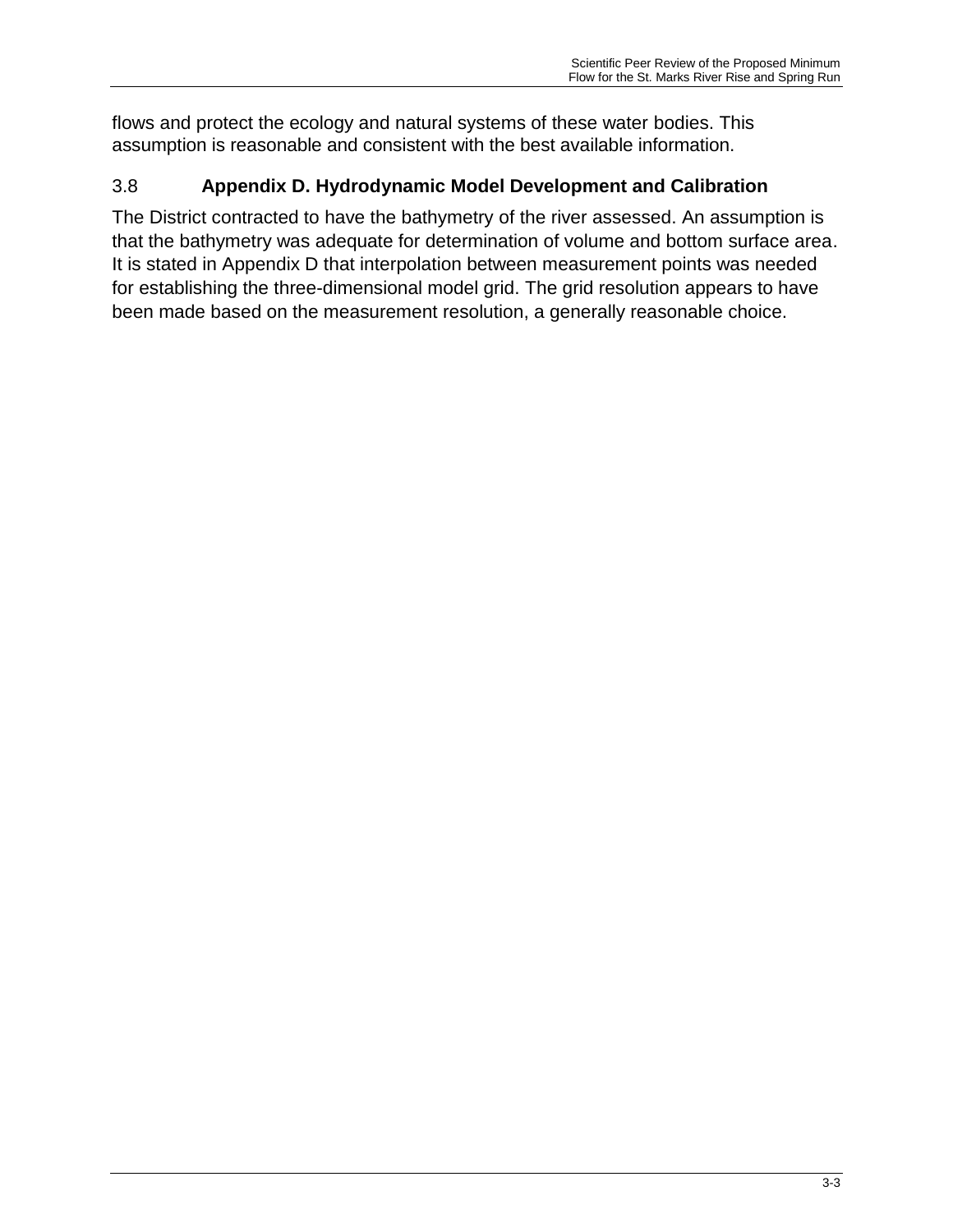flows and protect the ecology and natural systems of these water bodies. This assumption is reasonable and consistent with the best available information.

## 3.8 Appendix D. Hydrodynamic Model Development and Calibration

The District contracted to have the bathymetry of the river assessed. An assumption is that the bathymetry was adequate for determination of volume and bottom surface area. It is stated in Appendix D that interpolation between measurement points was needed for establishing the three-dimensional model grid. The grid resolution appears to have been made based on the measurement resolution, a generally reasonable choice.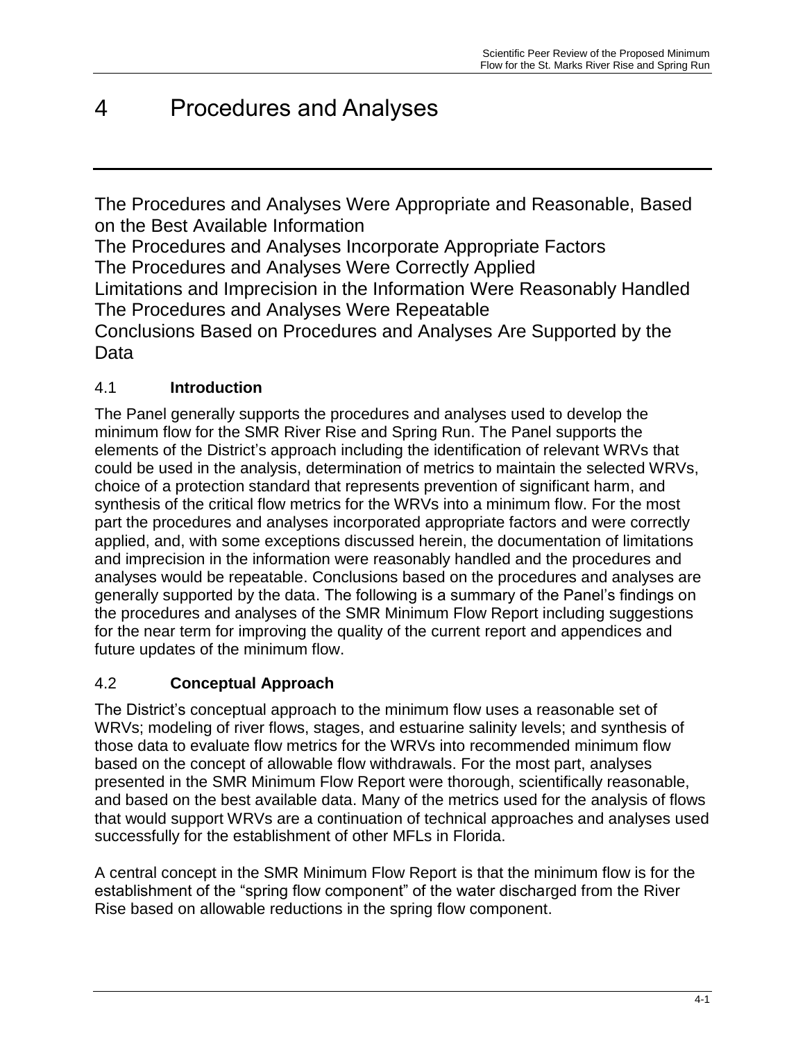# 4 Procedures and Analyses

The Procedures and Analyses Were Appropriate and Reasonable, Based on the Best Available Information
The Procedures and Analyses Incorporate Appropriate Factors
The Procedures and Analyses Were Correctly Applied
Limitations and Imprecision in the Information Were Reasonably Handled
The Procedures and Analyses Were Repeatable
Conclusions Based on Procedures and Analyses Are Supported by the Data

## 4.1 **Introduction**

The Panel generally supports the procedures and analyses used to develop the minimum flow for the SMR River Rise and Spring Run. The Panel supports the elements of the District's approach including the identification of relevant WRVs that could be used in the analysis, determination of metrics to maintain the selected WRVs, choice of a protection standard that represents prevention of significant harm, and synthesis of the critical flow metrics for the WRVs into a minimum flow. For the most part the procedures and analyses incorporated appropriate factors and were correctly applied, and, with some exceptions discussed herein, the documentation of limitations and imprecision in the information were reasonably handled and the procedures and analyses would be repeatable. Conclusions based on the procedures and analyses are generally supported by the data. The following is a summary of the Panel's findings on the procedures and analyses of the SMR Minimum Flow Report including suggestions for the near term for improving the quality of the current report and appendices and future updates of the minimum flow.

## 4.2 **Conceptual Approach**

The District's conceptual approach to the minimum flow uses a reasonable set of WRVs; modeling of river flows, stages, and estuarine salinity levels; and synthesis of those data to evaluate flow metrics for the WRVs into recommended minimum flow based on the concept of allowable flow withdrawals. For the most part, analyses presented in the SMR Minimum Flow Report were thorough, scientifically reasonable, and based on the best available data. Many of the metrics used for the analysis of flows that would support WRVs are a continuation of technical approaches and analyses used successfully for the establishment of other MFLs in Florida.

A central concept in the SMR Minimum Flow Report is that the minimum flow is for the establishment of the "spring flow component" of the water discharged from the River Rise based on allowable reductions in the spring flow component.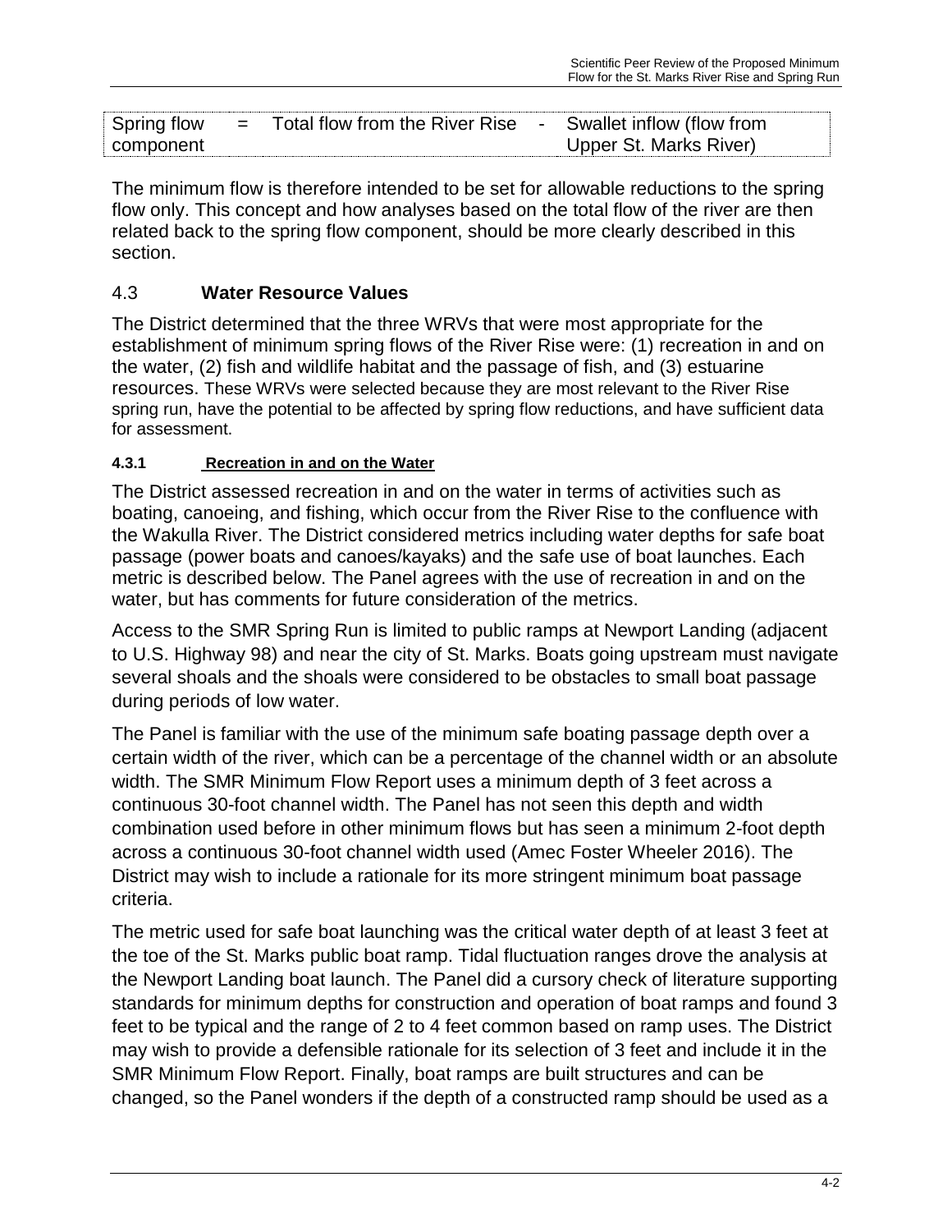| Spring flow component | = | Total flow from the River Rise | - | Swallet inflow (flow from Upper St. Marks River) |
|---|---|---|---|---|

The minimum flow is therefore intended to be set for allowable reductions to the spring flow only. This concept and how analyses based on the total flow of the river are then related back to the spring flow component, should be more clearly described in this section.

## 4.3 **Water Resource Values**

The District determined that the three WRVs that were most appropriate for the establishment of minimum spring flows of the River Rise were: (1) recreation in and on the water, (2) fish and wildlife habitat and the passage of fish, and (3) estuarine resources. These WRVs were selected because they are most relevant to the River Rise spring run, have the potential to be affected by spring flow reductions, and have sufficient data for assessment.

### 4.3.1 Recreation in and on the Water

The District assessed recreation in and on the water in terms of activities such as boating, canoeing, and fishing, which occur from the River Rise to the confluence with the Wakulla River. The District considered metrics including water depths for safe boat passage (power boats and canoes/kayaks) and the safe use of boat launches. Each metric is described below. The Panel agrees with the use of recreation in and on the water, but has comments for future consideration of the metrics.

Access to the SMR Spring Run is limited to public ramps at Newport Landing (adjacent to U.S. Highway 98) and near the city of St. Marks. Boats going upstream must navigate several shoals and the shoals were considered to be obstacles to small boat passage during periods of low water.

The Panel is familiar with the use of the minimum safe boating passage depth over a certain width of the river, which can be a percentage of the channel width or an absolute width. The SMR Minimum Flow Report uses a minimum depth of 3 feet across a continuous 30-foot channel width. The Panel has not seen this depth and width combination used before in other minimum flows but has seen a minimum 2-foot depth across a continuous 30-foot channel width used (Amec Foster Wheeler 2016). The District may wish to include a rationale for its more stringent minimum boat passage criteria.

The metric used for safe boat launching was the critical water depth of at least 3 feet at the toe of the St. Marks public boat ramp. Tidal fluctuation ranges drove the analysis at the Newport Landing boat launch. The Panel did a cursory check of literature supporting standards for minimum depths for construction and operation of boat ramps and found 3 feet to be typical and the range of 2 to 4 feet common based on ramp uses. The District may wish to provide a defensible rationale for its selection of 3 feet and include it in the SMR Minimum Flow Report. Finally, boat ramps are built structures and can be changed, so the Panel wonders if the depth of a constructed ramp should be used as a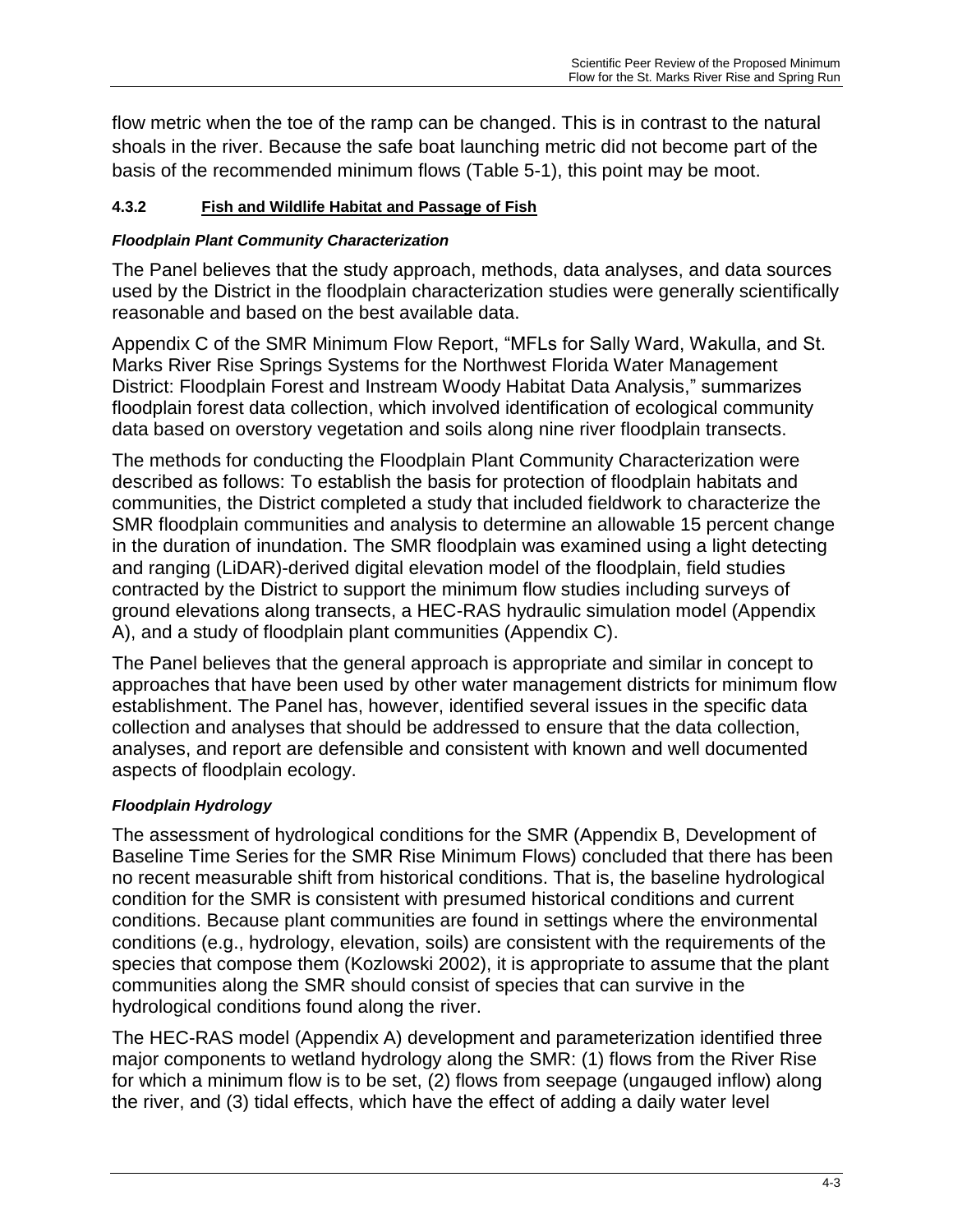flow metric when the toe of the ramp can be changed. This is in contrast to the natural shoals in the river. Because the safe boat launching metric did not become part of the basis of the recommended minimum flows (Table 5-1), this point may be moot.

#### 4.3.2 Fish and Wildlife Habitat and Passage of Fish

***Floodplain Plant Community Characterization***

The Panel believes that the study approach, methods, data analyses, and data sources used by the District in the floodplain characterization studies were generally scientifically reasonable and based on the best available data.

Appendix C of the SMR Minimum Flow Report, "MFLs for Sally Ward, Wakulla, and St. Marks River Rise Springs Systems for the Northwest Florida Water Management District: Floodplain Forest and Instream Woody Habitat Data Analysis," summarizes floodplain forest data collection, which involved identification of ecological community data based on overstory vegetation and soils along nine river floodplain transects.

The methods for conducting the Floodplain Plant Community Characterization were described as follows: To establish the basis for protection of floodplain habitats and communities, the District completed a study that included fieldwork to characterize the SMR floodplain communities and analysis to determine an allowable 15 percent change in the duration of inundation. The SMR floodplain was examined using a light detecting and ranging (LiDAR)-derived digital elevation model of the floodplain, field studies contracted by the District to support the minimum flow studies including surveys of ground elevations along transects, a HEC-RAS hydraulic simulation model (Appendix A), and a study of floodplain plant communities (Appendix C).

The Panel believes that the general approach is appropriate and similar in concept to approaches that have been used by other water management districts for minimum flow establishment. The Panel has, however, identified several issues in the specific data collection and analyses that should be addressed to ensure that the data collection, analyses, and report are defensible and consistent with known and well documented aspects of floodplain ecology.

***Floodplain Hydrology***

The assessment of hydrological conditions for the SMR (Appendix B, Development of Baseline Time Series for the SMR Rise Minimum Flows) concluded that there has been no recent measurable shift from historical conditions. That is, the baseline hydrological condition for the SMR is consistent with presumed historical conditions and current conditions. Because plant communities are found in settings where the environmental conditions (e.g., hydrology, elevation, soils) are consistent with the requirements of the species that compose them (Kozlowski 2002), it is appropriate to assume that the plant communities along the SMR should consist of species that can survive in the hydrological conditions found along the river.

The HEC-RAS model (Appendix A) development and parameterization identified three major components to wetland hydrology along the SMR: (1) flows from the River Rise for which a minimum flow is to be set, (2) flows from seepage (ungauged inflow) along the river, and (3) tidal effects, which have the effect of adding a daily water level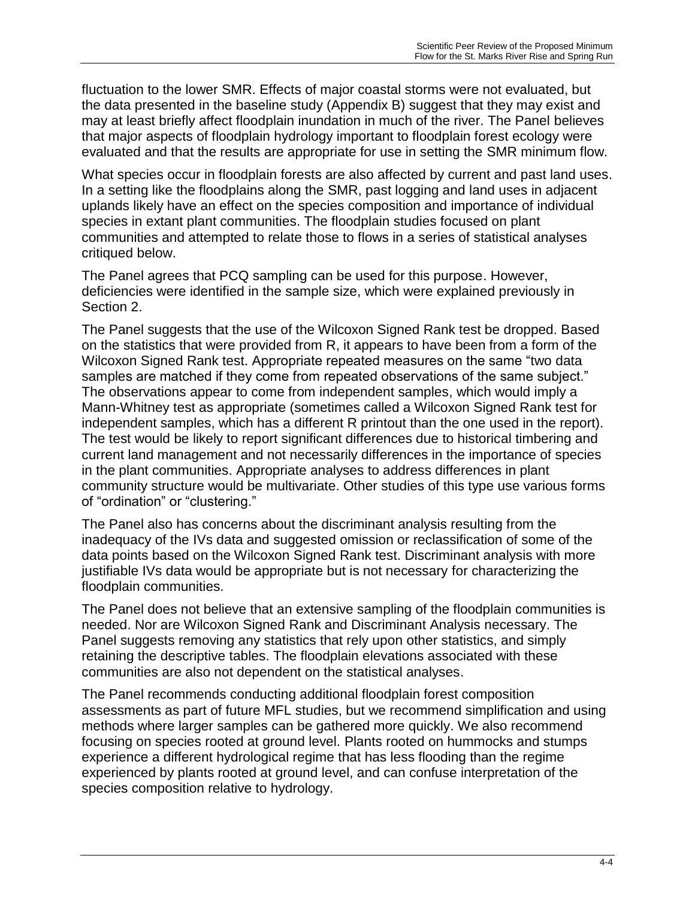fluctuation to the lower SMR. Effects of major coastal storms were not evaluated, but the data presented in the baseline study (Appendix B) suggest that they may exist and may at least briefly affect floodplain inundation in much of the river. The Panel believes that major aspects of floodplain hydrology important to floodplain forest ecology were evaluated and that the results are appropriate for use in setting the SMR minimum flow.

What species occur in floodplain forests are also affected by current and past land uses. In a setting like the floodplains along the SMR, past logging and land uses in adjacent uplands likely have an effect on the species composition and importance of individual species in extant plant communities. The floodplain studies focused on plant communities and attempted to relate those to flows in a series of statistical analyses critiqued below.

The Panel agrees that PCQ sampling can be used for this purpose. However, deficiencies were identified in the sample size, which were explained previously in Section 2.

The Panel suggests that the use of the Wilcoxon Signed Rank test be dropped. Based on the statistics that were provided from R, it appears to have been from a form of the Wilcoxon Signed Rank test. Appropriate repeated measures on the same "two data samples are matched if they come from repeated observations of the same subject." The observations appear to come from independent samples, which would imply a Mann-Whitney test as appropriate (sometimes called a Wilcoxon Signed Rank test for independent samples, which has a different R printout than the one used in the report). The test would be likely to report significant differences due to historical timbering and current land management and not necessarily differences in the importance of species in the plant communities. Appropriate analyses to address differences in plant community structure would be multivariate. Other studies of this type use various forms of "ordination" or "clustering."

The Panel also has concerns about the discriminant analysis resulting from the inadequacy of the IVs data and suggested omission or reclassification of some of the data points based on the Wilcoxon Signed Rank test. Discriminant analysis with more justifiable IVs data would be appropriate but is not necessary for characterizing the floodplain communities.

The Panel does not believe that an extensive sampling of the floodplain communities is needed. Nor are Wilcoxon Signed Rank and Discriminant Analysis necessary. The Panel suggests removing any statistics that rely upon other statistics, and simply retaining the descriptive tables. The floodplain elevations associated with these communities are also not dependent on the statistical analyses.

The Panel recommends conducting additional floodplain forest composition assessments as part of future MFL studies, but we recommend simplification and using methods where larger samples can be gathered more quickly. We also recommend focusing on species rooted at ground level. Plants rooted on hummocks and stumps experience a different hydrological regime that has less flooding than the regime experienced by plants rooted at ground level, and can confuse interpretation of the species composition relative to hydrology.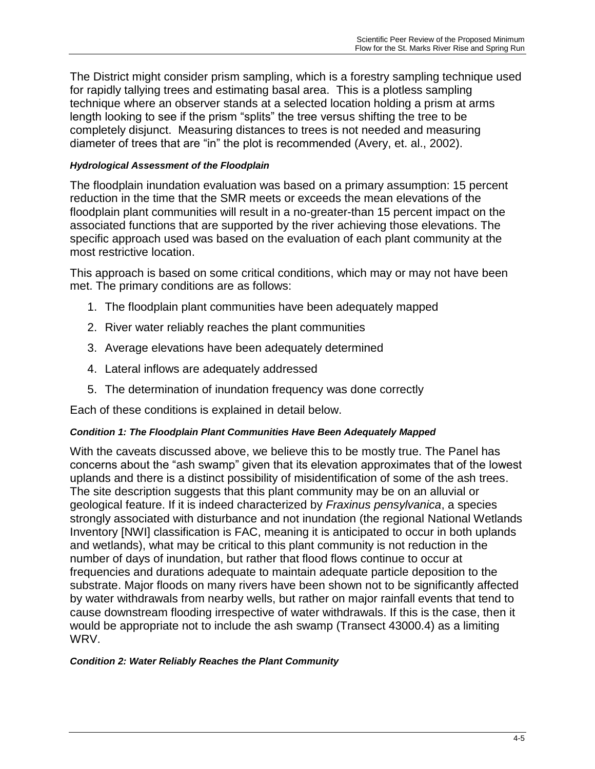The District might consider prism sampling, which is a forestry sampling technique used for rapidly tallying trees and estimating basal area. This is a plotless sampling technique where an observer stands at a selected location holding a prism at arms length looking to see if the prism "splits" the tree versus shifting the tree to be completely disjunct. Measuring distances to trees is not needed and measuring diameter of trees that are "in" the plot is recommended (Avery, et. al., 2002).

#### *Hydrological Assessment of the Floodplain*

The floodplain inundation evaluation was based on a primary assumption: 15 percent reduction in the time that the SMR meets or exceeds the mean elevations of the floodplain plant communities will result in a no-greater-than 15 percent impact on the associated functions that are supported by the river achieving those elevations. The specific approach used was based on the evaluation of each plant community at the most restrictive location.

This approach is based on some critical conditions, which may or may not have been met. The primary conditions are as follows:

1. The floodplain plant communities have been adequately mapped
2. River water reliably reaches the plant communities
3. Average elevations have been adequately determined
4. Lateral inflows are adequately addressed
5. The determination of inundation frequency was done correctly

Each of these conditions is explained in detail below.

#### *Condition 1: The Floodplain Plant Communities Have Been Adequately Mapped*

With the caveats discussed above, we believe this to be mostly true. The Panel has concerns about the "ash swamp" given that its elevation approximates that of the lowest uplands and there is a distinct possibility of misidentification of some of the ash trees. The site description suggests that this plant community may be on an alluvial or geological feature. If it is indeed characterized by *Fraxinus pensylvanica*, a species strongly associated with disturbance and not inundation (the regional National Wetlands Inventory [NWI] classification is FAC, meaning it is anticipated to occur in both uplands and wetlands), what may be critical to this plant community is not reduction in the number of days of inundation, but rather that flood flows continue to occur at frequencies and durations adequate to maintain adequate particle deposition to the substrate. Major floods on many rivers have been shown not to be significantly affected by water withdrawals from nearby wells, but rather on major rainfall events that tend to cause downstream flooding irrespective of water withdrawals. If this is the case, then it would be appropriate not to include the ash swamp (Transect 43000.4) as a limiting WRV.

#### *Condition 2: Water Reliably Reaches the Plant Community*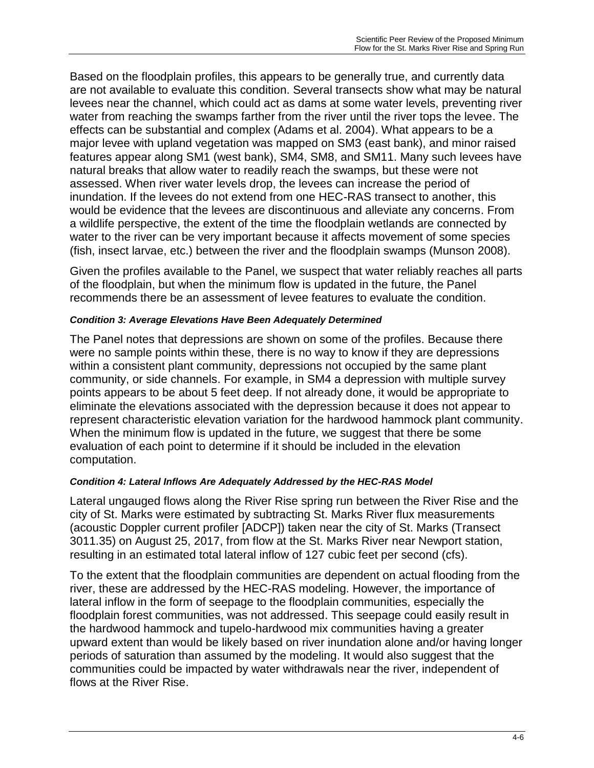Based on the floodplain profiles, this appears to be generally true, and currently data are not available to evaluate this condition. Several transects show what may be natural levees near the channel, which could act as dams at some water levels, preventing river water from reaching the swamps farther from the river until the river tops the levee. The effects can be substantial and complex (Adams et al. 2004). What appears to be a major levee with upland vegetation was mapped on SM3 (east bank), and minor raised features appear along SM1 (west bank), SM4, SM8, and SM11. Many such levees have natural breaks that allow water to readily reach the swamps, but these were not assessed. When river water levels drop, the levees can increase the period of inundation. If the levees do not extend from one HEC-RAS transect to another, this would be evidence that the levees are discontinuous and alleviate any concerns. From a wildlife perspective, the extent of the time the floodplain wetlands are connected by water to the river can be very important because it affects movement of some species (fish, insect larvae, etc.) between the river and the floodplain swamps (Munson 2008).

Given the profiles available to the Panel, we suspect that water reliably reaches all parts of the floodplain, but when the minimum flow is updated in the future, the Panel recommends there be an assessment of levee features to evaluate the condition.

#### *Condition 3: Average Elevations Have Been Adequately Determined*

The Panel notes that depressions are shown on some of the profiles. Because there were no sample points within these, there is no way to know if they are depressions within a consistent plant community, depressions not occupied by the same plant community, or side channels. For example, in SM4 a depression with multiple survey points appears to be about 5 feet deep. If not already done, it would be appropriate to eliminate the elevations associated with the depression because it does not appear to represent characteristic elevation variation for the hardwood hammock plant community. When the minimum flow is updated in the future, we suggest that there be some evaluation of each point to determine if it should be included in the elevation computation.

#### *Condition 4: Lateral Inflows Are Adequately Addressed by the HEC-RAS Model*

Lateral ungauged flows along the River Rise spring run between the River Rise and the city of St. Marks were estimated by subtracting St. Marks River flux measurements (acoustic Doppler current profiler [ADCP]) taken near the city of St. Marks (Transect 3011.35) on August 25, 2017, from flow at the St. Marks River near Newport station, resulting in an estimated total lateral inflow of 127 cubic feet per second (cfs).

To the extent that the floodplain communities are dependent on actual flooding from the river, these are addressed by the HEC-RAS modeling. However, the importance of lateral inflow in the form of seepage to the floodplain communities, especially the floodplain forest communities, was not addressed. This seepage could easily result in the hardwood hammock and tupelo-hardwood mix communities having a greater upward extent than would be likely based on river inundation alone and/or having longer periods of saturation than assumed by the modeling. It would also suggest that the communities could be impacted by water withdrawals near the river, independent of flows at the River Rise.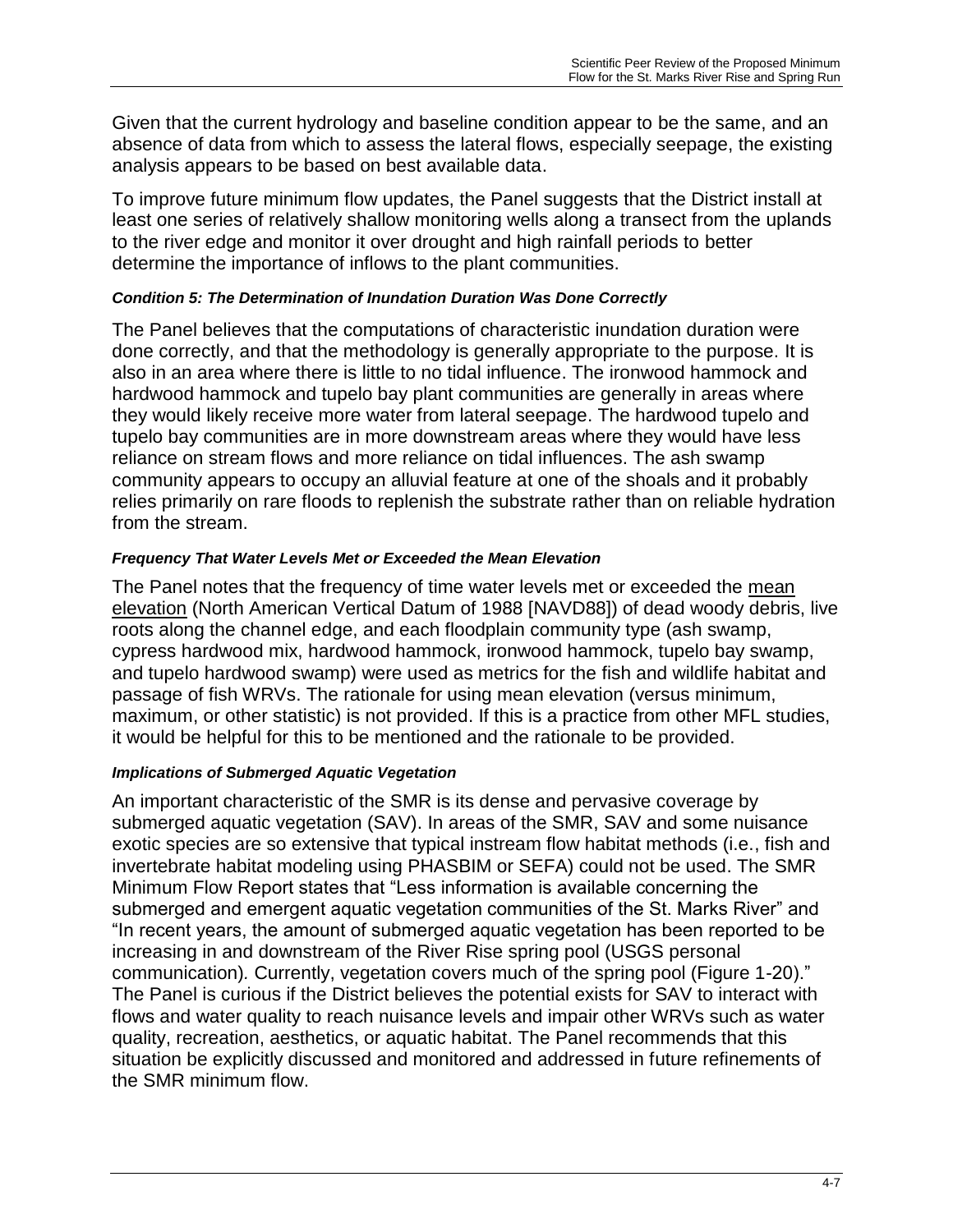Given that the current hydrology and baseline condition appear to be the same, and an absence of data from which to assess the lateral flows, especially seepage, the existing analysis appears to be based on best available data.

To improve future minimum flow updates, the Panel suggests that the District install at least one series of relatively shallow monitoring wells along a transect from the uplands to the river edge and monitor it over drought and high rainfall periods to better determine the importance of inflows to the plant communities.

#### *Condition 5: The Determination of Inundation Duration Was Done Correctly*

The Panel believes that the computations of characteristic inundation duration were done correctly, and that the methodology is generally appropriate to the purpose. It is also in an area where there is little to no tidal influence. The ironwood hammock and hardwood hammock and tupelo bay plant communities are generally in areas where they would likely receive more water from lateral seepage. The hardwood tupelo and tupelo bay communities are in more downstream areas where they would have less reliance on stream flows and more reliance on tidal influences. The ash swamp community appears to occupy an alluvial feature at one of the shoals and it probably relies primarily on rare floods to replenish the substrate rather than on reliable hydration from the stream.

#### *Frequency That Water Levels Met or Exceeded the Mean Elevation*

The Panel notes that the frequency of time water levels met or exceeded the mean elevation (North American Vertical Datum of 1988 [NAVD88]) of dead woody debris, live roots along the channel edge, and each floodplain community type (ash swamp, cypress hardwood mix, hardwood hammock, ironwood hammock, tupelo bay swamp, and tupelo hardwood swamp) were used as metrics for the fish and wildlife habitat and passage of fish WRVs. The rationale for using mean elevation (versus minimum, maximum, or other statistic) is not provided. If this is a practice from other MFL studies, it would be helpful for this to be mentioned and the rationale to be provided.

#### *Implications of Submerged Aquatic Vegetation*

An important characteristic of the SMR is its dense and pervasive coverage by submerged aquatic vegetation (SAV). In areas of the SMR, SAV and some nuisance exotic species are so extensive that typical instream flow habitat methods (i.e., fish and invertebrate habitat modeling using PHASBIM or SEFA) could not be used. The SMR Minimum Flow Report states that "Less information is available concerning the submerged and emergent aquatic vegetation communities of the St. Marks River" and "In recent years, the amount of submerged aquatic vegetation has been reported to be increasing in and downstream of the River Rise spring pool (USGS personal communication). Currently, vegetation covers much of the spring pool (Figure 1-20)." The Panel is curious if the District believes the potential exists for SAV to interact with flows and water quality to reach nuisance levels and impair other WRVs such as water quality, recreation, aesthetics, or aquatic habitat. The Panel recommends that this situation be explicitly discussed and monitored and addressed in future refinements of the SMR minimum flow.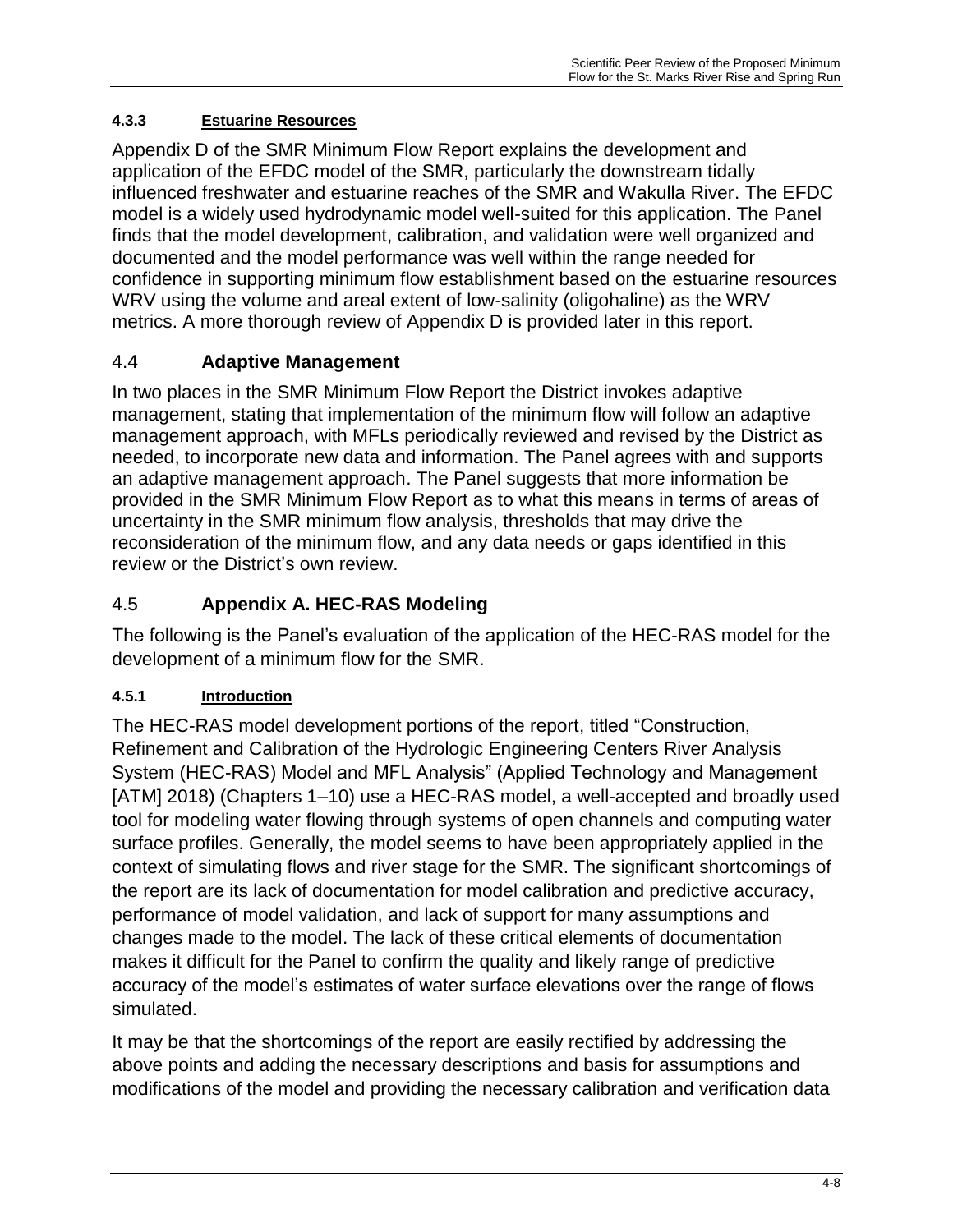#### 4.3.3 Estuarine Resources

Appendix D of the SMR Minimum Flow Report explains the development and application of the EFDC model of the SMR, particularly the downstream tidally influenced freshwater and estuarine reaches of the SMR and Wakulla River. The EFDC model is a widely used hydrodynamic model well-suited for this application. The Panel finds that the model development, calibration, and validation were well organized and documented and the model performance was well within the range needed for confidence in supporting minimum flow establishment based on the estuarine resources WRV using the volume and areal extent of low-salinity (oligohaline) as the WRV metrics. A more thorough review of Appendix D is provided later in this report.

## 4.4 Adaptive Management

In two places in the SMR Minimum Flow Report the District invokes adaptive management, stating that implementation of the minimum flow will follow an adaptive management approach, with MFLs periodically reviewed and revised by the District as needed, to incorporate new data and information. The Panel agrees with and supports an adaptive management approach. The Panel suggests that more information be provided in the SMR Minimum Flow Report as to what this means in terms of areas of uncertainty in the SMR minimum flow analysis, thresholds that may drive the reconsideration of the minimum flow, and any data needs or gaps identified in this review or the District's own review.

## 4.5 Appendix A. HEC-RAS Modeling

The following is the Panel's evaluation of the application of the HEC-RAS model for the development of a minimum flow for the SMR.

#### 4.5.1 Introduction

The HEC-RAS model development portions of the report, titled "Construction, Refinement and Calibration of the Hydrologic Engineering Centers River Analysis System (HEC-RAS) Model and MFL Analysis" (Applied Technology and Management [ATM] 2018) (Chapters 1–10) use a HEC-RAS model, a well-accepted and broadly used tool for modeling water flowing through systems of open channels and computing water surface profiles. Generally, the model seems to have been appropriately applied in the context of simulating flows and river stage for the SMR. The significant shortcomings of the report are its lack of documentation for model calibration and predictive accuracy, performance of model validation, and lack of support for many assumptions and changes made to the model. The lack of these critical elements of documentation makes it difficult for the Panel to confirm the quality and likely range of predictive accuracy of the model's estimates of water surface elevations over the range of flows simulated.

It may be that the shortcomings of the report are easily rectified by addressing the above points and adding the necessary descriptions and basis for assumptions and modifications of the model and providing the necessary calibration and verification data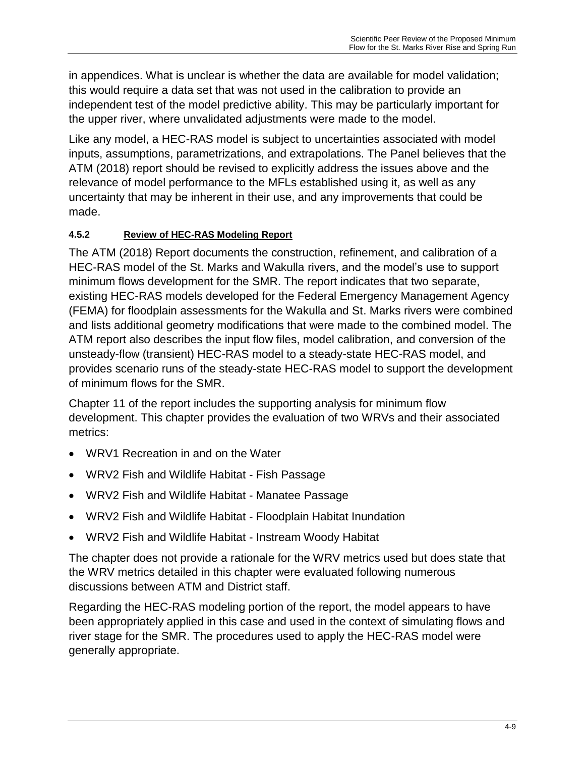in appendices. What is unclear is whether the data are available for model validation; this would require a data set that was not used in the calibration to provide an independent test of the model predictive ability. This may be particularly important for the upper river, where unvalidated adjustments were made to the model.

Like any model, a HEC-RAS model is subject to uncertainties associated with model inputs, assumptions, parametrizations, and extrapolations. The Panel believes that the ATM (2018) report should be revised to explicitly address the issues above and the relevance of model performance to the MFLs established using it, as well as any uncertainty that may be inherent in their use, and any improvements that could be made.

#### 4.5.2 Review of HEC-RAS Modeling Report

The ATM (2018) Report documents the construction, refinement, and calibration of a HEC-RAS model of the St. Marks and Wakulla rivers, and the model's use to support minimum flows development for the SMR. The report indicates that two separate, existing HEC-RAS models developed for the Federal Emergency Management Agency (FEMA) for floodplain assessments for the Wakulla and St. Marks rivers were combined and lists additional geometry modifications that were made to the combined model. The ATM report also describes the input flow files, model calibration, and conversion of the unsteady-flow (transient) HEC-RAS model to a steady-state HEC-RAS model, and provides scenario runs of the steady-state HEC-RAS model to support the development of minimum flows for the SMR.

Chapter 11 of the report includes the supporting analysis for minimum flow development. This chapter provides the evaluation of two WRVs and their associated metrics:

- WRV1 Recreation in and on the Water
- WRV2 Fish and Wildlife Habitat - Fish Passage
- WRV2 Fish and Wildlife Habitat - Manatee Passage
- WRV2 Fish and Wildlife Habitat - Floodplain Habitat Inundation
- WRV2 Fish and Wildlife Habitat - Instream Woody Habitat

The chapter does not provide a rationale for the WRV metrics used but does state that the WRV metrics detailed in this chapter were evaluated following numerous discussions between ATM and District staff.

Regarding the HEC-RAS modeling portion of the report, the model appears to have been appropriately applied in this case and used in the context of simulating flows and river stage for the SMR. The procedures used to apply the HEC-RAS model were generally appropriate.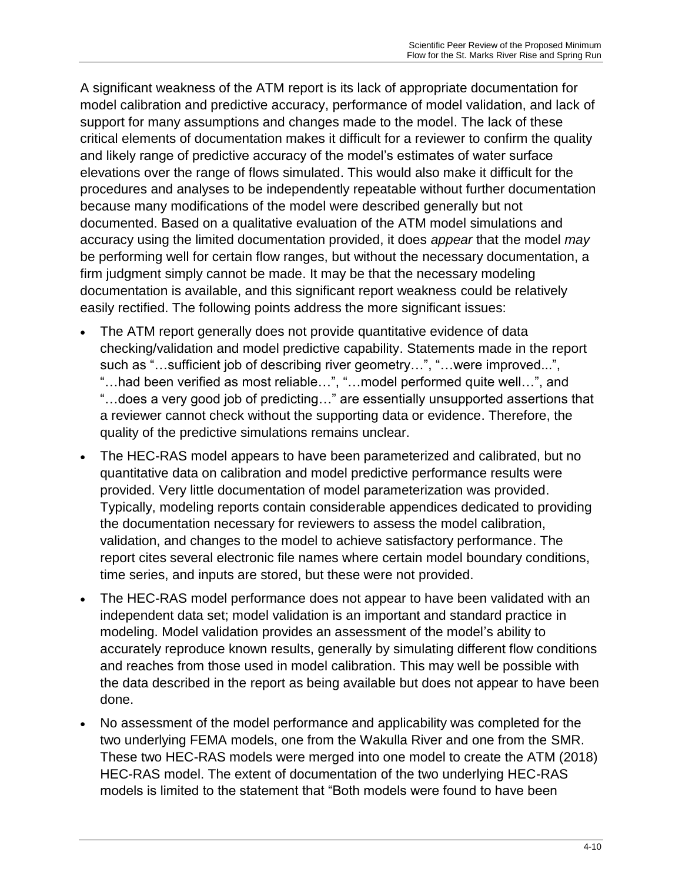A significant weakness of the ATM report is its lack of appropriate documentation for model calibration and predictive accuracy, performance of model validation, and lack of support for many assumptions and changes made to the model. The lack of these critical elements of documentation makes it difficult for a reviewer to confirm the quality and likely range of predictive accuracy of the model's estimates of water surface elevations over the range of flows simulated. This would also make it difficult for the procedures and analyses to be independently repeatable without further documentation because many modifications of the model were described generally but not documented. Based on a qualitative evaluation of the ATM model simulations and accuracy using the limited documentation provided, it does *appear* that the model *may* be performing well for certain flow ranges, but without the necessary documentation, a firm judgment simply cannot be made. It may be that the necessary modeling documentation is available, and this significant report weakness could be relatively easily rectified. The following points address the more significant issues:

- The ATM report generally does not provide quantitative evidence of data checking/validation and model predictive capability. Statements made in the report such as "…sufficient job of describing river geometry…", "…were improved...", "…had been verified as most reliable…", "…model performed quite well…", and "…does a very good job of predicting…" are essentially unsupported assertions that a reviewer cannot check without the supporting data or evidence. Therefore, the quality of the predictive simulations remains unclear.
- The HEC-RAS model appears to have been parameterized and calibrated, but no quantitative data on calibration and model predictive performance results were provided. Very little documentation of model parameterization was provided. Typically, modeling reports contain considerable appendices dedicated to providing the documentation necessary for reviewers to assess the model calibration, validation, and changes to the model to achieve satisfactory performance. The report cites several electronic file names where certain model boundary conditions, time series, and inputs are stored, but these were not provided.
- The HEC-RAS model performance does not appear to have been validated with an independent data set; model validation is an important and standard practice in modeling. Model validation provides an assessment of the model's ability to accurately reproduce known results, generally by simulating different flow conditions and reaches from those used in model calibration. This may well be possible with the data described in the report as being available but does not appear to have been done.
- No assessment of the model performance and applicability was completed for the two underlying FEMA models, one from the Wakulla River and one from the SMR. These two HEC-RAS models were merged into one model to create the ATM (2018) HEC-RAS model. The extent of documentation of the two underlying HEC-RAS models is limited to the statement that "Both models were found to have been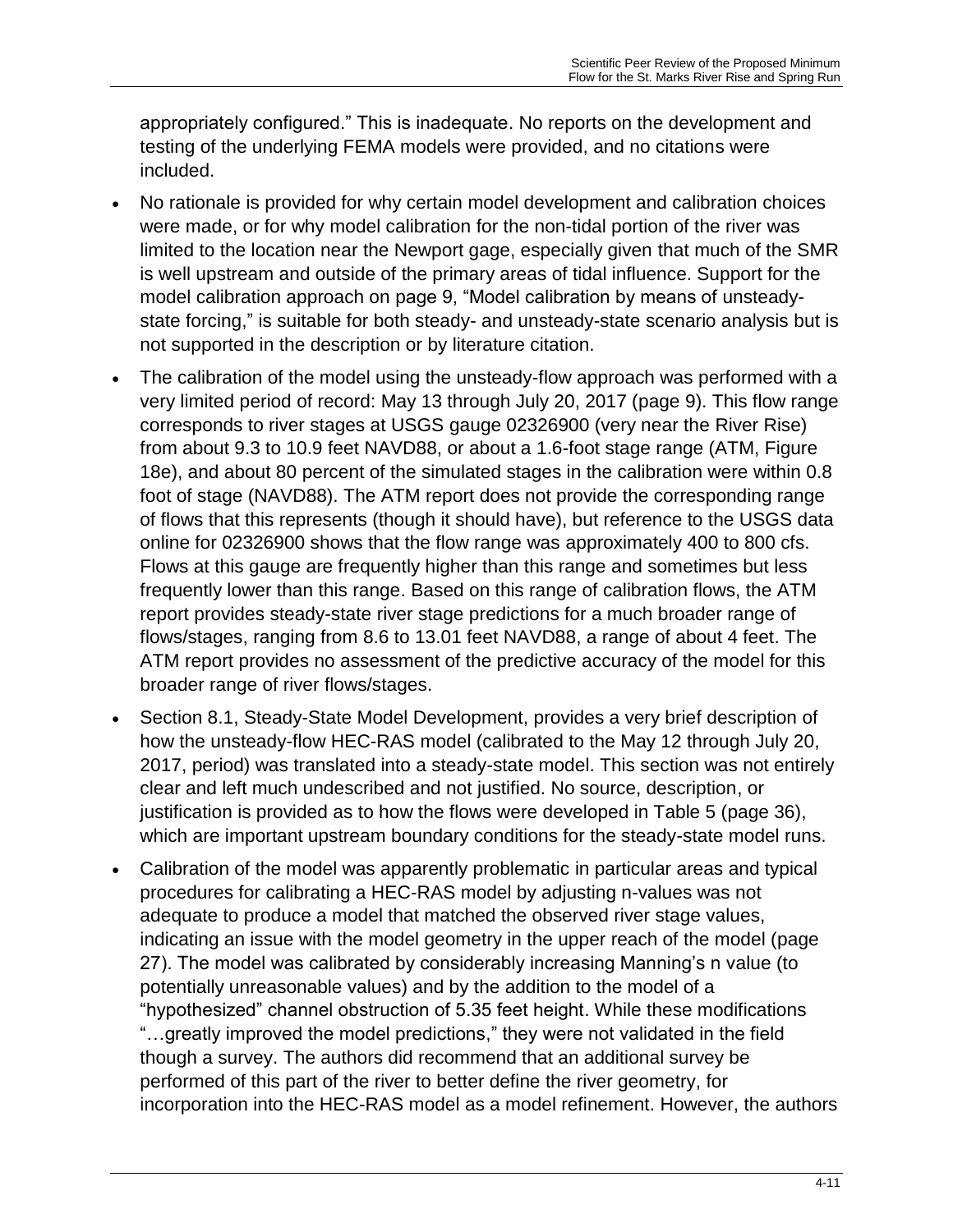appropriately configured." This is inadequate. No reports on the development and testing of the underlying FEMA models were provided, and no citations were included.

- No rationale is provided for why certain model development and calibration choices were made, or for why model calibration for the non-tidal portion of the river was limited to the location near the Newport gage, especially given that much of the SMR is well upstream and outside of the primary areas of tidal influence. Support for the model calibration approach on page 9, "Model calibration by means of unsteady-state forcing," is suitable for both steady- and unsteady-state scenario analysis but is not supported in the description or by literature citation.
- The calibration of the model using the unsteady-flow approach was performed with a very limited period of record: May 13 through July 20, 2017 (page 9). This flow range corresponds to river stages at USGS gauge 02326900 (very near the River Rise) from about 9.3 to 10.9 feet NAVD88, or about a 1.6-foot stage range (ATM, Figure 18e), and about 80 percent of the simulated stages in the calibration were within 0.8 foot of stage (NAVD88). The ATM report does not provide the corresponding range of flows that this represents (though it should have), but reference to the USGS data online for 02326900 shows that the flow range was approximately 400 to 800 cfs. Flows at this gauge are frequently higher than this range and sometimes but less frequently lower than this range. Based on this range of calibration flows, the ATM report provides steady-state river stage predictions for a much broader range of flows/stages, ranging from 8.6 to 13.01 feet NAVD88, a range of about 4 feet. The ATM report provides no assessment of the predictive accuracy of the model for this broader range of river flows/stages.
- Section 8.1, Steady-State Model Development, provides a very brief description of how the unsteady-flow HEC-RAS model (calibrated to the May 12 through July 20, 2017, period) was translated into a steady-state model. This section was not entirely clear and left much undescribed and not justified. No source, description, or justification is provided as to how the flows were developed in Table 5 (page 36), which are important upstream boundary conditions for the steady-state model runs.
- Calibration of the model was apparently problematic in particular areas and typical procedures for calibrating a HEC-RAS model by adjusting n-values was not adequate to produce a model that matched the observed river stage values, indicating an issue with the model geometry in the upper reach of the model (page 27). The model was calibrated by considerably increasing Manning's n value (to potentially unreasonable values) and by the addition to the model of a "hypothesized" channel obstruction of 5.35 feet height. While these modifications "…greatly improved the model predictions," they were not validated in the field though a survey. The authors did recommend that an additional survey be performed of this part of the river to better define the river geometry, for incorporation into the HEC-RAS model as a model refinement. However, the authors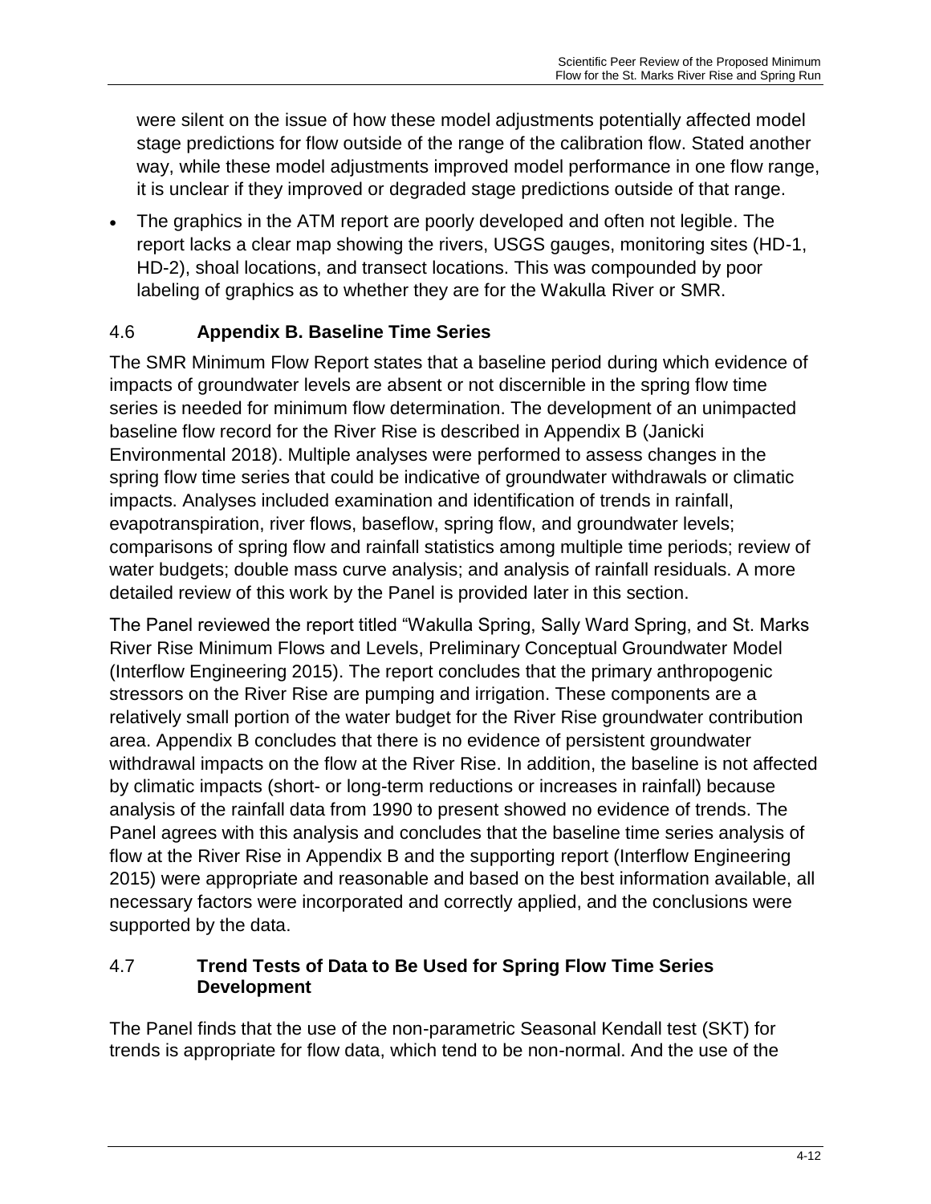were silent on the issue of how these model adjustments potentially affected model stage predictions for flow outside of the range of the calibration flow. Stated another way, while these model adjustments improved model performance in one flow range, it is unclear if they improved or degraded stage predictions outside of that range.

- The graphics in the ATM report are poorly developed and often not legible. The report lacks a clear map showing the rivers, USGS gauges, monitoring sites (HD-1, HD-2), shoal locations, and transect locations. This was compounded by poor labeling of graphics as to whether they are for the Wakulla River or SMR.

## 4.6 Appendix B. Baseline Time Series

The SMR Minimum Flow Report states that a baseline period during which evidence of impacts of groundwater levels are absent or not discernible in the spring flow time series is needed for minimum flow determination. The development of an unimpacted baseline flow record for the River Rise is described in Appendix B (Janicki Environmental 2018). Multiple analyses were performed to assess changes in the spring flow time series that could be indicative of groundwater withdrawals or climatic impacts. Analyses included examination and identification of trends in rainfall, evapotranspiration, river flows, baseflow, spring flow, and groundwater levels; comparisons of spring flow and rainfall statistics among multiple time periods; review of water budgets; double mass curve analysis; and analysis of rainfall residuals. A more detailed review of this work by the Panel is provided later in this section.

The Panel reviewed the report titled "Wakulla Spring, Sally Ward Spring, and St. Marks River Rise Minimum Flows and Levels, Preliminary Conceptual Groundwater Model (Interflow Engineering 2015). The report concludes that the primary anthropogenic stressors on the River Rise are pumping and irrigation. These components are a relatively small portion of the water budget for the River Rise groundwater contribution area. Appendix B concludes that there is no evidence of persistent groundwater withdrawal impacts on the flow at the River Rise. In addition, the baseline is not affected by climatic impacts (short- or long-term reductions or increases in rainfall) because analysis of the rainfall data from 1990 to present showed no evidence of trends. The Panel agrees with this analysis and concludes that the baseline time series analysis of flow at the River Rise in Appendix B and the supporting report (Interflow Engineering 2015) were appropriate and reasonable and based on the best information available, all necessary factors were incorporated and correctly applied, and the conclusions were supported by the data.

## 4.7 Trend Tests of Data to Be Used for Spring Flow Time Series Development

The Panel finds that the use of the non-parametric Seasonal Kendall test (SKT) for trends is appropriate for flow data, which tend to be non-normal. And the use of the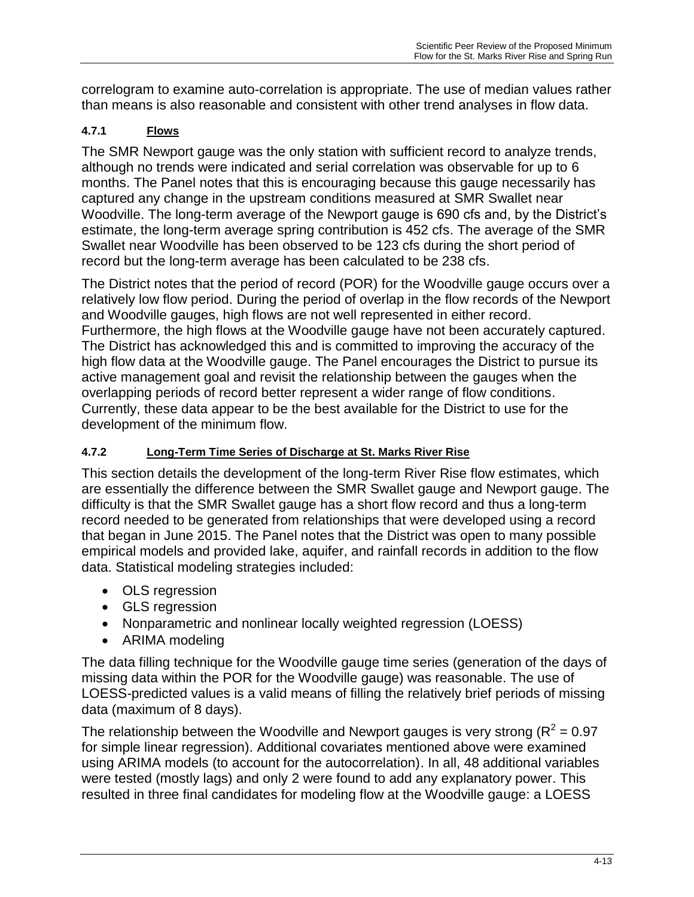correlogram to examine auto-correlation is appropriate. The use of median values rather than means is also reasonable and consistent with other trend analyses in flow data.

#### 4.7.1 Flows

The SMR Newport gauge was the only station with sufficient record to analyze trends, although no trends were indicated and serial correlation was observable for up to 6 months. The Panel notes that this is encouraging because this gauge necessarily has captured any change in the upstream conditions measured at SMR Swallet near Woodville. The long-term average of the Newport gauge is 690 cfs and, by the District's estimate, the long-term average spring contribution is 452 cfs. The average of the SMR Swallet near Woodville has been observed to be 123 cfs during the short period of record but the long-term average has been calculated to be 238 cfs.

The District notes that the period of record (POR) for the Woodville gauge occurs over a relatively low flow period. During the period of overlap in the flow records of the Newport and Woodville gauges, high flows are not well represented in either record. Furthermore, the high flows at the Woodville gauge have not been accurately captured. The District has acknowledged this and is committed to improving the accuracy of the high flow data at the Woodville gauge. The Panel encourages the District to pursue its active management goal and revisit the relationship between the gauges when the overlapping periods of record better represent a wider range of flow conditions. Currently, these data appear to be the best available for the District to use for the development of the minimum flow.

#### 4.7.2 Long-Term Time Series of Discharge at St. Marks River Rise

This section details the development of the long-term River Rise flow estimates, which are essentially the difference between the SMR Swallet gauge and Newport gauge. The difficulty is that the SMR Swallet gauge has a short flow record and thus a long-term record needed to be generated from relationships that were developed using a record that began in June 2015. The Panel notes that the District was open to many possible empirical models and provided lake, aquifer, and rainfall records in addition to the flow data. Statistical modeling strategies included:

- OLS regression
- GLS regression
- Nonparametric and nonlinear locally weighted regression (LOESS)
- ARIMA modeling

The data filling technique for the Woodville gauge time series (generation of the days of missing data within the POR for the Woodville gauge) was reasonable. The use of LOESS-predicted values is a valid means of filling the relatively brief periods of missing data (maximum of 8 days).

The relationship between the Woodville and Newport gauges is very strong ($R^2 = 0.97$ for simple linear regression). Additional covariates mentioned above were examined using ARIMA models (to account for the autocorrelation). In all, 48 additional variables were tested (mostly lags) and only 2 were found to add any explanatory power. This resulted in three final candidates for modeling flow at the Woodville gauge: a LOESS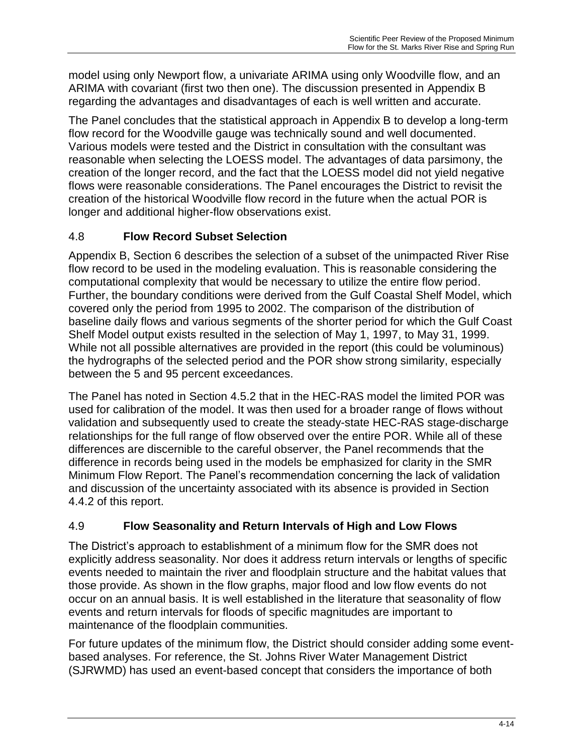model using only Newport flow, a univariate ARIMA using only Woodville flow, and an ARIMA with covariant (first two then one). The discussion presented in Appendix B regarding the advantages and disadvantages of each is well written and accurate.

The Panel concludes that the statistical approach in Appendix B to develop a long-term flow record for the Woodville gauge was technically sound and well documented. Various models were tested and the District in consultation with the consultant was reasonable when selecting the LOESS model. The advantages of data parsimony, the creation of the longer record, and the fact that the LOESS model did not yield negative flows were reasonable considerations. The Panel encourages the District to revisit the creation of the historical Woodville flow record in the future when the actual POR is longer and additional higher-flow observations exist.

## 4.8 Flow Record Subset Selection

Appendix B, Section 6 describes the selection of a subset of the unimpacted River Rise flow record to be used in the modeling evaluation. This is reasonable considering the computational complexity that would be necessary to utilize the entire flow period. Further, the boundary conditions were derived from the Gulf Coastal Shelf Model, which covered only the period from 1995 to 2002. The comparison of the distribution of baseline daily flows and various segments of the shorter period for which the Gulf Coast Shelf Model output exists resulted in the selection of May 1, 1997, to May 31, 1999. While not all possible alternatives are provided in the report (this could be voluminous) the hydrographs of the selected period and the POR show strong similarity, especially between the 5 and 95 percent exceedances.

The Panel has noted in Section 4.5.2 that in the HEC-RAS model the limited POR was used for calibration of the model. It was then used for a broader range of flows without validation and subsequently used to create the steady-state HEC-RAS stage-discharge relationships for the full range of flow observed over the entire POR. While all of these differences are discernible to the careful observer, the Panel recommends that the difference in records being used in the models be emphasized for clarity in the SMR Minimum Flow Report. The Panel's recommendation concerning the lack of validation and discussion of the uncertainty associated with its absence is provided in Section 4.4.2 of this report.

## 4.9 Flow Seasonality and Return Intervals of High and Low Flows

The District's approach to establishment of a minimum flow for the SMR does not explicitly address seasonality. Nor does it address return intervals or lengths of specific events needed to maintain the river and floodplain structure and the habitat values that those provide. As shown in the flow graphs, major flood and low flow events do not occur on an annual basis. It is well established in the literature that seasonality of flow events and return intervals for floods of specific magnitudes are important to maintenance of the floodplain communities.

For future updates of the minimum flow, the District should consider adding some event-based analyses. For reference, the St. Johns River Water Management District (SJRWMD) has used an event-based concept that considers the importance of both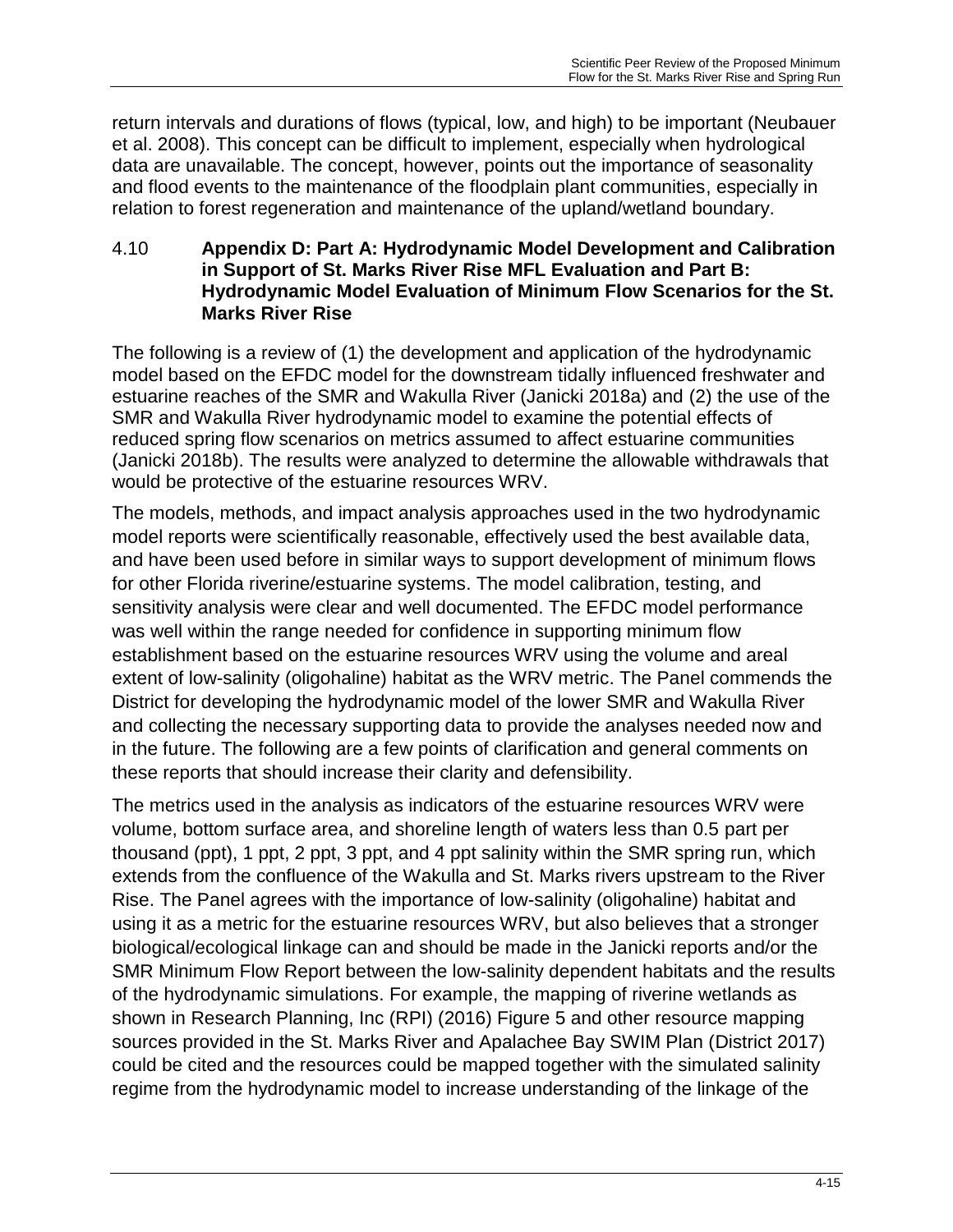return intervals and durations of flows (typical, low, and high) to be important (Neubauer et al. 2008). This concept can be difficult to implement, especially when hydrological data are unavailable. The concept, however, points out the importance of seasonality and flood events to the maintenance of the floodplain plant communities, especially in relation to forest regeneration and maintenance of the upland/wetland boundary.

### 4.10 Appendix D: Part A: Hydrodynamic Model Development and Calibration in Support of St. Marks River Rise MFL Evaluation and Part B: Hydrodynamic Model Evaluation of Minimum Flow Scenarios for the St. Marks River Rise

The following is a review of (1) the development and application of the hydrodynamic model based on the EFDC model for the downstream tidally influenced freshwater and estuarine reaches of the SMR and Wakulla River (Janicki 2018a) and (2) the use of the SMR and Wakulla River hydrodynamic model to examine the potential effects of reduced spring flow scenarios on metrics assumed to affect estuarine communities (Janicki 2018b). The results were analyzed to determine the allowable withdrawals that would be protective of the estuarine resources WRV.

The models, methods, and impact analysis approaches used in the two hydrodynamic model reports were scientifically reasonable, effectively used the best available data, and have been used before in similar ways to support development of minimum flows for other Florida riverine/estuarine systems. The model calibration, testing, and sensitivity analysis were clear and well documented. The EFDC model performance was well within the range needed for confidence in supporting minimum flow establishment based on the estuarine resources WRV using the volume and areal extent of low-salinity (oligohaline) habitat as the WRV metric. The Panel commends the District for developing the hydrodynamic model of the lower SMR and Wakulla River and collecting the necessary supporting data to provide the analyses needed now and in the future. The following are a few points of clarification and general comments on these reports that should increase their clarity and defensibility.

The metrics used in the analysis as indicators of the estuarine resources WRV were volume, bottom surface area, and shoreline length of waters less than 0.5 part per thousand (ppt), 1 ppt, 2 ppt, 3 ppt, and 4 ppt salinity within the SMR spring run, which extends from the confluence of the Wakulla and St. Marks rivers upstream to the River Rise. The Panel agrees with the importance of low-salinity (oligohaline) habitat and using it as a metric for the estuarine resources WRV, but also believes that a stronger biological/ecological linkage can and should be made in the Janicki reports and/or the SMR Minimum Flow Report between the low-salinity dependent habitats and the results of the hydrodynamic simulations. For example, the mapping of riverine wetlands as shown in Research Planning, Inc (RPI) (2016) Figure 5 and other resource mapping sources provided in the St. Marks River and Apalachee Bay SWIM Plan (District 2017) could be cited and the resources could be mapped together with the simulated salinity regime from the hydrodynamic model to increase understanding of the linkage of the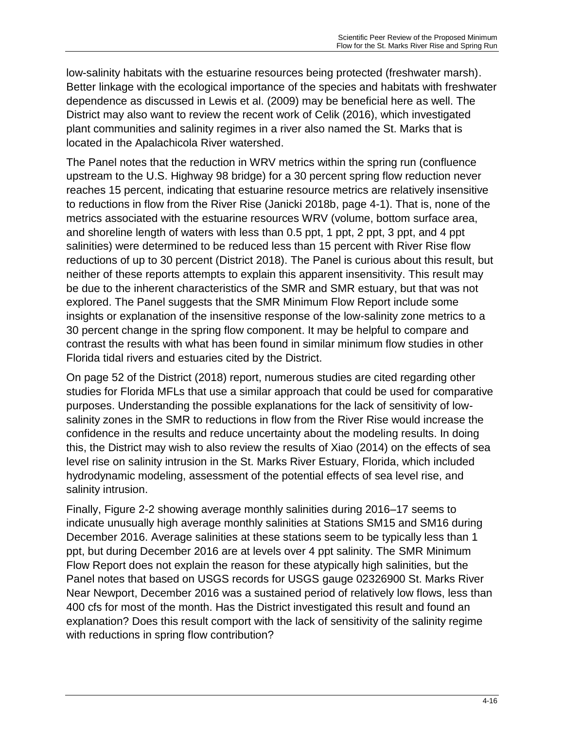low-salinity habitats with the estuarine resources being protected (freshwater marsh). Better linkage with the ecological importance of the species and habitats with freshwater dependence as discussed in Lewis et al. (2009) may be beneficial here as well. The District may also want to review the recent work of Celik (2016), which investigated plant communities and salinity regimes in a river also named the St. Marks that is located in the Apalachicola River watershed.

The Panel notes that the reduction in WRV metrics within the spring run (confluence upstream to the U.S. Highway 98 bridge) for a 30 percent spring flow reduction never reaches 15 percent, indicating that estuarine resource metrics are relatively insensitive to reductions in flow from the River Rise (Janicki 2018b, page 4-1). That is, none of the metrics associated with the estuarine resources WRV (volume, bottom surface area, and shoreline length of waters with less than 0.5 ppt, 1 ppt, 2 ppt, 3 ppt, and 4 ppt salinities) were determined to be reduced less than 15 percent with River Rise flow reductions of up to 30 percent (District 2018). The Panel is curious about this result, but neither of these reports attempts to explain this apparent insensitivity. This result may be due to the inherent characteristics of the SMR and SMR estuary, but that was not explored. The Panel suggests that the SMR Minimum Flow Report include some insights or explanation of the insensitive response of the low-salinity zone metrics to a 30 percent change in the spring flow component. It may be helpful to compare and contrast the results with what has been found in similar minimum flow studies in other Florida tidal rivers and estuaries cited by the District.

On page 52 of the District (2018) report, numerous studies are cited regarding other studies for Florida MFLs that use a similar approach that could be used for comparative purposes. Understanding the possible explanations for the lack of sensitivity of low-salinity zones in the SMR to reductions in flow from the River Rise would increase the confidence in the results and reduce uncertainty about the modeling results. In doing this, the District may wish to also review the results of Xiao (2014) on the effects of sea level rise on salinity intrusion in the St. Marks River Estuary, Florida, which included hydrodynamic modeling, assessment of the potential effects of sea level rise, and salinity intrusion.

Finally, Figure 2-2 showing average monthly salinities during 2016–17 seems to indicate unusually high average monthly salinities at Stations SM15 and SM16 during December 2016. Average salinities at these stations seem to be typically less than 1 ppt, but during December 2016 are at levels over 4 ppt salinity. The SMR Minimum Flow Report does not explain the reason for these atypically high salinities, but the Panel notes that based on USGS records for USGS gauge 02326900 St. Marks River Near Newport, December 2016 was a sustained period of relatively low flows, less than 400 cfs for most of the month. Has the District investigated this result and found an explanation? Does this result comport with the lack of sensitivity of the salinity regime with reductions in spring flow contribution?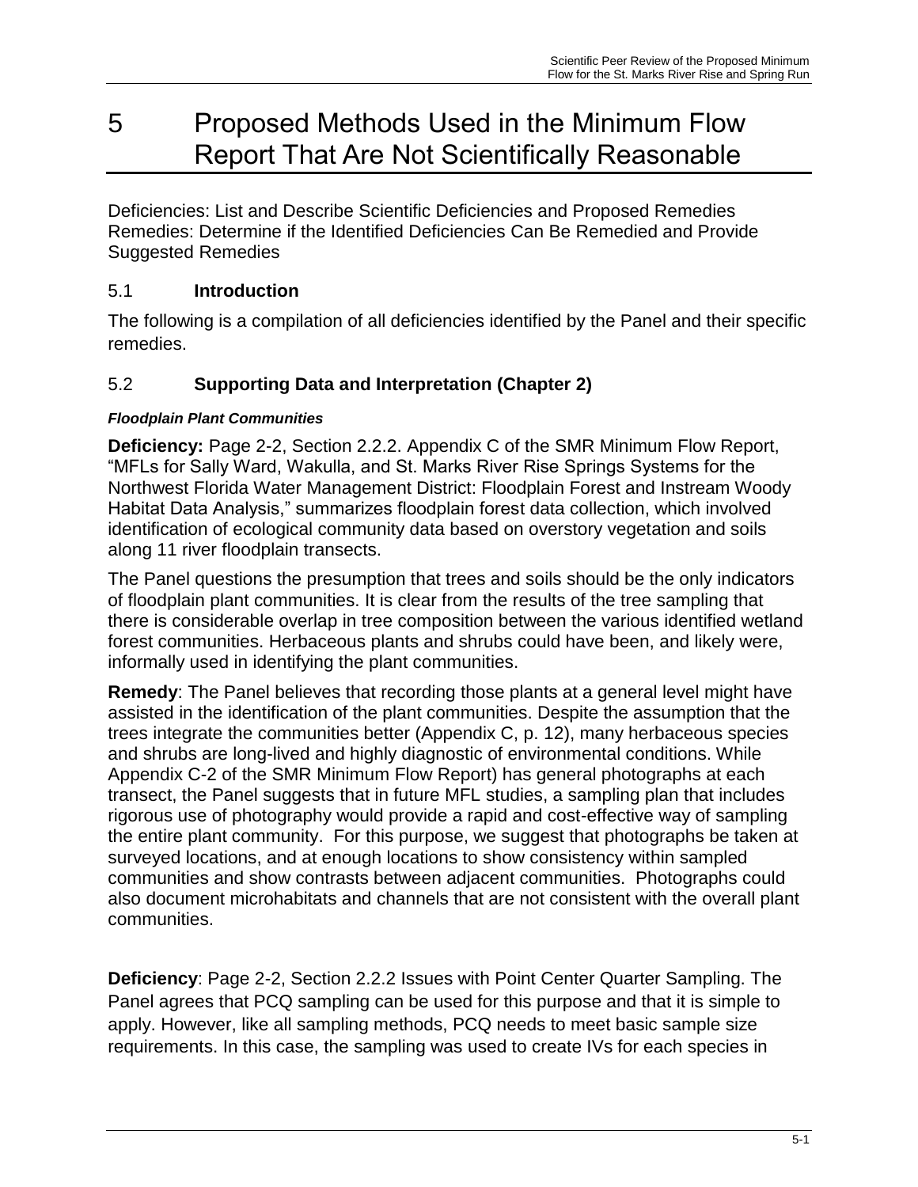# 5 Proposed Methods Used in the Minimum Flow Report That Are Not Scientifically Reasonable

Deficiencies: List and Describe Scientific Deficiencies and Proposed Remedies
Remedies: Determine if the Identified Deficiencies Can Be Remedied and Provide Suggested Remedies

## 5.1 Introduction

The following is a compilation of all deficiencies identified by the Panel and their specific remedies.

## 5.2 Supporting Data and Interpretation (Chapter 2)

#### *Floodplain Plant Communities*

**Deficiency:** Page 2-2, Section 2.2.2. Appendix C of the SMR Minimum Flow Report, "MFLs for Sally Ward, Wakulla, and St. Marks River Rise Springs Systems for the Northwest Florida Water Management District: Floodplain Forest and Instream Woody Habitat Data Analysis," summarizes floodplain forest data collection, which involved identification of ecological community data based on overstory vegetation and soils along 11 river floodplain transects.

The Panel questions the presumption that trees and soils should be the only indicators of floodplain plant communities. It is clear from the results of the tree sampling that there is considerable overlap in tree composition between the various identified wetland forest communities. Herbaceous plants and shrubs could have been, and likely were, informally used in identifying the plant communities.

**Remedy**: The Panel believes that recording those plants at a general level might have assisted in the identification of the plant communities. Despite the assumption that the trees integrate the communities better (Appendix C, p. 12), many herbaceous species and shrubs are long-lived and highly diagnostic of environmental conditions. While Appendix C-2 of the SMR Minimum Flow Report) has general photographs at each transect, the Panel suggests that in future MFL studies, a sampling plan that includes rigorous use of photography would provide a rapid and cost-effective way of sampling the entire plant community. For this purpose, we suggest that photographs be taken at surveyed locations, and at enough locations to show consistency within sampled communities and show contrasts between adjacent communities. Photographs could also document microhabitats and channels that are not consistent with the overall plant communities.

**Deficiency**: Page 2-2, Section 2.2.2 Issues with Point Center Quarter Sampling. The Panel agrees that PCQ sampling can be used for this purpose and that it is simple to apply. However, like all sampling methods, PCQ needs to meet basic sample size requirements. In this case, the sampling was used to create IVs for each species in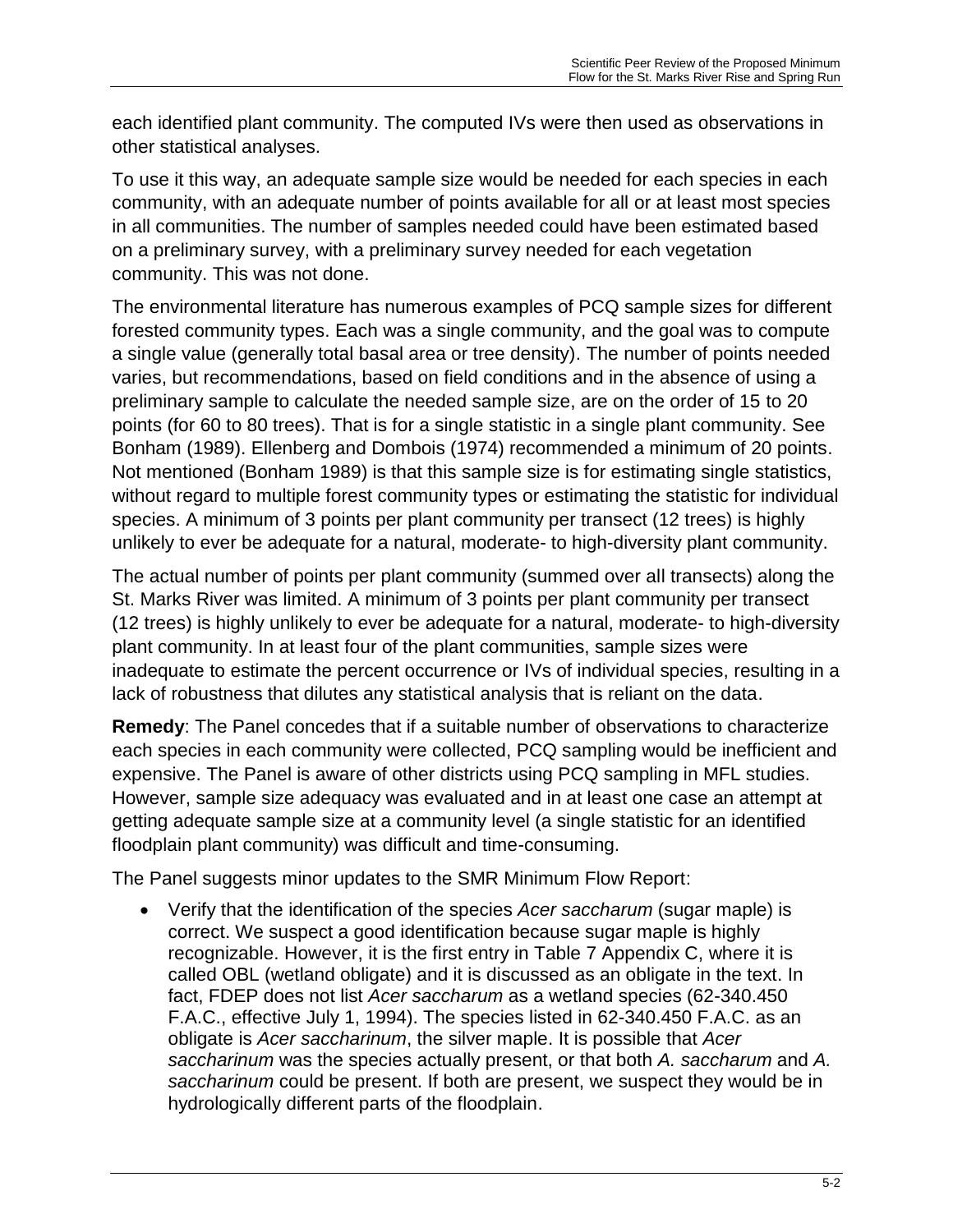each identified plant community. The computed IVs were then used as observations in other statistical analyses.

To use it this way, an adequate sample size would be needed for each species in each community, with an adequate number of points available for all or at least most species in all communities. The number of samples needed could have been estimated based on a preliminary survey, with a preliminary survey needed for each vegetation community. This was not done.

The environmental literature has numerous examples of PCQ sample sizes for different forested community types. Each was a single community, and the goal was to compute a single value (generally total basal area or tree density). The number of points needed varies, but recommendations, based on field conditions and in the absence of using a preliminary sample to calculate the needed sample size, are on the order of 15 to 20 points (for 60 to 80 trees). That is for a single statistic in a single plant community. See Bonham (1989). Ellenberg and Dombois (1974) recommended a minimum of 20 points. Not mentioned (Bonham 1989) is that this sample size is for estimating single statistics, without regard to multiple forest community types or estimating the statistic for individual species. A minimum of 3 points per plant community per transect (12 trees) is highly unlikely to ever be adequate for a natural, moderate- to high-diversity plant community.

The actual number of points per plant community (summed over all transects) along the St. Marks River was limited. A minimum of 3 points per plant community per transect (12 trees) is highly unlikely to ever be adequate for a natural, moderate- to high-diversity plant community. In at least four of the plant communities, sample sizes were inadequate to estimate the percent occurrence or IVs of individual species, resulting in a lack of robustness that dilutes any statistical analysis that is reliant on the data.

**Remedy**: The Panel concedes that if a suitable number of observations to characterize each species in each community were collected, PCQ sampling would be inefficient and expensive. The Panel is aware of other districts using PCQ sampling in MFL studies. However, sample size adequacy was evaluated and in at least one case an attempt at getting adequate sample size at a community level (a single statistic for an identified floodplain plant community) was difficult and time-consuming.

The Panel suggests minor updates to the SMR Minimum Flow Report:

- Verify that the identification of the species *Acer saccharum* (sugar maple) is correct. We suspect a good identification because sugar maple is highly recognizable. However, it is the first entry in Table 7 Appendix C, where it is called OBL (wetland obligate) and it is discussed as an obligate in the text. In fact, FDEP does not list *Acer saccharum* as a wetland species (62-340.450 F.A.C., effective July 1, 1994). The species listed in 62-340.450 F.A.C. as an obligate is *Acer saccharinum*, the silver maple. It is possible that *Acer saccharinum* was the species actually present, or that both *A. saccharum* and *A. saccharinum* could be present. If both are present, we suspect they would be in hydrologically different parts of the floodplain.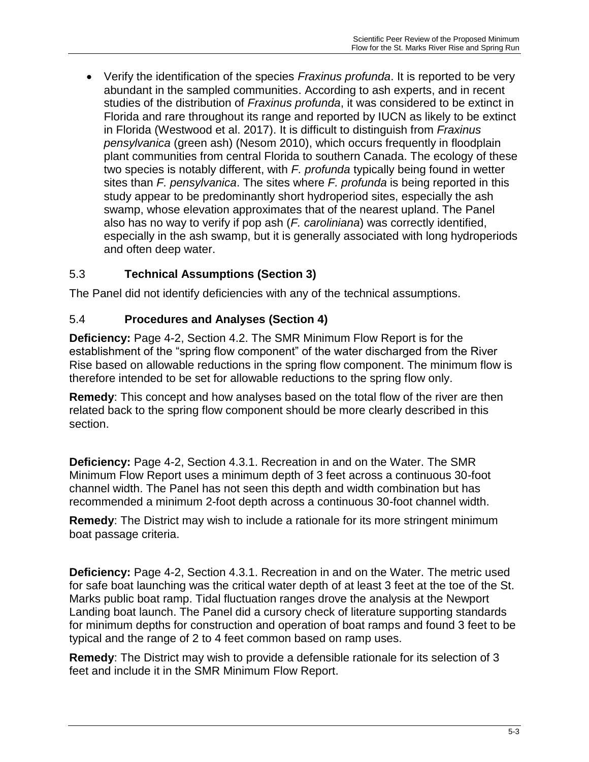- Verify the identification of the species *Fraxinus profunda*. It is reported to be very abundant in the sampled communities. According to ash experts, and in recent studies of the distribution of *Fraxinus profunda*, it was considered to be extinct in Florida and rare throughout its range and reported by IUCN as likely to be extinct in Florida (Westwood et al. 2017). It is difficult to distinguish from *Fraxinus pensylvanica* (green ash) (Nesom 2010), which occurs frequently in floodplain plant communities from central Florida to southern Canada. The ecology of these two species is notably different, with *F. profunda* typically being found in wetter sites than *F. pensylvanica*. The sites where *F. profunda* is being reported in this study appear to be predominantly short hydroperiod sites, especially the ash swamp, whose elevation approximates that of the nearest upland. The Panel also has no way to verify if pop ash (*F. caroliniana*) was correctly identified, especially in the ash swamp, but it is generally associated with long hydroperiods and often deep water.

## 5.3 Technical Assumptions (Section 3)

The Panel did not identify deficiencies with any of the technical assumptions.

## 5.4 Procedures and Analyses (Section 4)

**Deficiency:** Page 4-2, Section 4.2. The SMR Minimum Flow Report is for the establishment of the "spring flow component" of the water discharged from the River Rise based on allowable reductions in the spring flow component. The minimum flow is therefore intended to be set for allowable reductions to the spring flow only.

**Remedy**: This concept and how analyses based on the total flow of the river are then related back to the spring flow component should be more clearly described in this section.

**Deficiency:** Page 4-2, Section 4.3.1. Recreation in and on the Water. The SMR Minimum Flow Report uses a minimum depth of 3 feet across a continuous 30-foot channel width. The Panel has not seen this depth and width combination but has recommended a minimum 2-foot depth across a continuous 30-foot channel width.

**Remedy**: The District may wish to include a rationale for its more stringent minimum boat passage criteria.

**Deficiency:** Page 4-2, Section 4.3.1. Recreation in and on the Water. The metric used for safe boat launching was the critical water depth of at least 3 feet at the toe of the St. Marks public boat ramp. Tidal fluctuation ranges drove the analysis at the Newport Landing boat launch. The Panel did a cursory check of literature supporting standards for minimum depths for construction and operation of boat ramps and found 3 feet to be typical and the range of 2 to 4 feet common based on ramp uses.

**Remedy**: The District may wish to provide a defensible rationale for its selection of 3 feet and include it in the SMR Minimum Flow Report.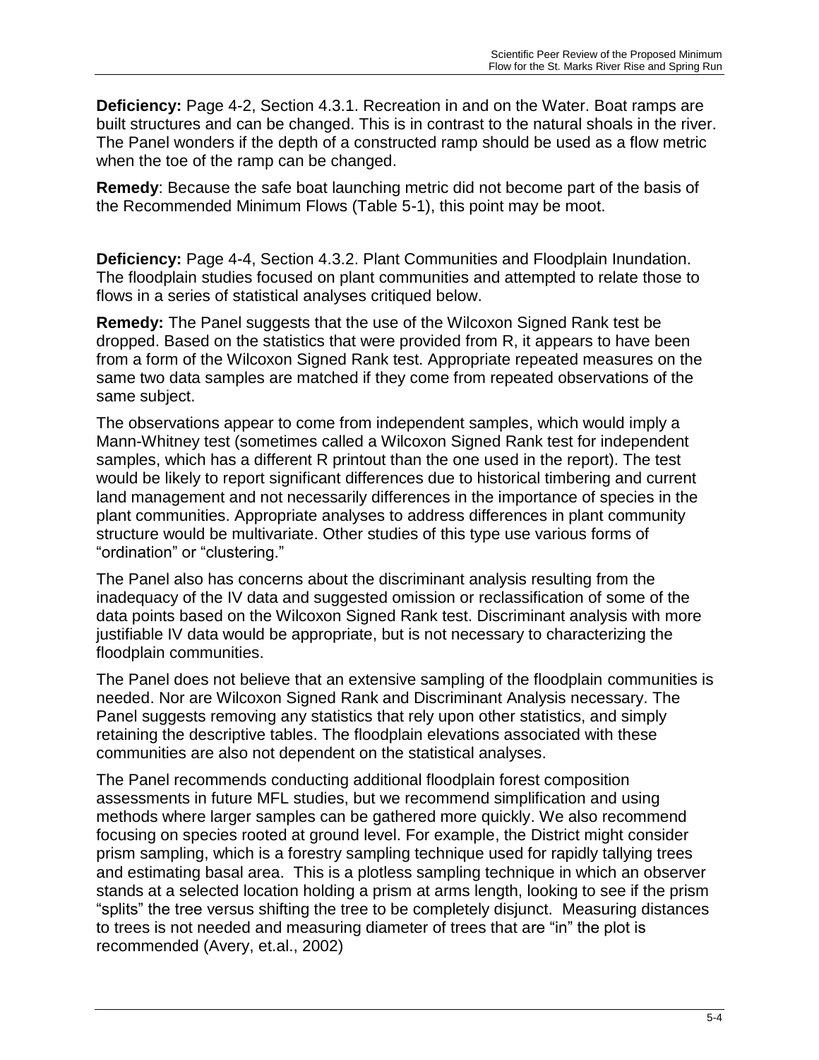**Deficiency:** Page 4-2, Section 4.3.1. Recreation in and on the Water. Boat ramps are built structures and can be changed. This is in contrast to the natural shoals in the river. The Panel wonders if the depth of a constructed ramp should be used as a flow metric when the toe of the ramp can be changed.

**Remedy**: Because the safe boat launching metric did not become part of the basis of the Recommended Minimum Flows (Table 5-1), this point may be moot.

**Deficiency:** Page 4-4, Section 4.3.2. Plant Communities and Floodplain Inundation. The floodplain studies focused on plant communities and attempted to relate those to flows in a series of statistical analyses critiqued below.

**Remedy:** The Panel suggests that the use of the Wilcoxon Signed Rank test be dropped. Based on the statistics that were provided from R, it appears to have been from a form of the Wilcoxon Signed Rank test. Appropriate repeated measures on the same two data samples are matched if they come from repeated observations of the same subject.

The observations appear to come from independent samples, which would imply a Mann-Whitney test (sometimes called a Wilcoxon Signed Rank test for independent samples, which has a different R printout than the one used in the report). The test would be likely to report significant differences due to historical timbering and current land management and not necessarily differences in the importance of species in the plant communities. Appropriate analyses to address differences in plant community structure would be multivariate. Other studies of this type use various forms of "ordination" or "clustering."

The Panel also has concerns about the discriminant analysis resulting from the inadequacy of the IV data and suggested omission or reclassification of some of the data points based on the Wilcoxon Signed Rank test. Discriminant analysis with more justifiable IV data would be appropriate, but is not necessary to characterizing the floodplain communities.

The Panel does not believe that an extensive sampling of the floodplain communities is needed. Nor are Wilcoxon Signed Rank and Discriminant Analysis necessary. The Panel suggests removing any statistics that rely upon other statistics, and simply retaining the descriptive tables. The floodplain elevations associated with these communities are also not dependent on the statistical analyses.

The Panel recommends conducting additional floodplain forest composition assessments in future MFL studies, but we recommend simplification and using methods where larger samples can be gathered more quickly. We also recommend focusing on species rooted at ground level. For example, the District might consider prism sampling, which is a forestry sampling technique used for rapidly tallying trees and estimating basal area. This is a plotless sampling technique in which an observer stands at a selected location holding a prism at arms length, looking to see if the prism "splits" the tree versus shifting the tree to be completely disjunct. Measuring distances to trees is not needed and measuring diameter of trees that are "in" the plot is recommended (Avery, et.al., 2002)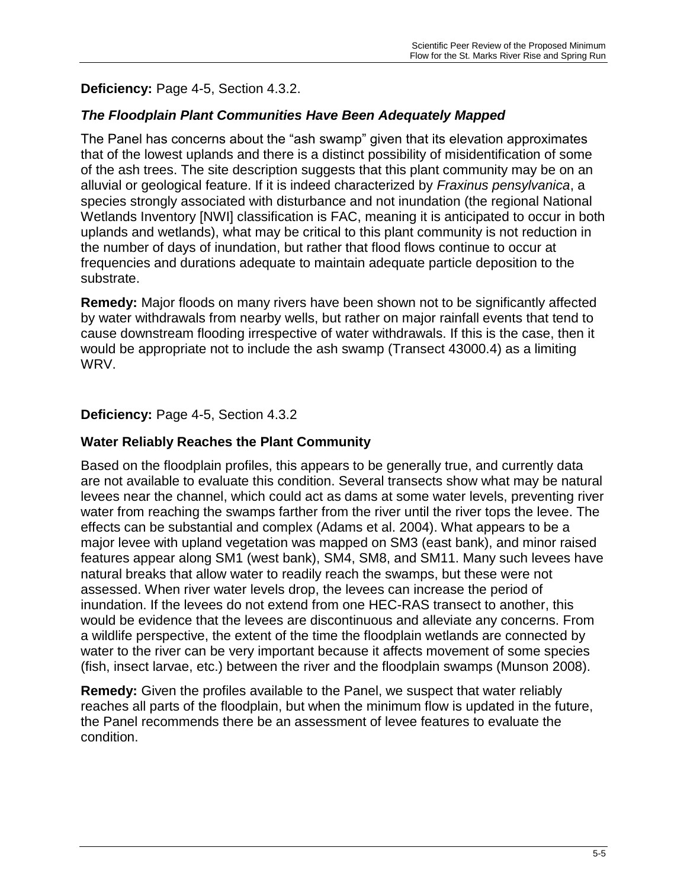**Deficiency:** Page 4-5, Section 4.3.2.

### *The Floodplain Plant Communities Have Been Adequately Mapped*

The Panel has concerns about the "ash swamp" given that its elevation approximates that of the lowest uplands and there is a distinct possibility of misidentification of some of the ash trees. The site description suggests that this plant community may be on an alluvial or geological feature. If it is indeed characterized by *Fraxinus pensylvanica*, a species strongly associated with disturbance and not inundation (the regional National Wetlands Inventory [NWI] classification is FAC, meaning it is anticipated to occur in both uplands and wetlands), what may be critical to this plant community is not reduction in the number of days of inundation, but rather that flood flows continue to occur at frequencies and durations adequate to maintain adequate particle deposition to the substrate.

**Remedy:** Major floods on many rivers have been shown not to be significantly affected by water withdrawals from nearby wells, but rather on major rainfall events that tend to cause downstream flooding irrespective of water withdrawals. If this is the case, then it would be appropriate not to include the ash swamp (Transect 43000.4) as a limiting WRV.

**Deficiency:** Page 4-5, Section 4.3.2

### Water Reliably Reaches the Plant Community

Based on the floodplain profiles, this appears to be generally true, and currently data are not available to evaluate this condition. Several transects show what may be natural levees near the channel, which could act as dams at some water levels, preventing river water from reaching the swamps farther from the river until the river tops the levee. The effects can be substantial and complex (Adams et al. 2004). What appears to be a major levee with upland vegetation was mapped on SM3 (east bank), and minor raised features appear along SM1 (west bank), SM4, SM8, and SM11. Many such levees have natural breaks that allow water to readily reach the swamps, but these were not assessed. When river water levels drop, the levees can increase the period of inundation. If the levees do not extend from one HEC-RAS transect to another, this would be evidence that the levees are discontinuous and alleviate any concerns. From a wildlife perspective, the extent of the time the floodplain wetlands are connected by water to the river can be very important because it affects movement of some species (fish, insect larvae, etc.) between the river and the floodplain swamps (Munson 2008).

**Remedy:** Given the profiles available to the Panel, we suspect that water reliably reaches all parts of the floodplain, but when the minimum flow is updated in the future, the Panel recommends there be an assessment of levee features to evaluate the condition.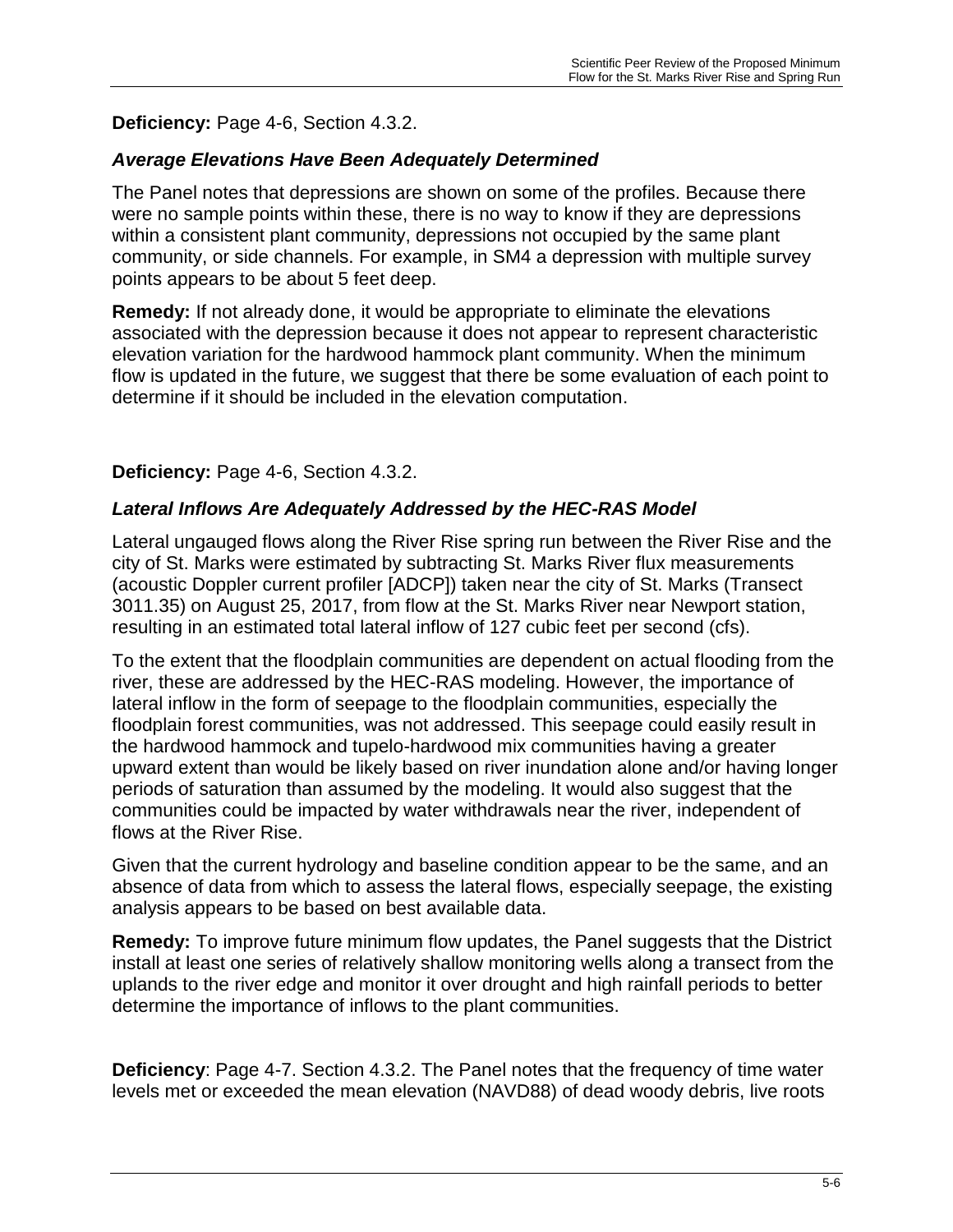**Deficiency:** Page 4-6, Section 4.3.2.

***Average Elevations Have Been Adequately Determined***

The Panel notes that depressions are shown on some of the profiles. Because there were no sample points within these, there is no way to know if they are depressions within a consistent plant community, depressions not occupied by the same plant community, or side channels. For example, in SM4 a depression with multiple survey points appears to be about 5 feet deep.

**Remedy:** If not already done, it would be appropriate to eliminate the elevations associated with the depression because it does not appear to represent characteristic elevation variation for the hardwood hammock plant community. When the minimum flow is updated in the future, we suggest that there be some evaluation of each point to determine if it should be included in the elevation computation.

**Deficiency:** Page 4-6, Section 4.3.2.

***Lateral Inflows Are Adequately Addressed by the HEC-RAS Model***

Lateral ungauged flows along the River Rise spring run between the River Rise and the city of St. Marks were estimated by subtracting St. Marks River flux measurements (acoustic Doppler current profiler [ADCP]) taken near the city of St. Marks (Transect 3011.35) on August 25, 2017, from flow at the St. Marks River near Newport station, resulting in an estimated total lateral inflow of 127 cubic feet per second (cfs).

To the extent that the floodplain communities are dependent on actual flooding from the river, these are addressed by the HEC-RAS modeling. However, the importance of lateral inflow in the form of seepage to the floodplain communities, especially the floodplain forest communities, was not addressed. This seepage could easily result in the hardwood hammock and tupelo-hardwood mix communities having a greater upward extent than would be likely based on river inundation alone and/or having longer periods of saturation than assumed by the modeling. It would also suggest that the communities could be impacted by water withdrawals near the river, independent of flows at the River Rise.

Given that the current hydrology and baseline condition appear to be the same, and an absence of data from which to assess the lateral flows, especially seepage, the existing analysis appears to be based on best available data.

**Remedy:** To improve future minimum flow updates, the Panel suggests that the District install at least one series of relatively shallow monitoring wells along a transect from the uplands to the river edge and monitor it over drought and high rainfall periods to better determine the importance of inflows to the plant communities.

**Deficiency**: Page 4-7. Section 4.3.2. The Panel notes that the frequency of time water levels met or exceeded the mean elevation (NAVD88) of dead woody debris, live roots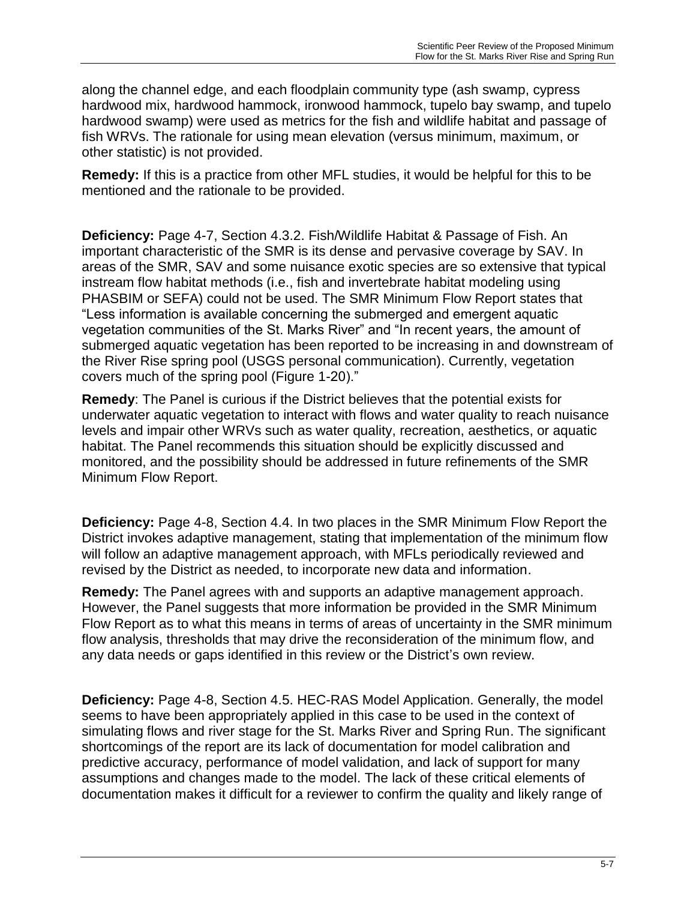along the channel edge, and each floodplain community type (ash swamp, cypress hardwood mix, hardwood hammock, ironwood hammock, tupelo bay swamp, and tupelo hardwood swamp) were used as metrics for the fish and wildlife habitat and passage of fish WRVs. The rationale for using mean elevation (versus minimum, maximum, or other statistic) is not provided.

**Remedy:** If this is a practice from other MFL studies, it would be helpful for this to be mentioned and the rationale to be provided.

**Deficiency:** Page 4-7, Section 4.3.2. Fish/Wildlife Habitat & Passage of Fish. An important characteristic of the SMR is its dense and pervasive coverage by SAV. In areas of the SMR, SAV and some nuisance exotic species are so extensive that typical instream flow habitat methods (i.e., fish and invertebrate habitat modeling using PHASBIM or SEFA) could not be used. The SMR Minimum Flow Report states that "Less information is available concerning the submerged and emergent aquatic vegetation communities of the St. Marks River" and "In recent years, the amount of submerged aquatic vegetation has been reported to be increasing in and downstream of the River Rise spring pool (USGS personal communication). Currently, vegetation covers much of the spring pool (Figure 1-20)."

**Remedy**: The Panel is curious if the District believes that the potential exists for underwater aquatic vegetation to interact with flows and water quality to reach nuisance levels and impair other WRVs such as water quality, recreation, aesthetics, or aquatic habitat. The Panel recommends this situation should be explicitly discussed and monitored, and the possibility should be addressed in future refinements of the SMR Minimum Flow Report.

**Deficiency:** Page 4-8, Section 4.4. In two places in the SMR Minimum Flow Report the District invokes adaptive management, stating that implementation of the minimum flow will follow an adaptive management approach, with MFLs periodically reviewed and revised by the District as needed, to incorporate new data and information.

**Remedy:** The Panel agrees with and supports an adaptive management approach. However, the Panel suggests that more information be provided in the SMR Minimum Flow Report as to what this means in terms of areas of uncertainty in the SMR minimum flow analysis, thresholds that may drive the reconsideration of the minimum flow, and any data needs or gaps identified in this review or the District's own review.

**Deficiency:** Page 4-8, Section 4.5. HEC-RAS Model Application. Generally, the model seems to have been appropriately applied in this case to be used in the context of simulating flows and river stage for the St. Marks River and Spring Run. The significant shortcomings of the report are its lack of documentation for model calibration and predictive accuracy, performance of model validation, and lack of support for many assumptions and changes made to the model. The lack of these critical elements of documentation makes it difficult for a reviewer to confirm the quality and likely range of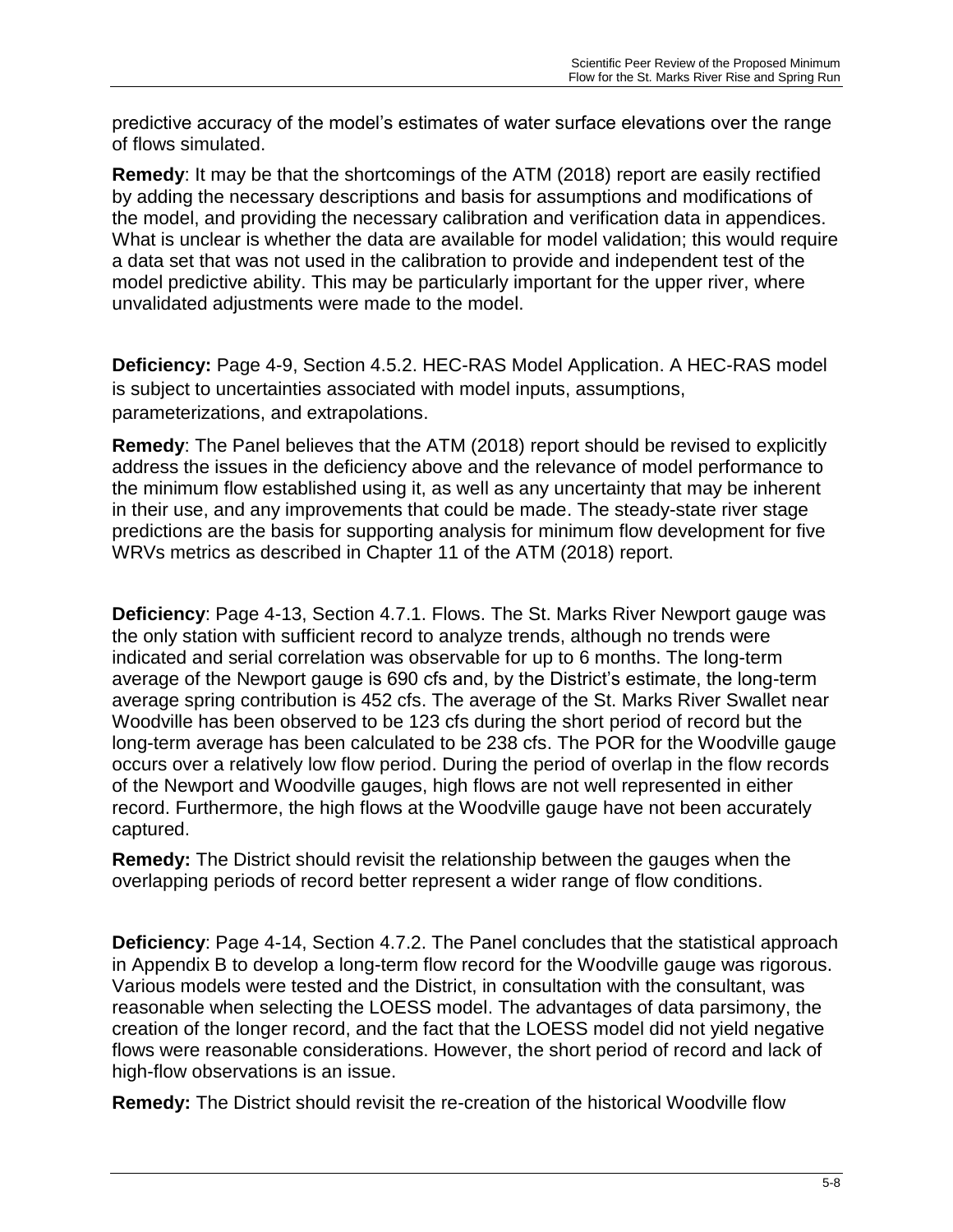predictive accuracy of the model's estimates of water surface elevations over the range of flows simulated.

**Remedy**: It may be that the shortcomings of the ATM (2018) report are easily rectified by adding the necessary descriptions and basis for assumptions and modifications of the model, and providing the necessary calibration and verification data in appendices. What is unclear is whether the data are available for model validation; this would require a data set that was not used in the calibration to provide and independent test of the model predictive ability. This may be particularly important for the upper river, where unvalidated adjustments were made to the model.

**Deficiency:** Page 4-9, Section 4.5.2. HEC-RAS Model Application. A HEC-RAS model is subject to uncertainties associated with model inputs, assumptions, parameterizations, and extrapolations.

**Remedy**: The Panel believes that the ATM (2018) report should be revised to explicitly address the issues in the deficiency above and the relevance of model performance to the minimum flow established using it, as well as any uncertainty that may be inherent in their use, and any improvements that could be made. The steady-state river stage predictions are the basis for supporting analysis for minimum flow development for five WRVs metrics as described in Chapter 11 of the ATM (2018) report.

**Deficiency**: Page 4-13, Section 4.7.1. Flows. The St. Marks River Newport gauge was the only station with sufficient record to analyze trends, although no trends were indicated and serial correlation was observable for up to 6 months. The long-term average of the Newport gauge is 690 cfs and, by the District's estimate, the long-term average spring contribution is 452 cfs. The average of the St. Marks River Swallet near Woodville has been observed to be 123 cfs during the short period of record but the long-term average has been calculated to be 238 cfs. The POR for the Woodville gauge occurs over a relatively low flow period. During the period of overlap in the flow records of the Newport and Woodville gauges, high flows are not well represented in either record. Furthermore, the high flows at the Woodville gauge have not been accurately captured.

**Remedy:** The District should revisit the relationship between the gauges when the overlapping periods of record better represent a wider range of flow conditions.

**Deficiency**: Page 4-14, Section 4.7.2. The Panel concludes that the statistical approach in Appendix B to develop a long-term flow record for the Woodville gauge was rigorous. Various models were tested and the District, in consultation with the consultant, was reasonable when selecting the LOESS model. The advantages of data parsimony, the creation of the longer record, and the fact that the LOESS model did not yield negative flows were reasonable considerations. However, the short period of record and lack of high-flow observations is an issue.

**Remedy:** The District should revisit the re-creation of the historical Woodville flow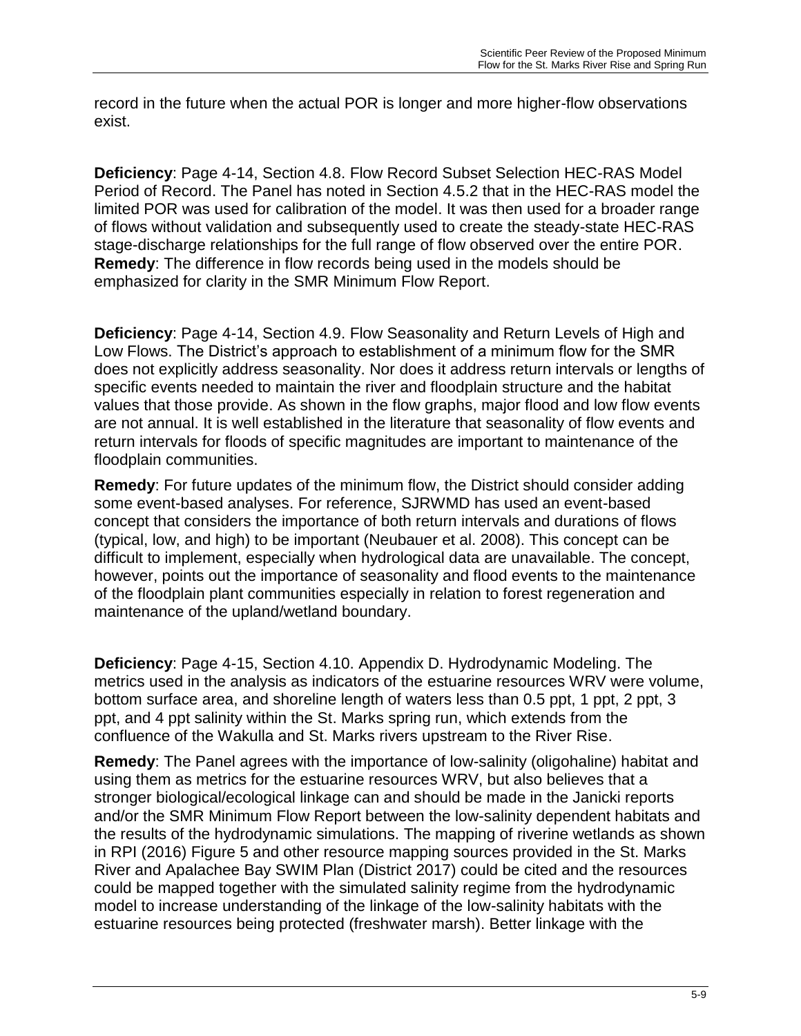record in the future when the actual POR is longer and more higher-flow observations exist.

**Deficiency**: Page 4-14, Section 4.8. Flow Record Subset Selection HEC-RAS Model Period of Record. The Panel has noted in Section 4.5.2 that in the HEC-RAS model the limited POR was used for calibration of the model. It was then used for a broader range of flows without validation and subsequently used to create the steady-state HEC-RAS stage-discharge relationships for the full range of flow observed over the entire POR.
**Remedy**: The difference in flow records being used in the models should be emphasized for clarity in the SMR Minimum Flow Report.

**Deficiency**: Page 4-14, Section 4.9. Flow Seasonality and Return Levels of High and Low Flows. The District's approach to establishment of a minimum flow for the SMR does not explicitly address seasonality. Nor does it address return intervals or lengths of specific events needed to maintain the river and floodplain structure and the habitat values that those provide. As shown in the flow graphs, major flood and low flow events are not annual. It is well established in the literature that seasonality of flow events and return intervals for floods of specific magnitudes are important to maintenance of the floodplain communities.

**Remedy**: For future updates of the minimum flow, the District should consider adding some event-based analyses. For reference, SJRWMD has used an event-based concept that considers the importance of both return intervals and durations of flows (typical, low, and high) to be important (Neubauer et al. 2008). This concept can be difficult to implement, especially when hydrological data are unavailable. The concept, however, points out the importance of seasonality and flood events to the maintenance of the floodplain plant communities especially in relation to forest regeneration and maintenance of the upland/wetland boundary.

**Deficiency**: Page 4-15, Section 4.10. Appendix D. Hydrodynamic Modeling. The metrics used in the analysis as indicators of the estuarine resources WRV were volume, bottom surface area, and shoreline length of waters less than 0.5 ppt, 1 ppt, 2 ppt, 3 ppt, and 4 ppt salinity within the St. Marks spring run, which extends from the confluence of the Wakulla and St. Marks rivers upstream to the River Rise.

**Remedy**: The Panel agrees with the importance of low-salinity (oligohaline) habitat and using them as metrics for the estuarine resources WRV, but also believes that a stronger biological/ecological linkage can and should be made in the Janicki reports and/or the SMR Minimum Flow Report between the low-salinity dependent habitats and the results of the hydrodynamic simulations. The mapping of riverine wetlands as shown in RPI (2016) Figure 5 and other resource mapping sources provided in the St. Marks River and Apalachee Bay SWIM Plan (District 2017) could be cited and the resources could be mapped together with the simulated salinity regime from the hydrodynamic model to increase understanding of the linkage of the low-salinity habitats with the estuarine resources being protected (freshwater marsh). Better linkage with the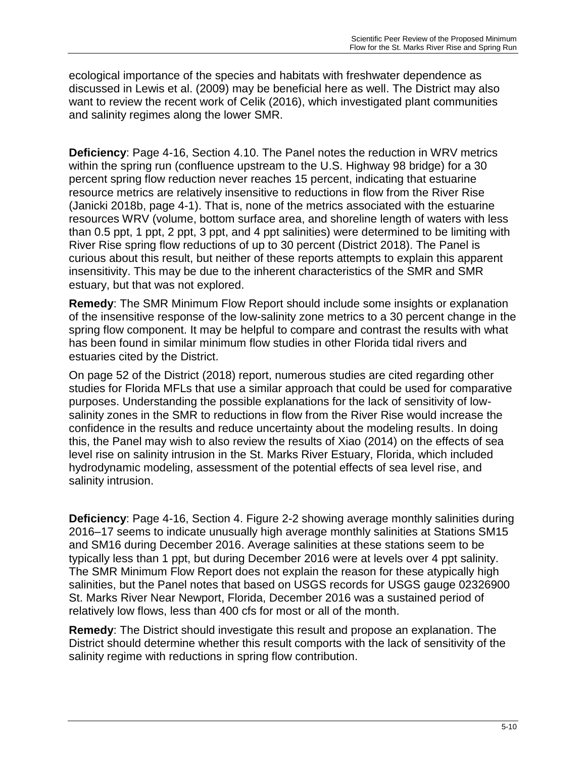ecological importance of the species and habitats with freshwater dependence as discussed in Lewis et al. (2009) may be beneficial here as well. The District may also want to review the recent work of Celik (2016), which investigated plant communities and salinity regimes along the lower SMR.

**Deficiency**: Page 4-16, Section 4.10. The Panel notes the reduction in WRV metrics within the spring run (confluence upstream to the U.S. Highway 98 bridge) for a 30 percent spring flow reduction never reaches 15 percent, indicating that estuarine resource metrics are relatively insensitive to reductions in flow from the River Rise (Janicki 2018b, page 4-1). That is, none of the metrics associated with the estuarine resources WRV (volume, bottom surface area, and shoreline length of waters with less than 0.5 ppt, 1 ppt, 2 ppt, 3 ppt, and 4 ppt salinities) were determined to be limiting with River Rise spring flow reductions of up to 30 percent (District 2018). The Panel is curious about this result, but neither of these reports attempts to explain this apparent insensitivity. This may be due to the inherent characteristics of the SMR and SMR estuary, but that was not explored.

**Remedy**: The SMR Minimum Flow Report should include some insights or explanation of the insensitive response of the low-salinity zone metrics to a 30 percent change in the spring flow component. It may be helpful to compare and contrast the results with what has been found in similar minimum flow studies in other Florida tidal rivers and estuaries cited by the District.

On page 52 of the District (2018) report, numerous studies are cited regarding other studies for Florida MFLs that use a similar approach that could be used for comparative purposes. Understanding the possible explanations for the lack of sensitivity of low-salinity zones in the SMR to reductions in flow from the River Rise would increase the confidence in the results and reduce uncertainty about the modeling results. In doing this, the Panel may wish to also review the results of Xiao (2014) on the effects of sea level rise on salinity intrusion in the St. Marks River Estuary, Florida, which included hydrodynamic modeling, assessment of the potential effects of sea level rise, and salinity intrusion.

**Deficiency**: Page 4-16, Section 4. Figure 2-2 showing average monthly salinities during 2016–17 seems to indicate unusually high average monthly salinities at Stations SM15 and SM16 during December 2016. Average salinities at these stations seem to be typically less than 1 ppt, but during December 2016 were at levels over 4 ppt salinity. The SMR Minimum Flow Report does not explain the reason for these atypically high salinities, but the Panel notes that based on USGS records for USGS gauge 02326900 St. Marks River Near Newport, Florida, December 2016 was a sustained period of relatively low flows, less than 400 cfs for most or all of the month.

**Remedy**: The District should investigate this result and propose an explanation. The District should determine whether this result comports with the lack of sensitivity of the salinity regime with reductions in spring flow contribution.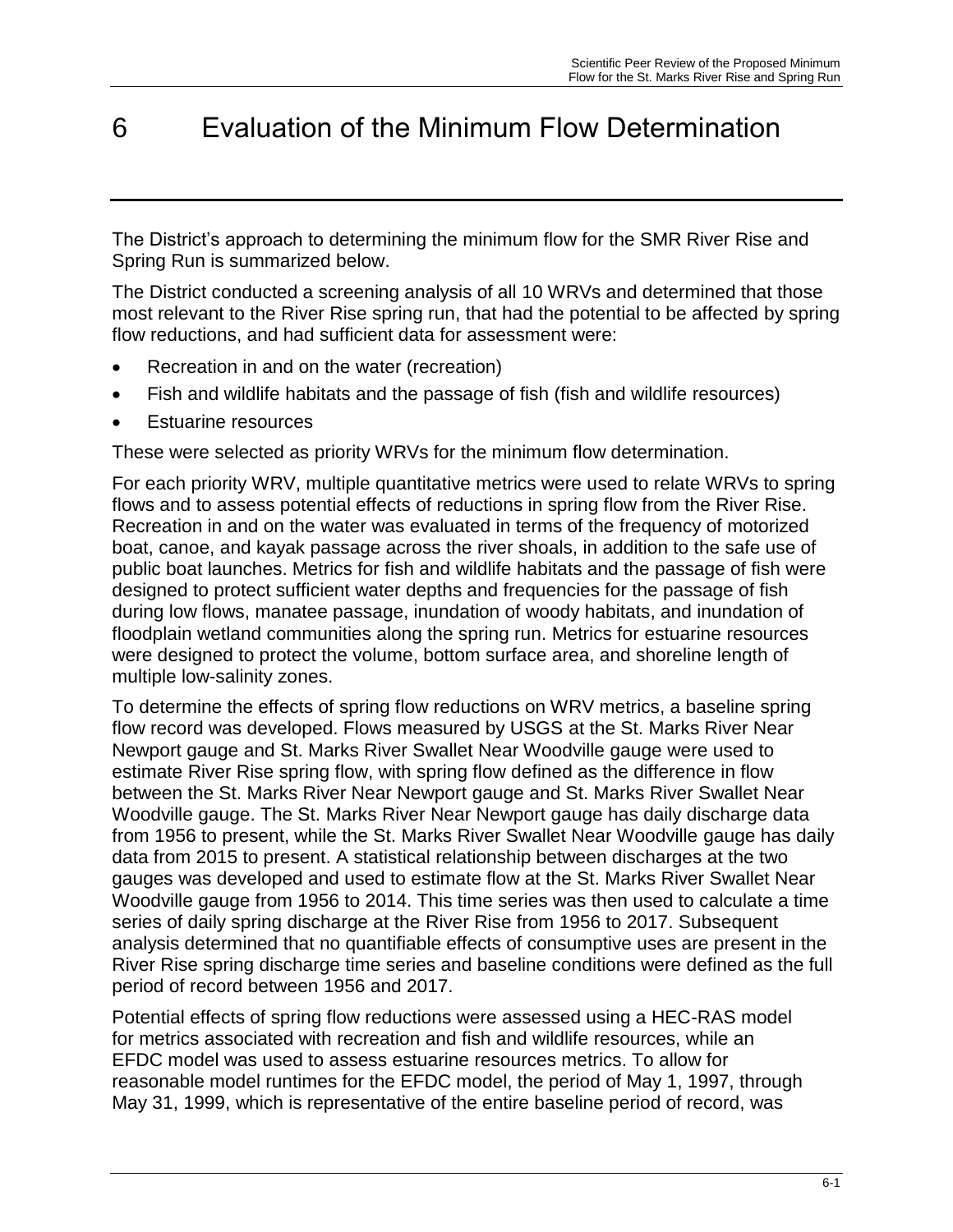# 6 Evaluation of the Minimum Flow Determination

The District's approach to determining the minimum flow for the SMR River Rise and Spring Run is summarized below.

The District conducted a screening analysis of all 10 WRVs and determined that those most relevant to the River Rise spring run, that had the potential to be affected by spring flow reductions, and had sufficient data for assessment were:

- Recreation in and on the water (recreation)
- Fish and wildlife habitats and the passage of fish (fish and wildlife resources)
- Estuarine resources

These were selected as priority WRVs for the minimum flow determination.

For each priority WRV, multiple quantitative metrics were used to relate WRVs to spring flows and to assess potential effects of reductions in spring flow from the River Rise. Recreation in and on the water was evaluated in terms of the frequency of motorized boat, canoe, and kayak passage across the river shoals, in addition to the safe use of public boat launches. Metrics for fish and wildlife habitats and the passage of fish were designed to protect sufficient water depths and frequencies for the passage of fish during low flows, manatee passage, inundation of woody habitats, and inundation of floodplain wetland communities along the spring run. Metrics for estuarine resources were designed to protect the volume, bottom surface area, and shoreline length of multiple low-salinity zones.

To determine the effects of spring flow reductions on WRV metrics, a baseline spring flow record was developed. Flows measured by USGS at the St. Marks River Near Newport gauge and St. Marks River Swallet Near Woodville gauge were used to estimate River Rise spring flow, with spring flow defined as the difference in flow between the St. Marks River Near Newport gauge and St. Marks River Swallet Near Woodville gauge. The St. Marks River Near Newport gauge has daily discharge data from 1956 to present, while the St. Marks River Swallet Near Woodville gauge has daily data from 2015 to present. A statistical relationship between discharges at the two gauges was developed and used to estimate flow at the St. Marks River Swallet Near Woodville gauge from 1956 to 2014. This time series was then used to calculate a time series of daily spring discharge at the River Rise from 1956 to 2017. Subsequent analysis determined that no quantifiable effects of consumptive uses are present in the River Rise spring discharge time series and baseline conditions were defined as the full period of record between 1956 and 2017.

Potential effects of spring flow reductions were assessed using a HEC-RAS model for metrics associated with recreation and fish and wildlife resources, while an EFDC model was used to assess estuarine resources metrics. To allow for reasonable model runtimes for the EFDC model, the period of May 1, 1997, through May 31, 1999, which is representative of the entire baseline period of record, was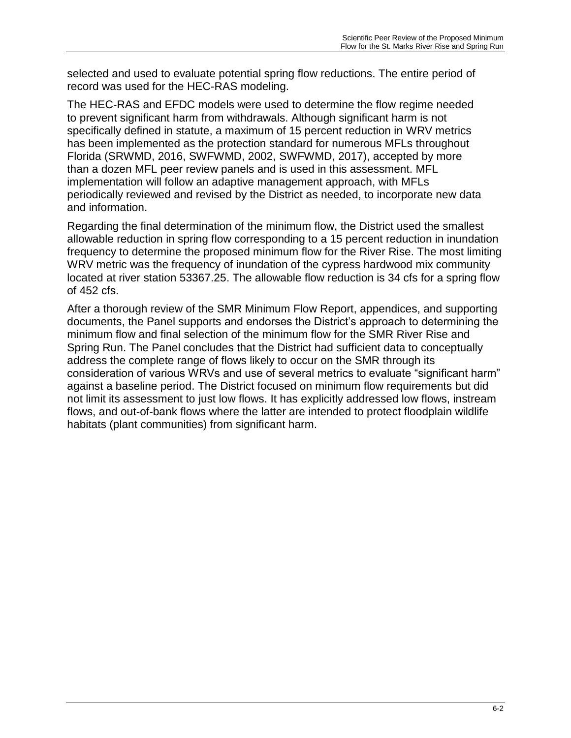selected and used to evaluate potential spring flow reductions. The entire period of record was used for the HEC-RAS modeling.

The HEC-RAS and EFDC models were used to determine the flow regime needed to prevent significant harm from withdrawals. Although significant harm is not specifically defined in statute, a maximum of 15 percent reduction in WRV metrics has been implemented as the protection standard for numerous MFLs throughout Florida (SRWMD, 2016, SWFWMD, 2002, SWFWMD, 2017), accepted by more than a dozen MFL peer review panels and is used in this assessment. MFL implementation will follow an adaptive management approach, with MFLs periodically reviewed and revised by the District as needed, to incorporate new data and information.

Regarding the final determination of the minimum flow, the District used the smallest allowable reduction in spring flow corresponding to a 15 percent reduction in inundation frequency to determine the proposed minimum flow for the River Rise. The most limiting WRV metric was the frequency of inundation of the cypress hardwood mix community located at river station 53367.25. The allowable flow reduction is 34 cfs for a spring flow of 452 cfs.

After a thorough review of the SMR Minimum Flow Report, appendices, and supporting documents, the Panel supports and endorses the District's approach to determining the minimum flow and final selection of the minimum flow for the SMR River Rise and Spring Run. The Panel concludes that the District had sufficient data to conceptually address the complete range of flows likely to occur on the SMR through its consideration of various WRVs and use of several metrics to evaluate "significant harm" against a baseline period. The District focused on minimum flow requirements but did not limit its assessment to just low flows. It has explicitly addressed low flows, instream flows, and out-of-bank flows where the latter are intended to protect floodplain wildlife habitats (plant communities) from significant harm.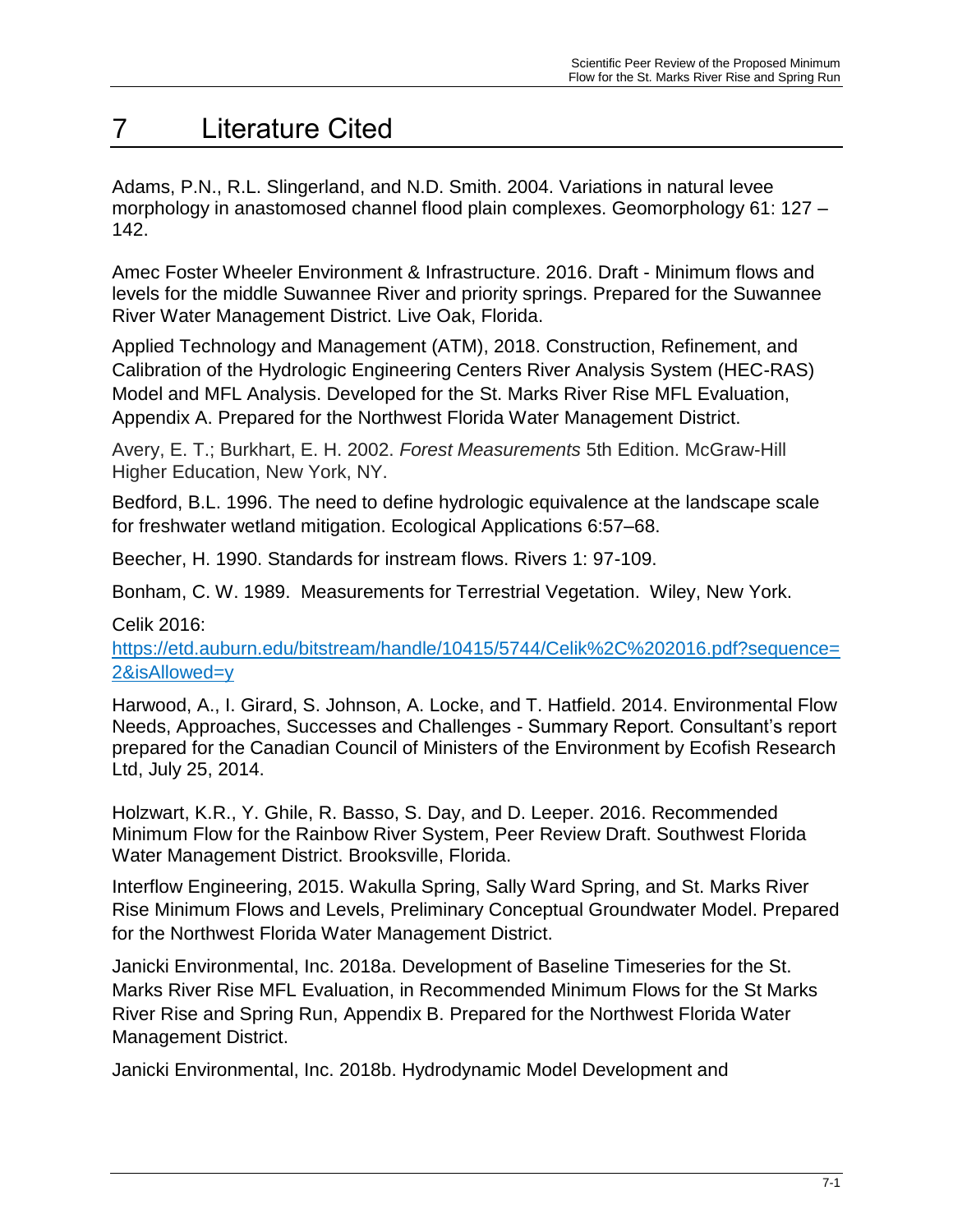# 7 Literature Cited

Adams, P.N., R.L. Slingerland, and N.D. Smith. 2004. Variations in natural levee morphology in anastomosed channel flood plain complexes. Geomorphology 61: 127 – 142.

Amec Foster Wheeler Environment & Infrastructure. 2016. Draft - Minimum flows and levels for the middle Suwannee River and priority springs. Prepared for the Suwannee River Water Management District. Live Oak, Florida.

Applied Technology and Management (ATM), 2018. Construction, Refinement, and Calibration of the Hydrologic Engineering Centers River Analysis System (HEC-RAS) Model and MFL Analysis. Developed for the St. Marks River Rise MFL Evaluation, Appendix A. Prepared for the Northwest Florida Water Management District.

Avery, E. T.; Burkhart, E. H. 2002. *Forest Measurements* 5th Edition. McGraw-Hill Higher Education, New York, NY.

Bedford, B.L. 1996. The need to define hydrologic equivalence at the landscape scale for freshwater wetland mitigation. Ecological Applications 6:57–68.

Beecher, H. 1990. Standards for instream flows. Rivers 1: 97-109.

Bonham, C. W. 1989. Measurements for Terrestrial Vegetation. Wiley, New York.

Celik 2016: https://etd.auburn.edu/bitstream/handle/10415/5744/Celik%2C%202016.pdf?sequence=2&isAllowed=y

Harwood, A., I. Girard, S. Johnson, A. Locke, and T. Hatfield. 2014. Environmental Flow Needs, Approaches, Successes and Challenges - Summary Report. Consultant's report prepared for the Canadian Council of Ministers of the Environment by Ecofish Research Ltd, July 25, 2014.

Holzwart, K.R., Y. Ghile, R. Basso, S. Day, and D. Leeper. 2016. Recommended Minimum Flow for the Rainbow River System, Peer Review Draft. Southwest Florida Water Management District. Brooksville, Florida.

Interflow Engineering, 2015. Wakulla Spring, Sally Ward Spring, and St. Marks River Rise Minimum Flows and Levels, Preliminary Conceptual Groundwater Model. Prepared for the Northwest Florida Water Management District.

Janicki Environmental, Inc. 2018a. Development of Baseline Timeseries for the St. Marks River Rise MFL Evaluation, in Recommended Minimum Flows for the St Marks River Rise and Spring Run, Appendix B. Prepared for the Northwest Florida Water Management District.

Janicki Environmental, Inc. 2018b. Hydrodynamic Model Development and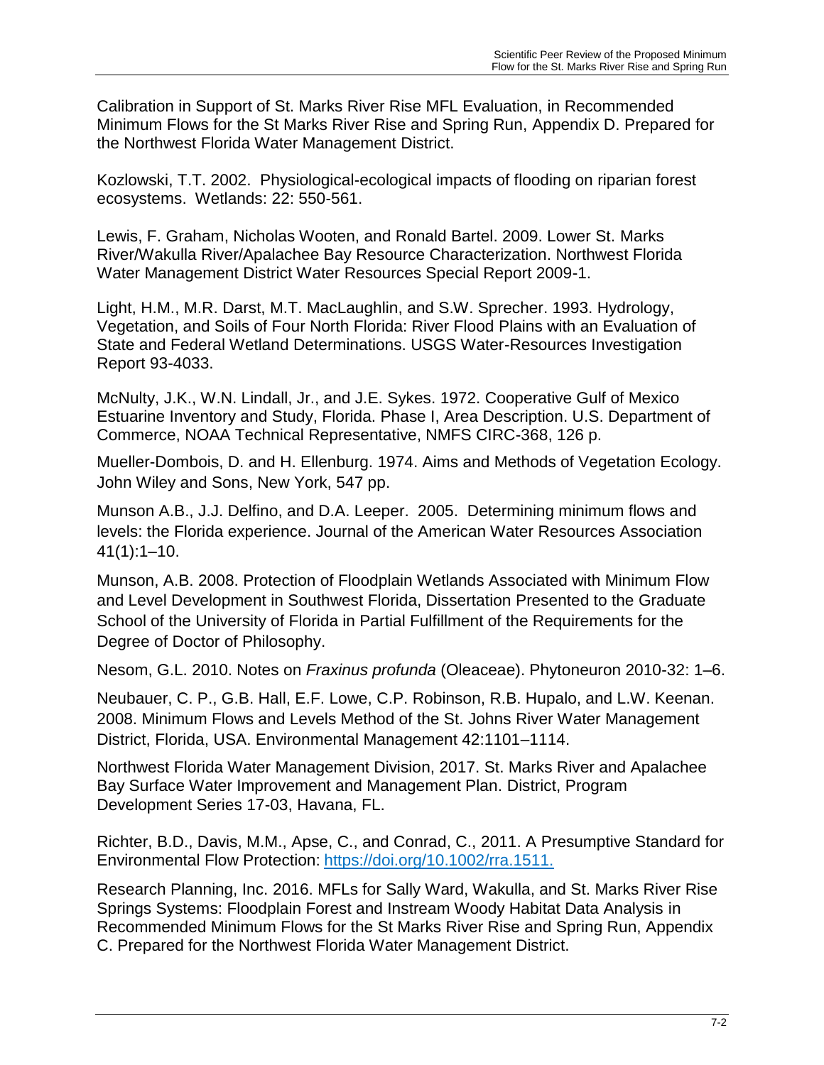Calibration in Support of St. Marks River Rise MFL Evaluation, in Recommended Minimum Flows for the St Marks River Rise and Spring Run, Appendix D. Prepared for the Northwest Florida Water Management District.

Kozlowski, T.T. 2002. Physiological-ecological impacts of flooding on riparian forest ecosystems. Wetlands: 22: 550-561.

Lewis, F. Graham, Nicholas Wooten, and Ronald Bartel. 2009. Lower St. Marks River/Wakulla River/Apalachee Bay Resource Characterization. Northwest Florida Water Management District Water Resources Special Report 2009-1.

Light, H.M., M.R. Darst, M.T. MacLaughlin, and S.W. Sprecher. 1993. Hydrology, Vegetation, and Soils of Four North Florida: River Flood Plains with an Evaluation of State and Federal Wetland Determinations. USGS Water-Resources Investigation Report 93-4033.

McNulty, J.K., W.N. Lindall, Jr., and J.E. Sykes. 1972. Cooperative Gulf of Mexico Estuarine Inventory and Study, Florida. Phase I, Area Description. U.S. Department of Commerce, NOAA Technical Representative, NMFS CIRC-368, 126 p.

Mueller-Dombois, D. and H. Ellenburg. 1974. Aims and Methods of Vegetation Ecology. John Wiley and Sons, New York, 547 pp.

Munson A.B., J.J. Delfino, and D.A. Leeper. 2005. Determining minimum flows and levels: the Florida experience. Journal of the American Water Resources Association 41(1):1–10.

Munson, A.B. 2008. Protection of Floodplain Wetlands Associated with Minimum Flow and Level Development in Southwest Florida, Dissertation Presented to the Graduate School of the University of Florida in Partial Fulfillment of the Requirements for the Degree of Doctor of Philosophy.

Nesom, G.L. 2010. Notes on *Fraxinus profunda* (Oleaceae). Phytoneuron 2010-32: 1–6.

Neubauer, C. P., G.B. Hall, E.F. Lowe, C.P. Robinson, R.B. Hupalo, and L.W. Keenan. 2008. Minimum Flows and Levels Method of the St. Johns River Water Management District, Florida, USA. Environmental Management 42:1101–1114.

Northwest Florida Water Management Division, 2017. St. Marks River and Apalachee Bay Surface Water Improvement and Management Plan. District, Program Development Series 17-03, Havana, FL.

Richter, B.D., Davis, M.M., Apse, C., and Conrad, C., 2011. A Presumptive Standard for Environmental Flow Protection: https://doi.org/10.1002/rra.1511.

Research Planning, Inc. 2016. MFLs for Sally Ward, Wakulla, and St. Marks River Rise Springs Systems: Floodplain Forest and Instream Woody Habitat Data Analysis in Recommended Minimum Flows for the St Marks River Rise and Spring Run, Appendix C. Prepared for the Northwest Florida Water Management District.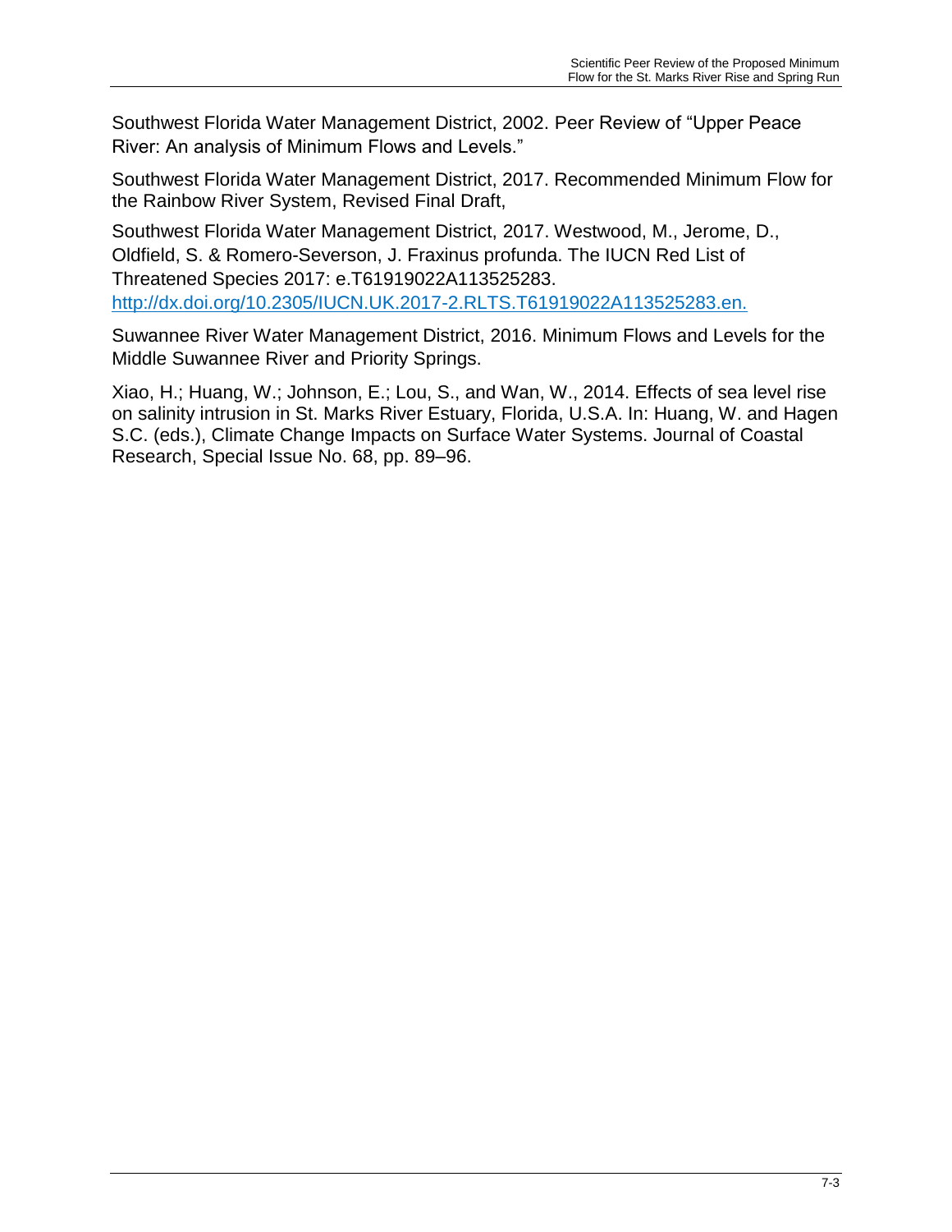Southwest Florida Water Management District, 2002. Peer Review of "Upper Peace River: An analysis of Minimum Flows and Levels."

Southwest Florida Water Management District, 2017. Recommended Minimum Flow for the Rainbow River System, Revised Final Draft,

Southwest Florida Water Management District, 2017. Westwood, M., Jerome, D., Oldfield, S. & Romero-Severson, J. Fraxinus profunda. The IUCN Red List of Threatened Species 2017: e.T61919022A113525283. http://dx.doi.org/10.2305/IUCN.UK.2017-2.RLTS.T61919022A113525283.en.

Suwannee River Water Management District, 2016. Minimum Flows and Levels for the Middle Suwannee River and Priority Springs.

Xiao, H.; Huang, W.; Johnson, E.; Lou, S., and Wan, W., 2014. Effects of sea level rise on salinity intrusion in St. Marks River Estuary, Florida, U.S.A. In: Huang, W. and Hagen S.C. (eds.), Climate Change Impacts on Surface Water Systems. Journal of Coastal Research, Special Issue No. 68, pp. 89–96.